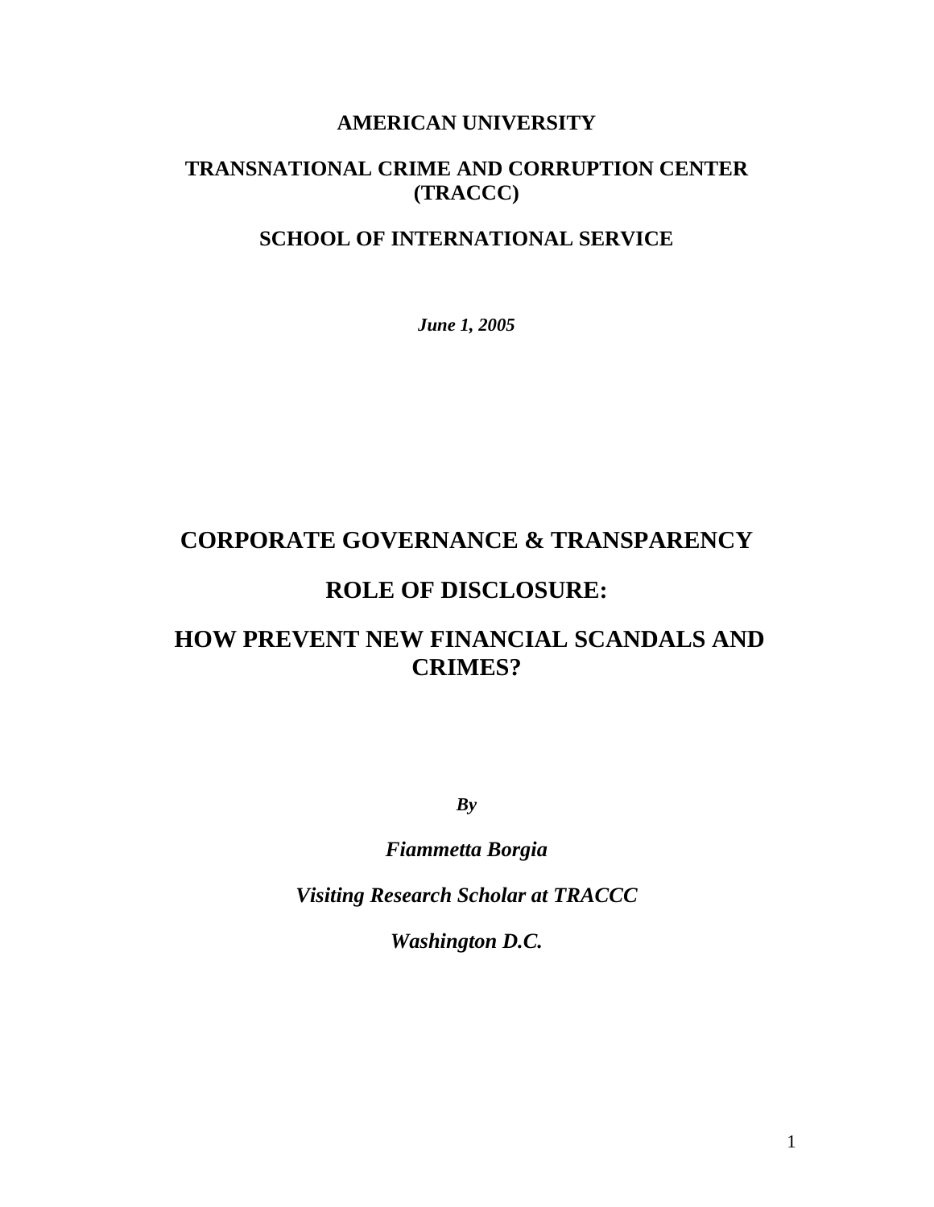**AMERICAN UNIVERSITY**

**TRANSNATIONAL CRIME AND CORRUPTION CENTER (TRACCC)**

**SCHOOL OF INTERNATIONAL SERVICE**

***June 1, 2005***

# CORPORATE GOVERNANCE & TRANSPARENCY

# ROLE OF DISCLOSURE:

# HOW PREVENT NEW FINANCIAL SCANDALS AND CRIMES?

***By***

***Fiammetta Borgia***

***Visiting Research Scholar at TRACCC***

***Washington D.C.***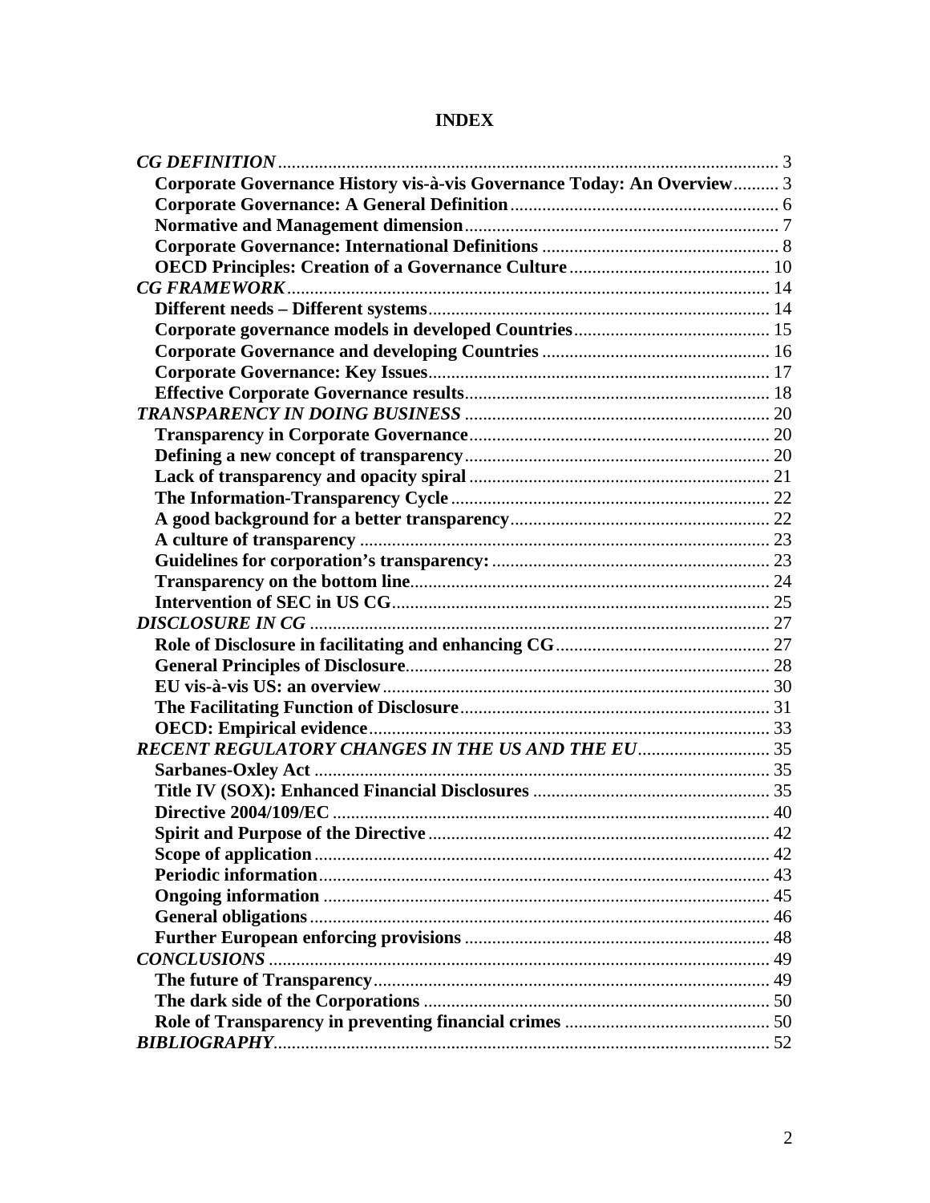# INDEX

| | |
|---|---|
| ***CG DEFINITION*** | 3 |
| **Corporate Governance History vis-à-vis Governance Today: An Overview** | 3 |
| **Corporate Governance: A General Definition** | 6 |
| **Normative and Management dimension** | 7 |
| **Corporate Governance: International Definitions** | 8 |
| **OECD Principles: Creation of a Governance Culture** | 10 |
| ***CG FRAMEWORK*** | 14 |
| **Different needs – Different systems** | 14 |
| **Corporate governance models in developed Countries** | 15 |
| **Corporate Governance and developing Countries** | 16 |
| **Corporate Governance: Key Issues** | 17 |
| **Effective Corporate Governance results** | 18 |
| ***TRANSPARENCY IN DOING BUSINESS*** | 20 |
| **Transparency in Corporate Governance** | 20 |
| **Defining a new concept of transparency** | 20 |
| **Lack of transparency and opacity spiral** | 21 |
| **The Information-Transparency Cycle** | 22 |
| **A good background for a better transparency** | 22 |
| **A culture of transparency** | 23 |
| **Guidelines for corporation's transparency:** | 23 |
| **Transparency on the bottom line** | 24 |
| **Intervention of SEC in US CG** | 25 |
| ***DISCLOSURE IN CG*** | 27 |
| **Role of Disclosure in facilitating and enhancing CG** | 27 |
| **General Principles of Disclosure** | 28 |
| **EU vis-à-vis US: an overview** | 30 |
| **The Facilitating Function of Disclosure** | 31 |
| **OECD: Empirical evidence** | 33 |
| ***RECENT REGULATORY CHANGES IN THE US AND THE EU*** | 35 |
| **Sarbanes-Oxley Act** | 35 |
| **Title IV (SOX): Enhanced Financial Disclosures** | 35 |
| **Directive 2004/109/EC** | 40 |
| **Spirit and Purpose of the Directive** | 42 |
| **Scope of application** | 42 |
| **Periodic information** | 43 |
| **Ongoing information** | 45 |
| **General obligations** | 46 |
| **Further European enforcing provisions** | 48 |
| ***CONCLUSIONS*** | 49 |
| **The future of Transparency** | 49 |
| **The dark side of the Corporations** | 50 |
| **Role of Transparency in preventing financial crimes** | 50 |
| ***BIBLIOGRAPHY*** | 52 |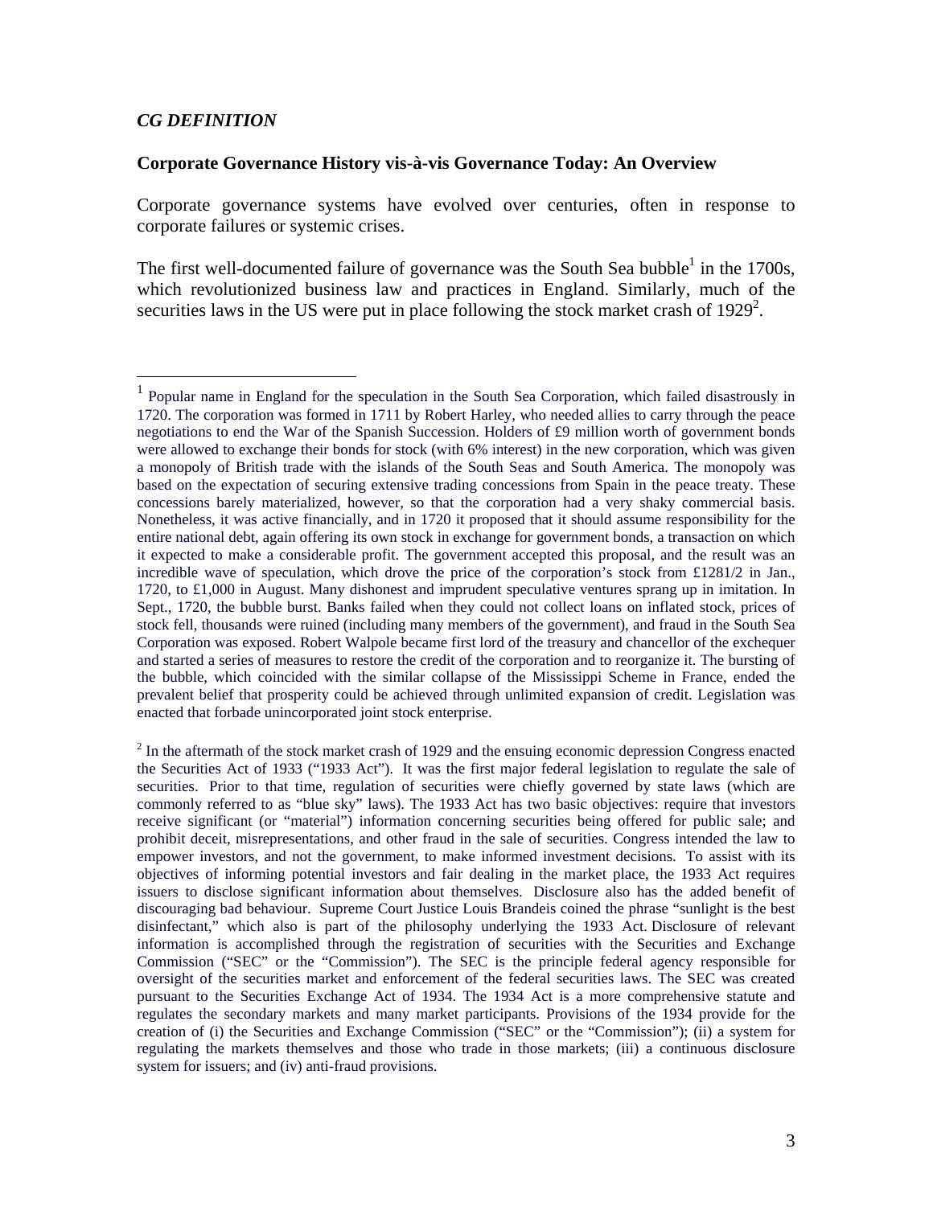*CG DEFINITION*

**Corporate Governance History vis-à-vis Governance Today: An Overview**

Corporate governance systems have evolved over centuries, often in response to corporate failures or systemic crises.

The first well-documented failure of governance was the South Sea bubble[1] in the 1700s, which revolutionized business law and practices in England. Similarly, much of the securities laws in the US were put in place following the stock market crash of 1929[2].

---

[1] Popular name in England for the speculation in the South Sea Corporation, which failed disastrously in 1720. The corporation was formed in 1711 by Robert Harley, who needed allies to carry through the peace negotiations to end the War of the Spanish Succession. Holders of £9 million worth of government bonds were allowed to exchange their bonds for stock (with 6% interest) in the new corporation, which was given a monopoly of British trade with the islands of the South Seas and South America. The monopoly was based on the expectation of securing extensive trading concessions from Spain in the peace treaty. These concessions barely materialized, however, so that the corporation had a very shaky commercial basis. Nonetheless, it was active financially, and in 1720 it proposed that it should assume responsibility for the entire national debt, again offering its own stock in exchange for government bonds, a transaction on which it expected to make a considerable profit. The government accepted this proposal, and the result was an incredible wave of speculation, which drove the price of the corporation's stock from £1281/2 in Jan., 1720, to £1,000 in August. Many dishonest and imprudent speculative ventures sprang up in imitation. In Sept., 1720, the bubble burst. Banks failed when they could not collect loans on inflated stock, prices of stock fell, thousands were ruined (including many members of the government), and fraud in the South Sea Corporation was exposed. Robert Walpole became first lord of the treasury and chancellor of the exchequer and started a series of measures to restore the credit of the corporation and to reorganize it. The bursting of the bubble, which coincided with the similar collapse of the Mississippi Scheme in France, ended the prevalent belief that prosperity could be achieved through unlimited expansion of credit. Legislation was enacted that forbade unincorporated joint stock enterprise.

[2] In the aftermath of the stock market crash of 1929 and the ensuing economic depression Congress enacted the Securities Act of 1933 ("1933 Act"). It was the first major federal legislation to regulate the sale of securities. Prior to that time, regulation of securities were chiefly governed by state laws (which are commonly referred to as "blue sky" laws). The 1933 Act has two basic objectives: require that investors receive significant (or "material") information concerning securities being offered for public sale; and prohibit deceit, misrepresentations, and other fraud in the sale of securities. Congress intended the law to empower investors, and not the government, to make informed investment decisions. To assist with its objectives of informing potential investors and fair dealing in the market place, the 1933 Act requires issuers to disclose significant information about themselves. Disclosure also has the added benefit of discouraging bad behaviour. Supreme Court Justice Louis Brandeis coined the phrase "sunlight is the best disinfectant," which also is part of the philosophy underlying the 1933 Act. Disclosure of relevant information is accomplished through the registration of securities with the Securities and Exchange Commission ("SEC" or the "Commission"). The SEC is the principle federal agency responsible for oversight of the securities market and enforcement of the federal securities laws. The SEC was created pursuant to the Securities Exchange Act of 1934. The 1934 Act is a more comprehensive statute and regulates the secondary markets and many market participants. Provisions of the 1934 provide for the creation of (i) the Securities and Exchange Commission ("SEC" or the "Commission"); (ii) a system for regulating the markets themselves and those who trade in those markets; (iii) a continuous disclosure system for issuers; and (iv) anti-fraud provisions.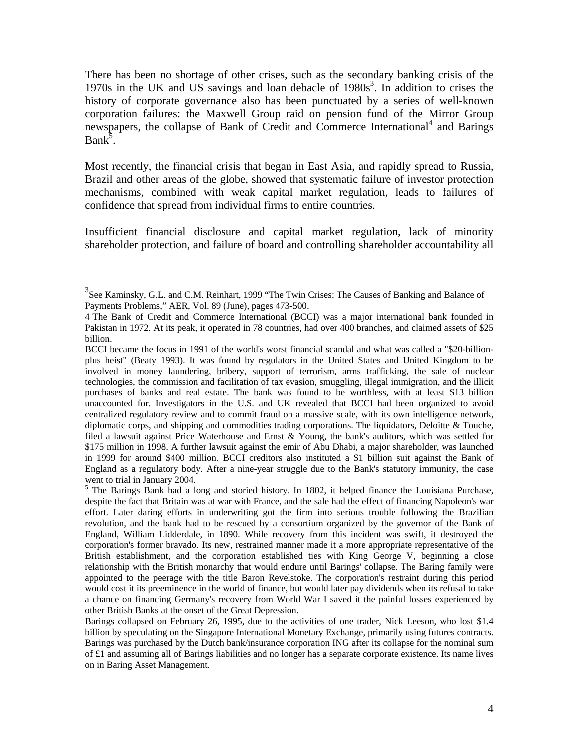There has been no shortage of other crises, such as the secondary banking crisis of the 1970s in the UK and US savings and loan debacle of 1980s[3]. In addition to crises the history of corporate governance also has been punctuated by a series of well-known corporation failures: the Maxwell Group raid on pension fund of the Mirror Group newspapers, the collapse of Bank of Credit and Commerce International[4] and Barings Bank[5].

Most recently, the financial crisis that began in East Asia, and rapidly spread to Russia, Brazil and other areas of the globe, showed that systematic failure of investor protection mechanisms, combined with weak capital market regulation, leads to failures of confidence that spread from individual firms to entire countries.

Insufficient financial disclosure and capital market regulation, lack of minority shareholder protection, and failure of board and controlling shareholder accountability all

---

[3] See Kaminsky, G.L. and C.M. Reinhart, 1999 "The Twin Crises: The Causes of Banking and Balance of Payments Problems," AER, Vol. 89 (June), pages 473-500.

[4] The Bank of Credit and Commerce International (BCCI) was a major international bank founded in Pakistan in 1972. At its peak, it operated in 78 countries, had over 400 branches, and claimed assets of $25 billion.

BCCI became the focus in 1991 of the world's worst financial scandal and what was called a "$20-billion-plus heist" (Beaty 1993). It was found by regulators in the United States and United Kingdom to be involved in money laundering, bribery, support of terrorism, arms trafficking, the sale of nuclear technologies, the commission and facilitation of tax evasion, smuggling, illegal immigration, and the illicit purchases of banks and real estate. The bank was found to be worthless, with at least $13 billion unaccounted for. Investigators in the U.S. and UK revealed that BCCI had been organized to avoid centralized regulatory review and to commit fraud on a massive scale, with its own intelligence network, diplomatic corps, and shipping and commodities trading corporations. The liquidators, Deloitte & Touche, filed a lawsuit against Price Waterhouse and Ernst & Young, the bank's auditors, which was settled for $175 million in 1998. A further lawsuit against the emir of Abu Dhabi, a major shareholder, was launched in 1999 for around $400 million. BCCI creditors also instituted a $1 billion suit against the Bank of England as a regulatory body. After a nine-year struggle due to the Bank's statutory immunity, the case went to trial in January 2004.

[5] The Barings Bank had a long and storied history. In 1802, it helped finance the Louisiana Purchase, despite the fact that Britain was at war with France, and the sale had the effect of financing Napoleon's war effort. Later daring efforts in underwriting got the firm into serious trouble following the Brazilian revolution, and the bank had to be rescued by a consortium organized by the governor of the Bank of England, William Lidderdale, in 1890. While recovery from this incident was swift, it destroyed the corporation's former bravado. Its new, restrained manner made it a more appropriate representative of the British establishment, and the corporation established ties with King George V, beginning a close relationship with the British monarchy that would endure until Barings' collapse. The Baring family were appointed to the peerage with the title Baron Revelstoke. The corporation's restraint during this period would cost it its preeminence in the world of finance, but would later pay dividends when its refusal to take a chance on financing Germany's recovery from World War I saved it the painful losses experienced by other British Banks at the onset of the Great Depression.

Barings collapsed on February 26, 1995, due to the activities of one trader, Nick Leeson, who lost $1.4 billion by speculating on the Singapore International Monetary Exchange, primarily using futures contracts. Barings was purchased by the Dutch bank/insurance corporation ING after its collapse for the nominal sum of £1 and assuming all of Barings liabilities and no longer has a separate corporate existence. Its name lives on in Baring Asset Management.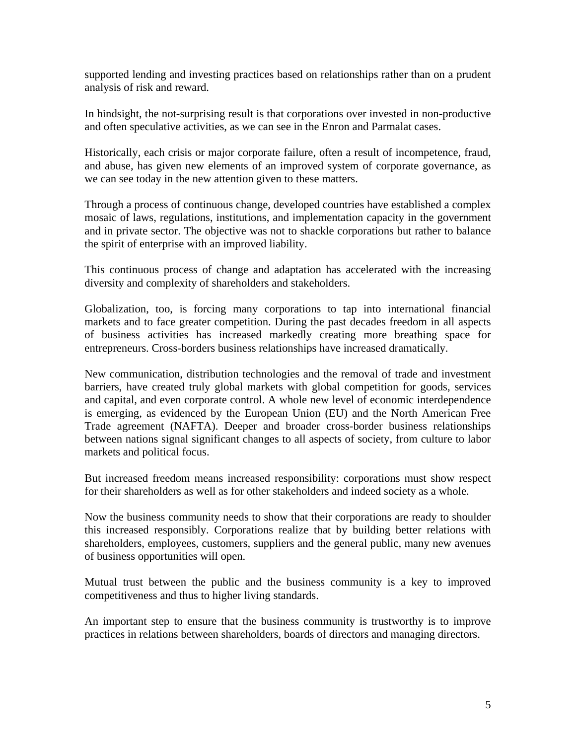supported lending and investing practices based on relationships rather than on a prudent analysis of risk and reward.

In hindsight, the not-surprising result is that corporations over invested in non-productive and often speculative activities, as we can see in the Enron and Parmalat cases.

Historically, each crisis or major corporate failure, often a result of incompetence, fraud, and abuse, has given new elements of an improved system of corporate governance, as we can see today in the new attention given to these matters.

Through a process of continuous change, developed countries have established a complex mosaic of laws, regulations, institutions, and implementation capacity in the government and in private sector. The objective was not to shackle corporations but rather to balance the spirit of enterprise with an improved liability.

This continuous process of change and adaptation has accelerated with the increasing diversity and complexity of shareholders and stakeholders.

Globalization, too, is forcing many corporations to tap into international financial markets and to face greater competition. During the past decades freedom in all aspects of business activities has increased markedly creating more breathing space for entrepreneurs. Cross-borders business relationships have increased dramatically.

New communication, distribution technologies and the removal of trade and investment barriers, have created truly global markets with global competition for goods, services and capital, and even corporate control. A whole new level of economic interdependence is emerging, as evidenced by the European Union (EU) and the North American Free Trade agreement (NAFTA). Deeper and broader cross-border business relationships between nations signal significant changes to all aspects of society, from culture to labor markets and political focus.

But increased freedom means increased responsibility: corporations must show respect for their shareholders as well as for other stakeholders and indeed society as a whole.

Now the business community needs to show that their corporations are ready to shoulder this increased responsibly. Corporations realize that by building better relations with shareholders, employees, customers, suppliers and the general public, many new avenues of business opportunities will open.

Mutual trust between the public and the business community is a key to improved competitiveness and thus to higher living standards.

An important step to ensure that the business community is trustworthy is to improve practices in relations between shareholders, boards of directors and managing directors.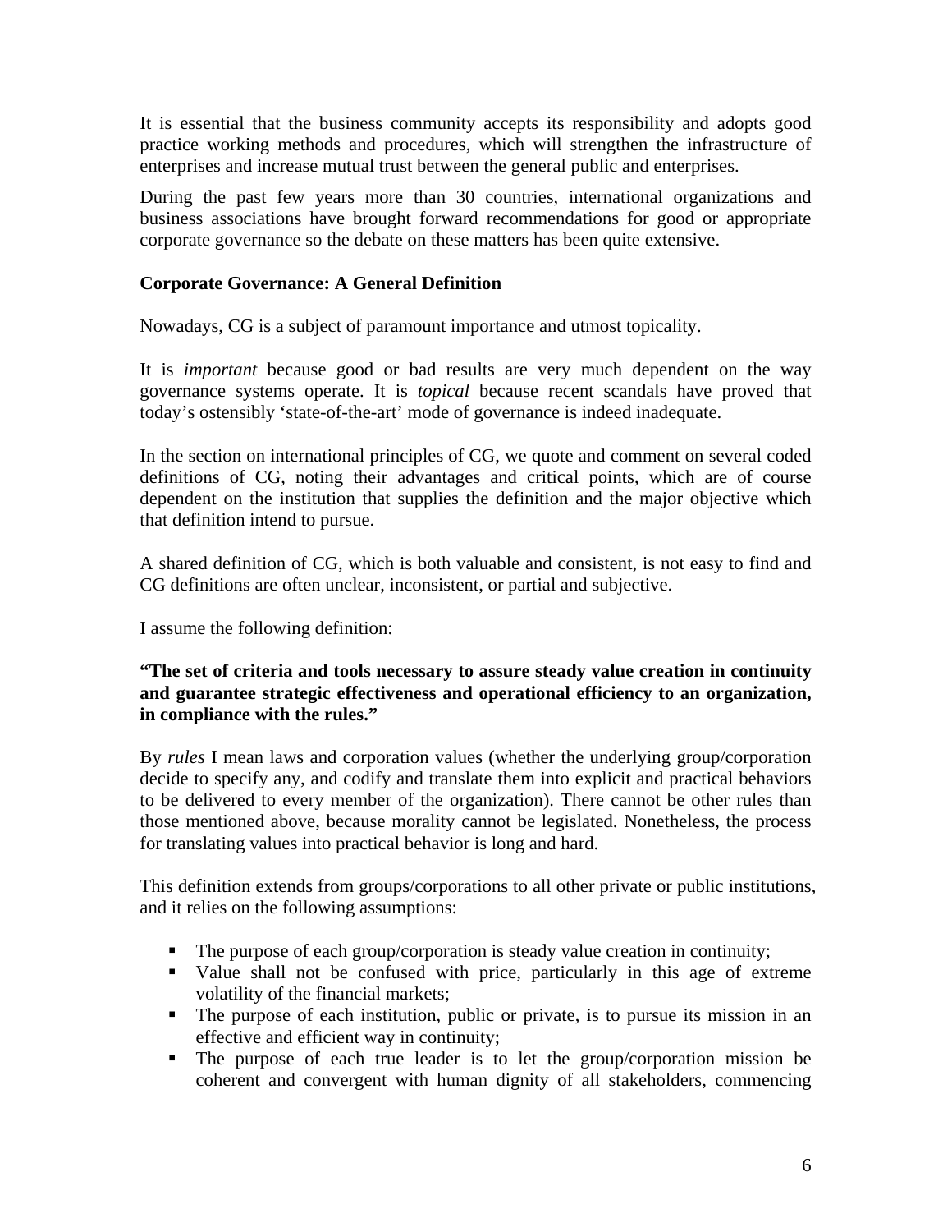It is essential that the business community accepts its responsibility and adopts good practice working methods and procedures, which will strengthen the infrastructure of enterprises and increase mutual trust between the general public and enterprises.

During the past few years more than 30 countries, international organizations and business associations have brought forward recommendations for good or appropriate corporate governance so the debate on these matters has been quite extensive.

**Corporate Governance: A General Definition**

Nowadays, CG is a subject of paramount importance and utmost topicality.

It is *important* because good or bad results are very much dependent on the way governance systems operate. It is *topical* because recent scandals have proved that today's ostensibly 'state-of-the-art' mode of governance is indeed inadequate.

In the section on international principles of CG, we quote and comment on several coded definitions of CG, noting their advantages and critical points, which are of course dependent on the institution that supplies the definition and the major objective which that definition intend to pursue.

A shared definition of CG, which is both valuable and consistent, is not easy to find and CG definitions are often unclear, inconsistent, or partial and subjective.

I assume the following definition:

**"The set of criteria and tools necessary to assure steady value creation in continuity and guarantee strategic effectiveness and operational efficiency to an organization, in compliance with the rules."**

By *rules* I mean laws and corporation values (whether the underlying group/corporation decide to specify any, and codify and translate them into explicit and practical behaviors to be delivered to every member of the organization). There cannot be other rules than those mentioned above, because morality cannot be legislated. Nonetheless, the process for translating values into practical behavior is long and hard.

This definition extends from groups/corporations to all other private or public institutions, and it relies on the following assumptions:

- The purpose of each group/corporation is steady value creation in continuity;
- Value shall not be confused with price, particularly in this age of extreme volatility of the financial markets;
- The purpose of each institution, public or private, is to pursue its mission in an effective and efficient way in continuity;
- The purpose of each true leader is to let the group/corporation mission be coherent and convergent with human dignity of all stakeholders, commencing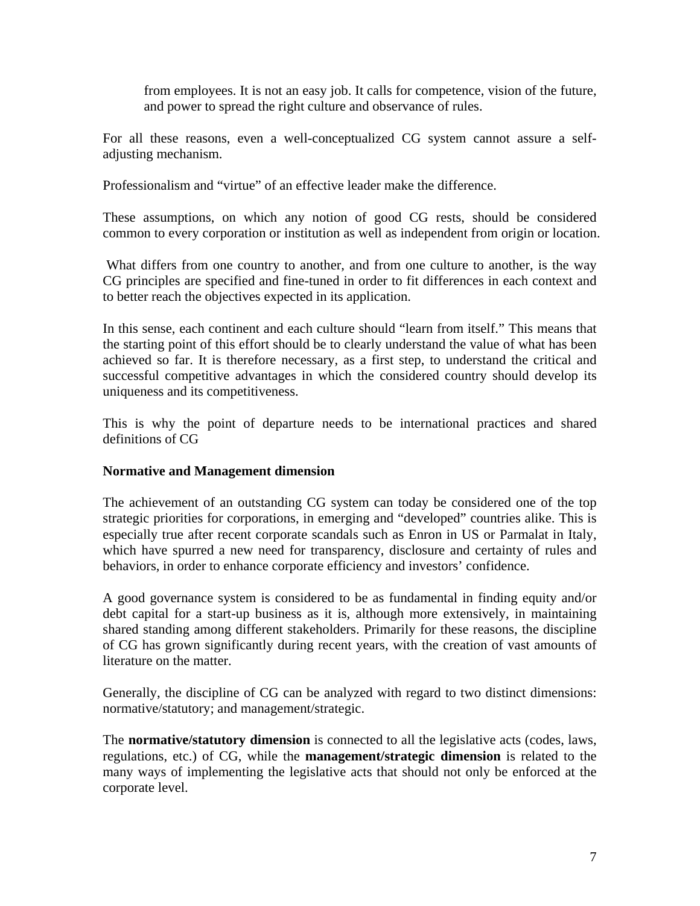from employees. It is not an easy job. It calls for competence, vision of the future, and power to spread the right culture and observance of rules.

For all these reasons, even a well-conceptualized CG system cannot assure a self-adjusting mechanism.

Professionalism and "virtue" of an effective leader make the difference.

These assumptions, on which any notion of good CG rests, should be considered common to every corporation or institution as well as independent from origin or location.

What differs from one country to another, and from one culture to another, is the way CG principles are specified and fine-tuned in order to fit differences in each context and to better reach the objectives expected in its application.

In this sense, each continent and each culture should "learn from itself." This means that the starting point of this effort should be to clearly understand the value of what has been achieved so far. It is therefore necessary, as a first step, to understand the critical and successful competitive advantages in which the considered country should develop its uniqueness and its competitiveness.

This is why the point of departure needs to be international practices and shared definitions of CG

**Normative and Management dimension**

The achievement of an outstanding CG system can today be considered one of the top strategic priorities for corporations, in emerging and "developed" countries alike. This is especially true after recent corporate scandals such as Enron in US or Parmalat in Italy, which have spurred a new need for transparency, disclosure and certainty of rules and behaviors, in order to enhance corporate efficiency and investors' confidence.

A good governance system is considered to be as fundamental in finding equity and/or debt capital for a start-up business as it is, although more extensively, in maintaining shared standing among different stakeholders. Primarily for these reasons, the discipline of CG has grown significantly during recent years, with the creation of vast amounts of literature on the matter.

Generally, the discipline of CG can be analyzed with regard to two distinct dimensions: normative/statutory; and management/strategic.

The **normative/statutory dimension** is connected to all the legislative acts (codes, laws, regulations, etc.) of CG, while the **management/strategic dimension** is related to the many ways of implementing the legislative acts that should not only be enforced at the corporate level.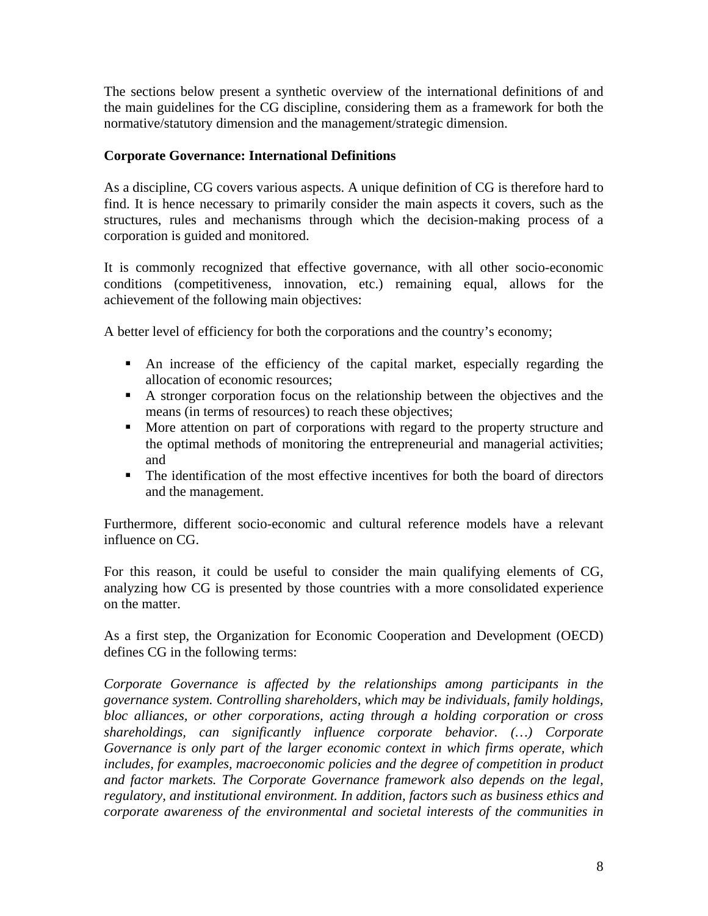The sections below present a synthetic overview of the international definitions of and the main guidelines for the CG discipline, considering them as a framework for both the normative/statutory dimension and the management/strategic dimension.

**Corporate Governance: International Definitions**

As a discipline, CG covers various aspects. A unique definition of CG is therefore hard to find. It is hence necessary to primarily consider the main aspects it covers, such as the structures, rules and mechanisms through which the decision-making process of a corporation is guided and monitored.

It is commonly recognized that effective governance, with all other socio-economic conditions (competitiveness, innovation, etc.) remaining equal, allows for the achievement of the following main objectives:

A better level of efficiency for both the corporations and the country's economy;

- An increase of the efficiency of the capital market, especially regarding the allocation of economic resources;
- A stronger corporation focus on the relationship between the objectives and the means (in terms of resources) to reach these objectives;
- More attention on part of corporations with regard to the property structure and the optimal methods of monitoring the entrepreneurial and managerial activities; and
- The identification of the most effective incentives for both the board of directors and the management.

Furthermore, different socio-economic and cultural reference models have a relevant influence on CG.

For this reason, it could be useful to consider the main qualifying elements of CG, analyzing how CG is presented by those countries with a more consolidated experience on the matter.

As a first step, the Organization for Economic Cooperation and Development (OECD) defines CG in the following terms:

*Corporate Governance is affected by the relationships among participants in the governance system. Controlling shareholders, which may be individuals, family holdings, bloc alliances, or other corporations, acting through a holding corporation or cross shareholdings, can significantly influence corporate behavior. (…) Corporate Governance is only part of the larger economic context in which firms operate, which includes, for examples, macroeconomic policies and the degree of competition in product and factor markets. The Corporate Governance framework also depends on the legal, regulatory, and institutional environment. In addition, factors such as business ethics and corporate awareness of the environmental and societal interests of the communities in*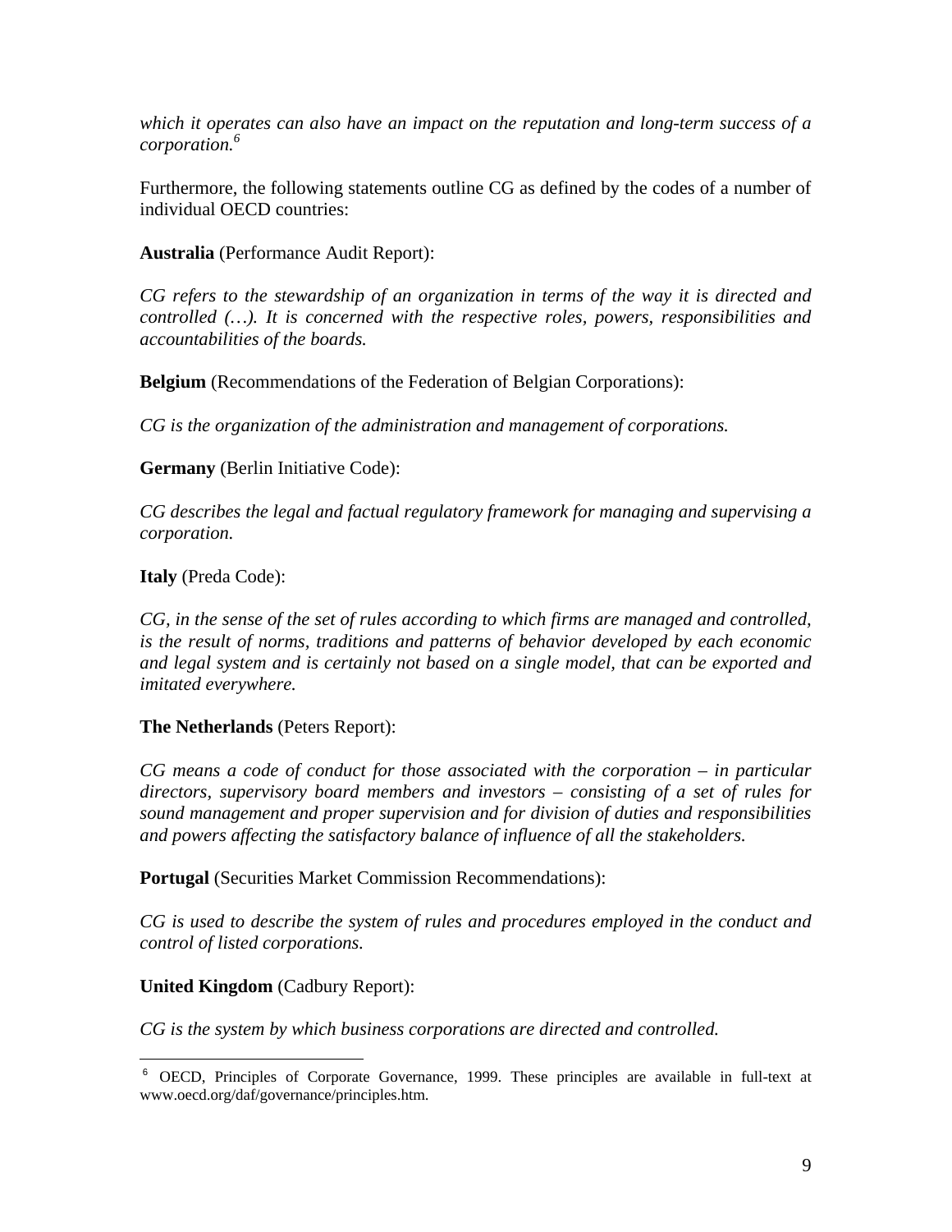*which it operates can also have an impact on the reputation and long-term success of a corporation.*[6]

Furthermore, the following statements outline CG as defined by the codes of a number of individual OECD countries:

**Australia** (Performance Audit Report):

*CG refers to the stewardship of an organization in terms of the way it is directed and controlled (…). It is concerned with the respective roles, powers, responsibilities and accountabilities of the boards.*

**Belgium** (Recommendations of the Federation of Belgian Corporations):

*CG is the organization of the administration and management of corporations.*

**Germany** (Berlin Initiative Code):

*CG describes the legal and factual regulatory framework for managing and supervising a corporation.*

**Italy** (Preda Code):

*CG, in the sense of the set of rules according to which firms are managed and controlled, is the result of norms, traditions and patterns of behavior developed by each economic and legal system and is certainly not based on a single model, that can be exported and imitated everywhere.*

**The Netherlands** (Peters Report):

*CG means a code of conduct for those associated with the corporation – in particular directors, supervisory board members and investors – consisting of a set of rules for sound management and proper supervision and for division of duties and responsibilities and powers affecting the satisfactory balance of influence of all the stakeholders.*

**Portugal** (Securities Market Commission Recommendations):

*CG is used to describe the system of rules and procedures employed in the conduct and control of listed corporations.*

**United Kingdom** (Cadbury Report):

*CG is the system by which business corporations are directed and controlled.*

---

[6] OECD, Principles of Corporate Governance, 1999. These principles are available in full-text at www.oecd.org/daf/governance/principles.htm.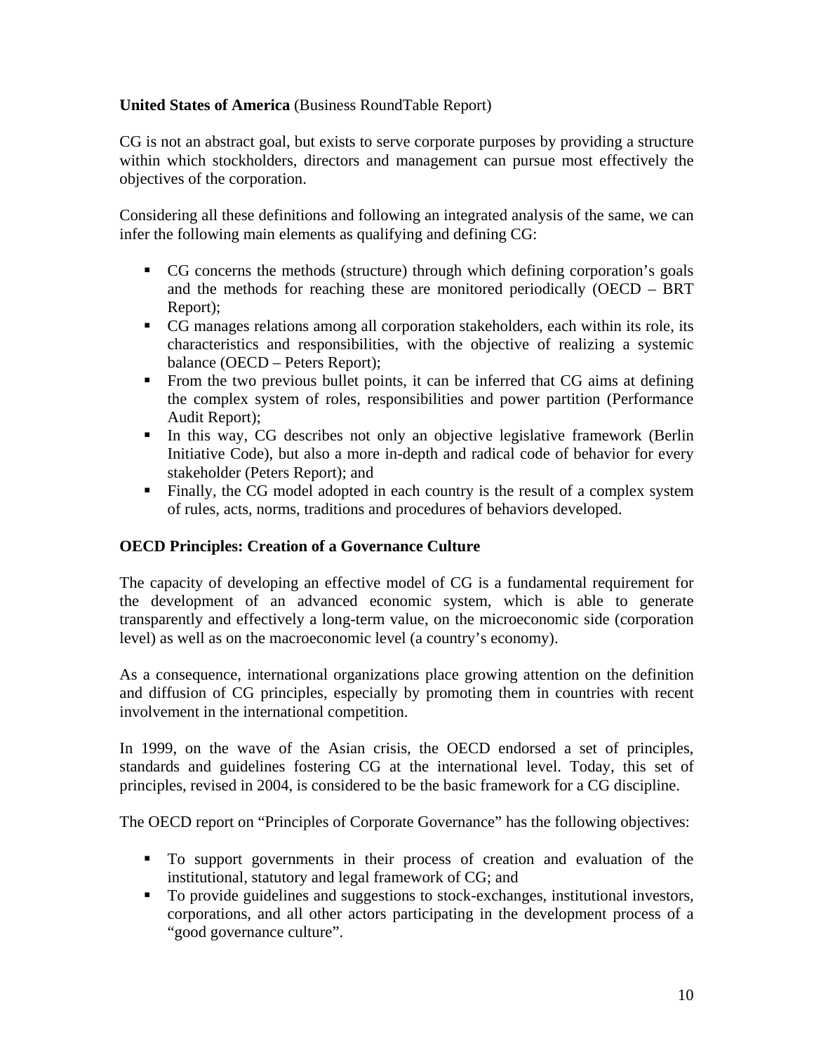**United States of America** (Business RoundTable Report)

CG is not an abstract goal, but exists to serve corporate purposes by providing a structure within which stockholders, directors and management can pursue most effectively the objectives of the corporation.

Considering all these definitions and following an integrated analysis of the same, we can infer the following main elements as qualifying and defining CG:

- CG concerns the methods (structure) through which defining corporation's goals and the methods for reaching these are monitored periodically (OECD – BRT Report);
- CG manages relations among all corporation stakeholders, each within its role, its characteristics and responsibilities, with the objective of realizing a systemic balance (OECD – Peters Report);
- From the two previous bullet points, it can be inferred that CG aims at defining the complex system of roles, responsibilities and power partition (Performance Audit Report);
- In this way, CG describes not only an objective legislative framework (Berlin Initiative Code), but also a more in-depth and radical code of behavior for every stakeholder (Peters Report); and
- Finally, the CG model adopted in each country is the result of a complex system of rules, acts, norms, traditions and procedures of behaviors developed.

**OECD Principles: Creation of a Governance Culture**

The capacity of developing an effective model of CG is a fundamental requirement for the development of an advanced economic system, which is able to generate transparently and effectively a long-term value, on the microeconomic side (corporation level) as well as on the macroeconomic level (a country's economy).

As a consequence, international organizations place growing attention on the definition and diffusion of CG principles, especially by promoting them in countries with recent involvement in the international competition.

In 1999, on the wave of the Asian crisis, the OECD endorsed a set of principles, standards and guidelines fostering CG at the international level. Today, this set of principles, revised in 2004, is considered to be the basic framework for a CG discipline.

The OECD report on "Principles of Corporate Governance" has the following objectives:

- To support governments in their process of creation and evaluation of the institutional, statutory and legal framework of CG; and
- To provide guidelines and suggestions to stock-exchanges, institutional investors, corporations, and all other actors participating in the development process of a "good governance culture".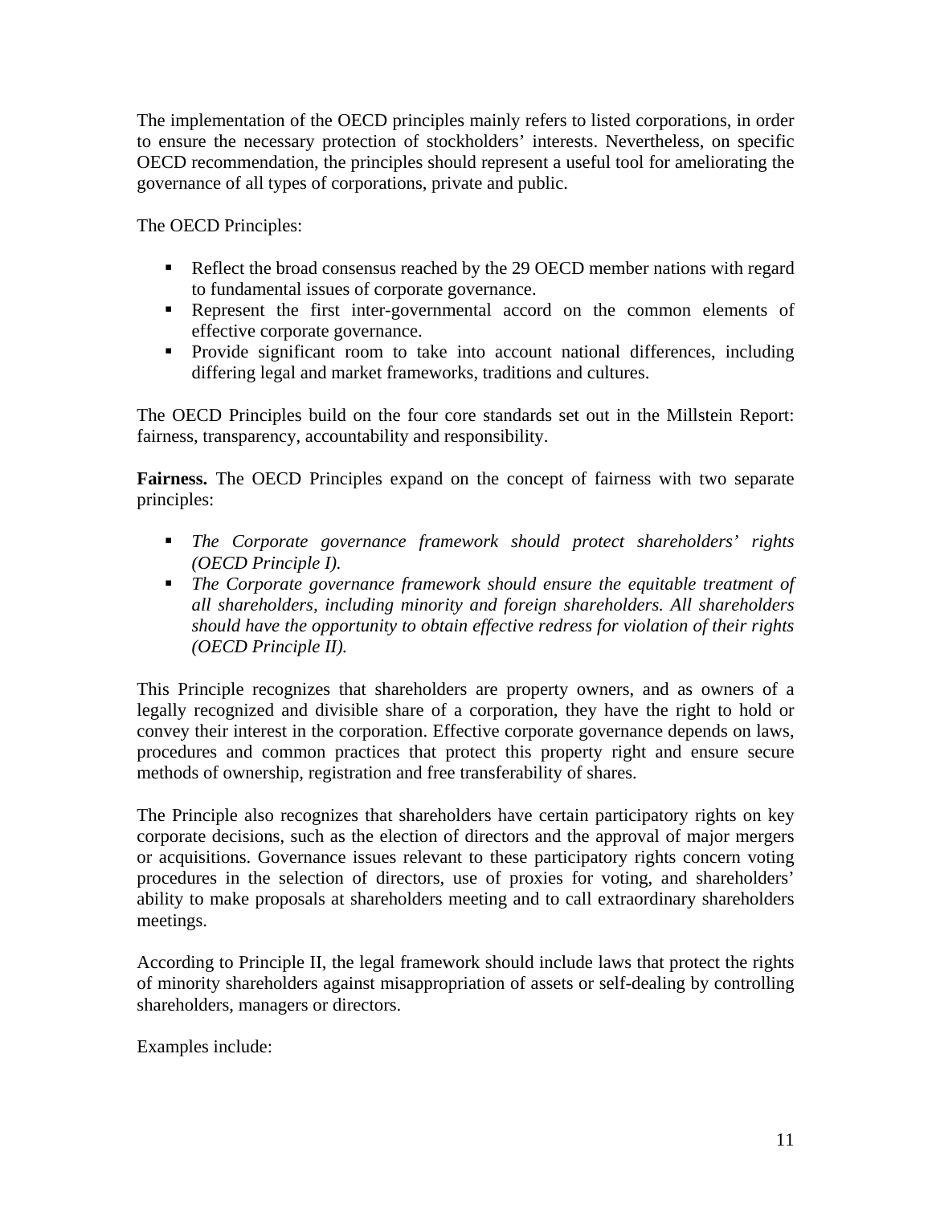The implementation of the OECD principles mainly refers to listed corporations, in order to ensure the necessary protection of stockholders' interests. Nevertheless, on specific OECD recommendation, the principles should represent a useful tool for ameliorating the governance of all types of corporations, private and public.

The OECD Principles:

- Reflect the broad consensus reached by the 29 OECD member nations with regard to fundamental issues of corporate governance.
- Represent the first inter-governmental accord on the common elements of effective corporate governance.
- Provide significant room to take into account national differences, including differing legal and market frameworks, traditions and cultures.

The OECD Principles build on the four core standards set out in the Millstein Report: fairness, transparency, accountability and responsibility.

**Fairness.** The OECD Principles expand on the concept of fairness with two separate principles:

- *The Corporate governance framework should protect shareholders' rights (OECD Principle I).*
- *The Corporate governance framework should ensure the equitable treatment of all shareholders, including minority and foreign shareholders. All shareholders should have the opportunity to obtain effective redress for violation of their rights (OECD Principle II).*

This Principle recognizes that shareholders are property owners, and as owners of a legally recognized and divisible share of a corporation, they have the right to hold or convey their interest in the corporation. Effective corporate governance depends on laws, procedures and common practices that protect this property right and ensure secure methods of ownership, registration and free transferability of shares.

The Principle also recognizes that shareholders have certain participatory rights on key corporate decisions, such as the election of directors and the approval of major mergers or acquisitions. Governance issues relevant to these participatory rights concern voting procedures in the selection of directors, use of proxies for voting, and shareholders' ability to make proposals at shareholders meeting and to call extraordinary shareholders meetings.

According to Principle II, the legal framework should include laws that protect the rights of minority shareholders against misappropriation of assets or self-dealing by controlling shareholders, managers or directors.

Examples include: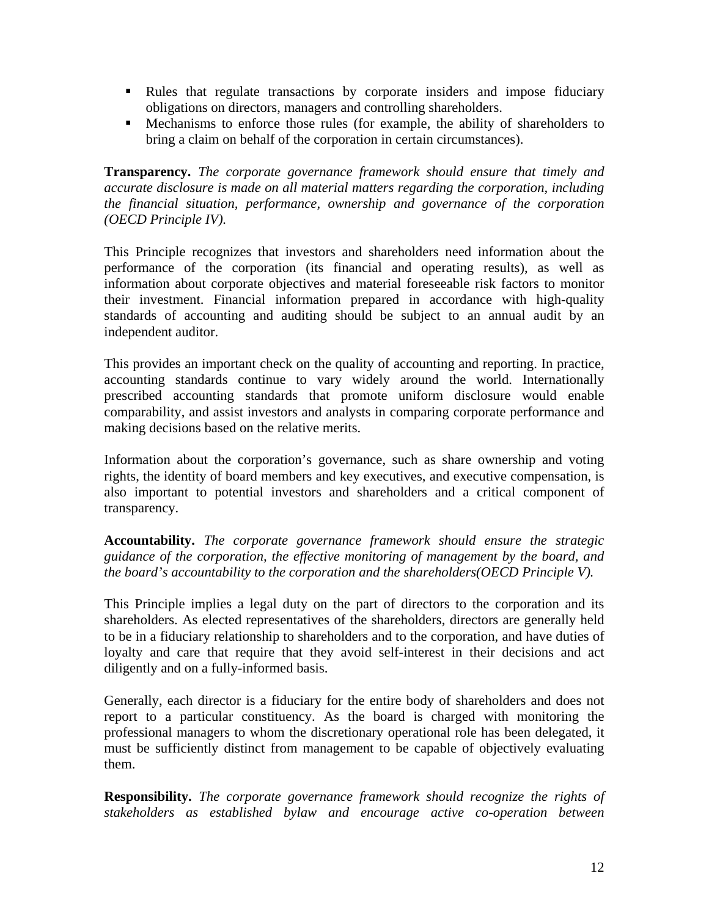- Rules that regulate transactions by corporate insiders and impose fiduciary obligations on directors, managers and controlling shareholders.
- Mechanisms to enforce those rules (for example, the ability of shareholders to bring a claim on behalf of the corporation in certain circumstances).

**Transparency.** *The corporate governance framework should ensure that timely and accurate disclosure is made on all material matters regarding the corporation, including the financial situation, performance, ownership and governance of the corporation (OECD Principle IV).*

This Principle recognizes that investors and shareholders need information about the performance of the corporation (its financial and operating results), as well as information about corporate objectives and material foreseeable risk factors to monitor their investment. Financial information prepared in accordance with high-quality standards of accounting and auditing should be subject to an annual audit by an independent auditor.

This provides an important check on the quality of accounting and reporting. In practice, accounting standards continue to vary widely around the world. Internationally prescribed accounting standards that promote uniform disclosure would enable comparability, and assist investors and analysts in comparing corporate performance and making decisions based on the relative merits.

Information about the corporation's governance, such as share ownership and voting rights, the identity of board members and key executives, and executive compensation, is also important to potential investors and shareholders and a critical component of transparency.

**Accountability.** *The corporate governance framework should ensure the strategic guidance of the corporation, the effective monitoring of management by the board, and the board's accountability to the corporation and the shareholders(OECD Principle V).*

This Principle implies a legal duty on the part of directors to the corporation and its shareholders. As elected representatives of the shareholders, directors are generally held to be in a fiduciary relationship to shareholders and to the corporation, and have duties of loyalty and care that require that they avoid self-interest in their decisions and act diligently and on a fully-informed basis.

Generally, each director is a fiduciary for the entire body of shareholders and does not report to a particular constituency. As the board is charged with monitoring the professional managers to whom the discretionary operational role has been delegated, it must be sufficiently distinct from management to be capable of objectively evaluating them.

**Responsibility.** *The corporate governance framework should recognize the rights of stakeholders as established bylaw and encourage active co-operation between*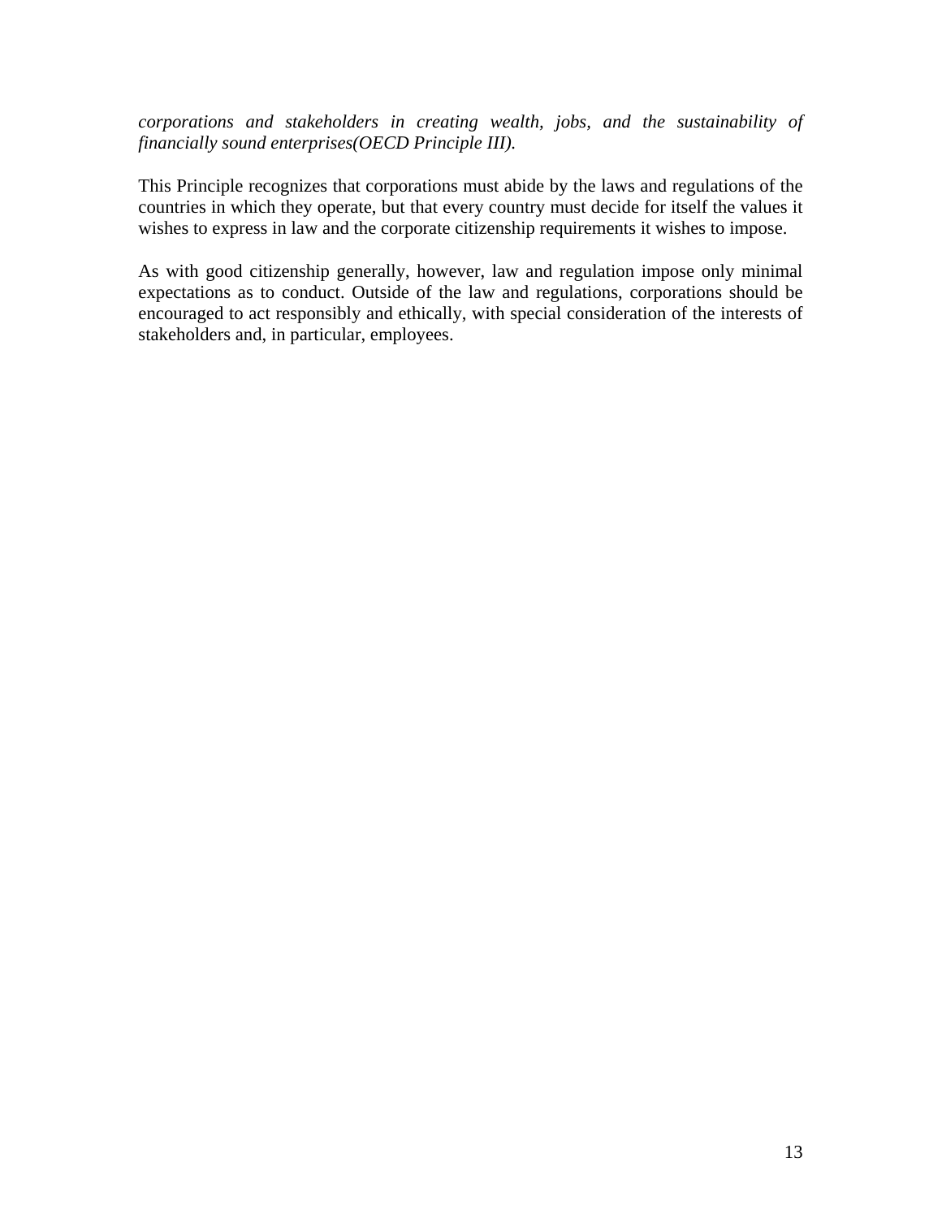*corporations and stakeholders in creating wealth, jobs, and the sustainability of financially sound enterprises(OECD Principle III).*

This Principle recognizes that corporations must abide by the laws and regulations of the countries in which they operate, but that every country must decide for itself the values it wishes to express in law and the corporate citizenship requirements it wishes to impose.

As with good citizenship generally, however, law and regulation impose only minimal expectations as to conduct. Outside of the law and regulations, corporations should be encouraged to act responsibly and ethically, with special consideration of the interests of stakeholders and, in particular, employees.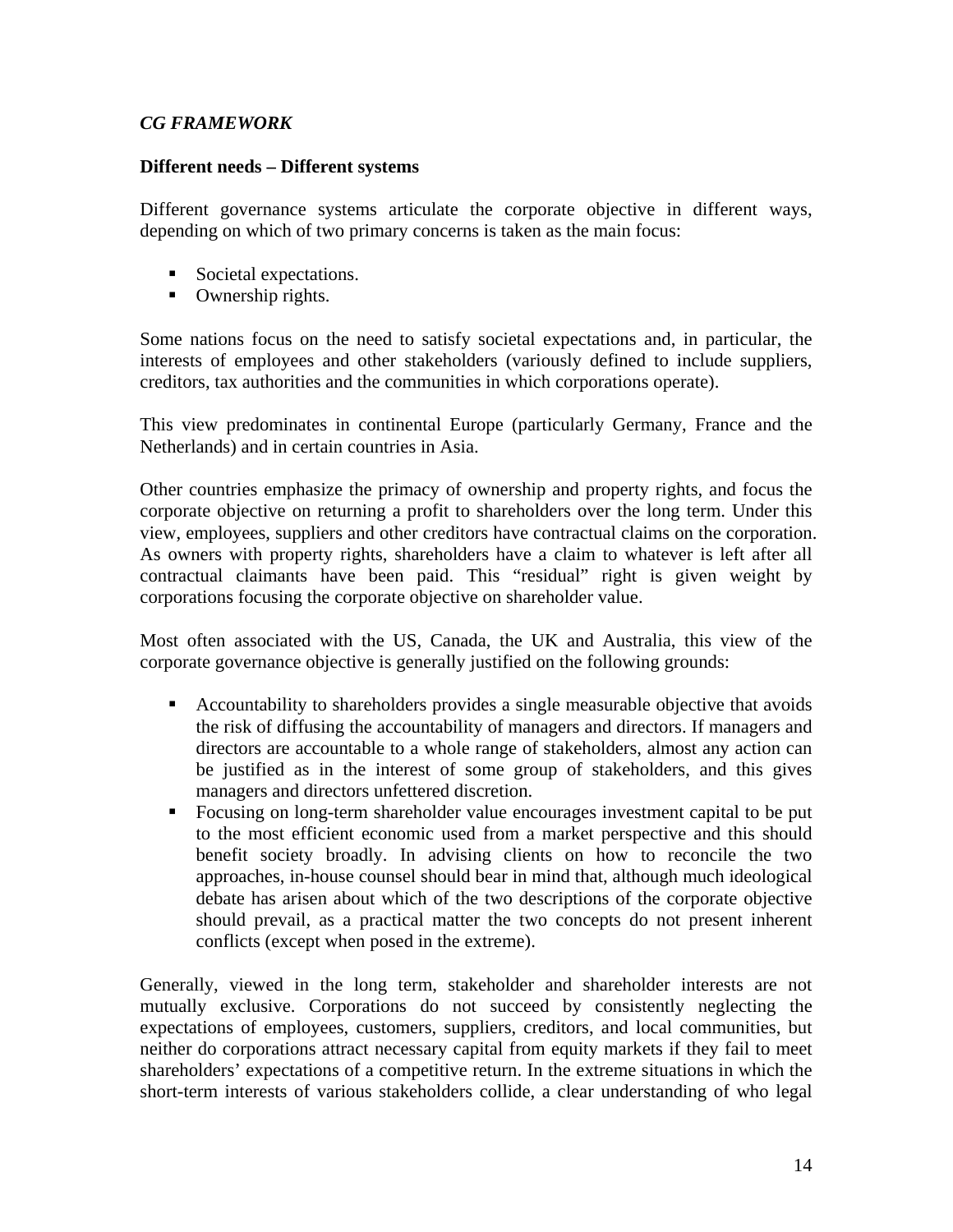***CG FRAMEWORK***

**Different needs – Different systems**

Different governance systems articulate the corporate objective in different ways, depending on which of two primary concerns is taken as the main focus:

- Societal expectations.
- Ownership rights.

Some nations focus on the need to satisfy societal expectations and, in particular, the interests of employees and other stakeholders (variously defined to include suppliers, creditors, tax authorities and the communities in which corporations operate).

This view predominates in continental Europe (particularly Germany, France and the Netherlands) and in certain countries in Asia.

Other countries emphasize the primacy of ownership and property rights, and focus the corporate objective on returning a profit to shareholders over the long term. Under this view, employees, suppliers and other creditors have contractual claims on the corporation. As owners with property rights, shareholders have a claim to whatever is left after all contractual claimants have been paid. This "residual" right is given weight by corporations focusing the corporate objective on shareholder value.

Most often associated with the US, Canada, the UK and Australia, this view of the corporate governance objective is generally justified on the following grounds:

- Accountability to shareholders provides a single measurable objective that avoids the risk of diffusing the accountability of managers and directors. If managers and directors are accountable to a whole range of stakeholders, almost any action can be justified as in the interest of some group of stakeholders, and this gives managers and directors unfettered discretion.
- Focusing on long-term shareholder value encourages investment capital to be put to the most efficient economic used from a market perspective and this should benefit society broadly. In advising clients on how to reconcile the two approaches, in-house counsel should bear in mind that, although much ideological debate has arisen about which of the two descriptions of the corporate objective should prevail, as a practical matter the two concepts do not present inherent conflicts (except when posed in the extreme).

Generally, viewed in the long term, stakeholder and shareholder interests are not mutually exclusive. Corporations do not succeed by consistently neglecting the expectations of employees, customers, suppliers, creditors, and local communities, but neither do corporations attract necessary capital from equity markets if they fail to meet shareholders' expectations of a competitive return. In the extreme situations in which the short-term interests of various stakeholders collide, a clear understanding of who legal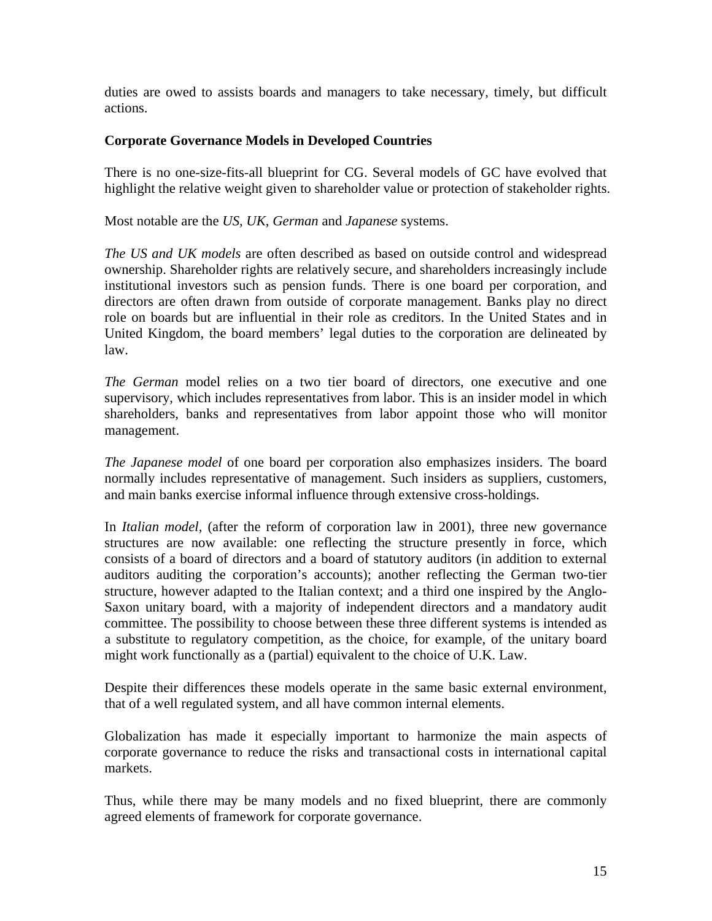duties are owed to assists boards and managers to take necessary, timely, but difficult actions.

**Corporate Governance Models in Developed Countries**

There is no one-size-fits-all blueprint for CG. Several models of GC have evolved that highlight the relative weight given to shareholder value or protection of stakeholder rights.

Most notable are the *US*, *UK*, *German* and *Japanese* systems.

*The US and UK models* are often described as based on outside control and widespread ownership. Shareholder rights are relatively secure, and shareholders increasingly include institutional investors such as pension funds. There is one board per corporation, and directors are often drawn from outside of corporate management. Banks play no direct role on boards but are influential in their role as creditors. In the United States and in United Kingdom, the board members' legal duties to the corporation are delineated by law.

*The German* model relies on a two tier board of directors, one executive and one supervisory, which includes representatives from labor. This is an insider model in which shareholders, banks and representatives from labor appoint those who will monitor management.

*The Japanese model* of one board per corporation also emphasizes insiders. The board normally includes representative of management. Such insiders as suppliers, customers, and main banks exercise informal influence through extensive cross-holdings.

In *Italian model*, (after the reform of corporation law in 2001), three new governance structures are now available: one reflecting the structure presently in force, which consists of a board of directors and a board of statutory auditors (in addition to external auditors auditing the corporation's accounts); another reflecting the German two-tier structure, however adapted to the Italian context; and a third one inspired by the Anglo-Saxon unitary board, with a majority of independent directors and a mandatory audit committee. The possibility to choose between these three different systems is intended as a substitute to regulatory competition, as the choice, for example, of the unitary board might work functionally as a (partial) equivalent to the choice of U.K. Law.

Despite their differences these models operate in the same basic external environment, that of a well regulated system, and all have common internal elements.

Globalization has made it especially important to harmonize the main aspects of corporate governance to reduce the risks and transactional costs in international capital markets.

Thus, while there may be many models and no fixed blueprint, there are commonly agreed elements of framework for corporate governance.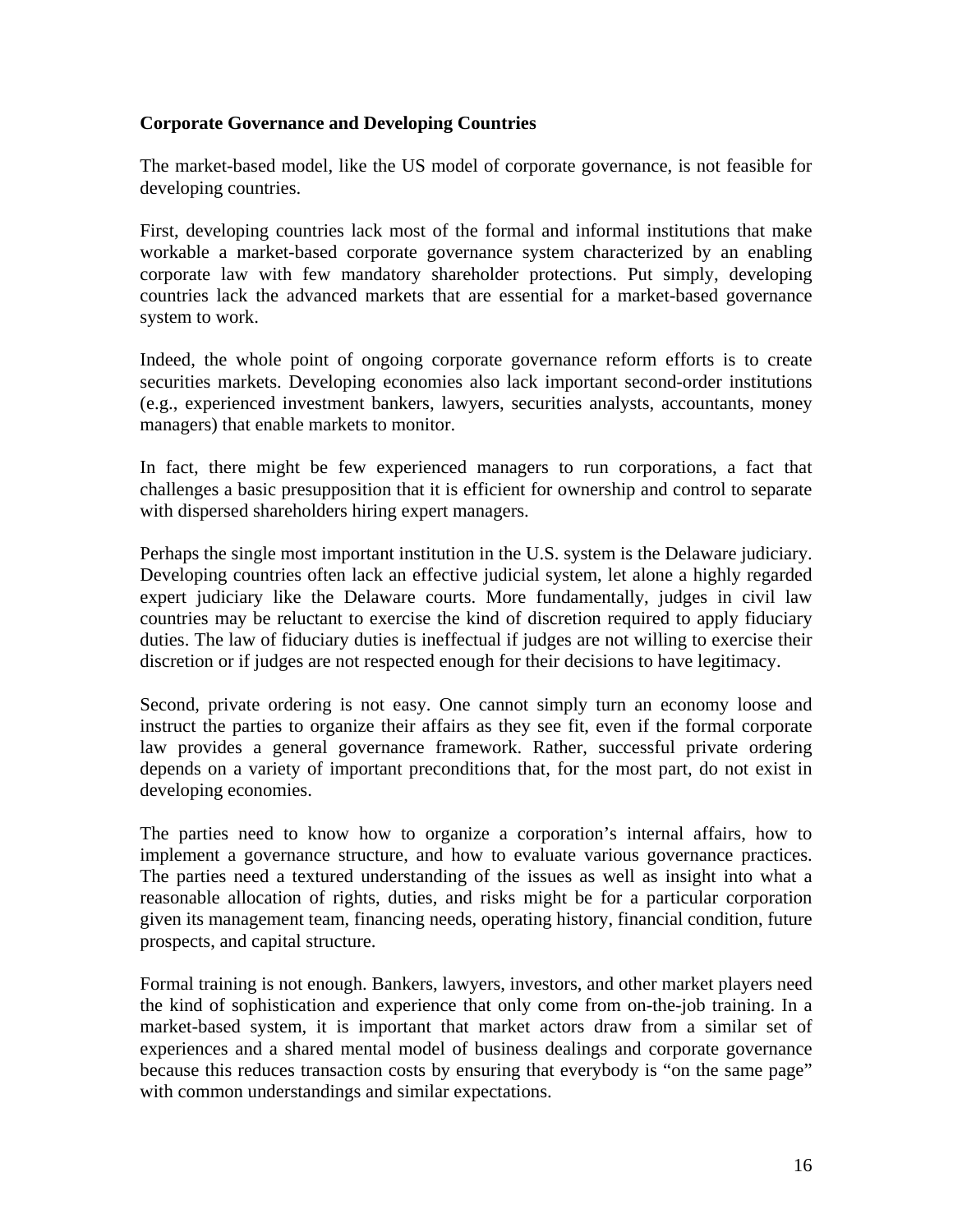**Corporate Governance and Developing Countries**

The market-based model, like the US model of corporate governance, is not feasible for developing countries.

First, developing countries lack most of the formal and informal institutions that make workable a market-based corporate governance system characterized by an enabling corporate law with few mandatory shareholder protections. Put simply, developing countries lack the advanced markets that are essential for a market-based governance system to work.

Indeed, the whole point of ongoing corporate governance reform efforts is to create securities markets. Developing economies also lack important second-order institutions (e.g., experienced investment bankers, lawyers, securities analysts, accountants, money managers) that enable markets to monitor.

In fact, there might be few experienced managers to run corporations, a fact that challenges a basic presupposition that it is efficient for ownership and control to separate with dispersed shareholders hiring expert managers.

Perhaps the single most important institution in the U.S. system is the Delaware judiciary. Developing countries often lack an effective judicial system, let alone a highly regarded expert judiciary like the Delaware courts. More fundamentally, judges in civil law countries may be reluctant to exercise the kind of discretion required to apply fiduciary duties. The law of fiduciary duties is ineffectual if judges are not willing to exercise their discretion or if judges are not respected enough for their decisions to have legitimacy.

Second, private ordering is not easy. One cannot simply turn an economy loose and instruct the parties to organize their affairs as they see fit, even if the formal corporate law provides a general governance framework. Rather, successful private ordering depends on a variety of important preconditions that, for the most part, do not exist in developing economies.

The parties need to know how to organize a corporation's internal affairs, how to implement a governance structure, and how to evaluate various governance practices. The parties need a textured understanding of the issues as well as insight into what a reasonable allocation of rights, duties, and risks might be for a particular corporation given its management team, financing needs, operating history, financial condition, future prospects, and capital structure.

Formal training is not enough. Bankers, lawyers, investors, and other market players need the kind of sophistication and experience that only come from on-the-job training. In a market-based system, it is important that market actors draw from a similar set of experiences and a shared mental model of business dealings and corporate governance because this reduces transaction costs by ensuring that everybody is "on the same page" with common understandings and similar expectations.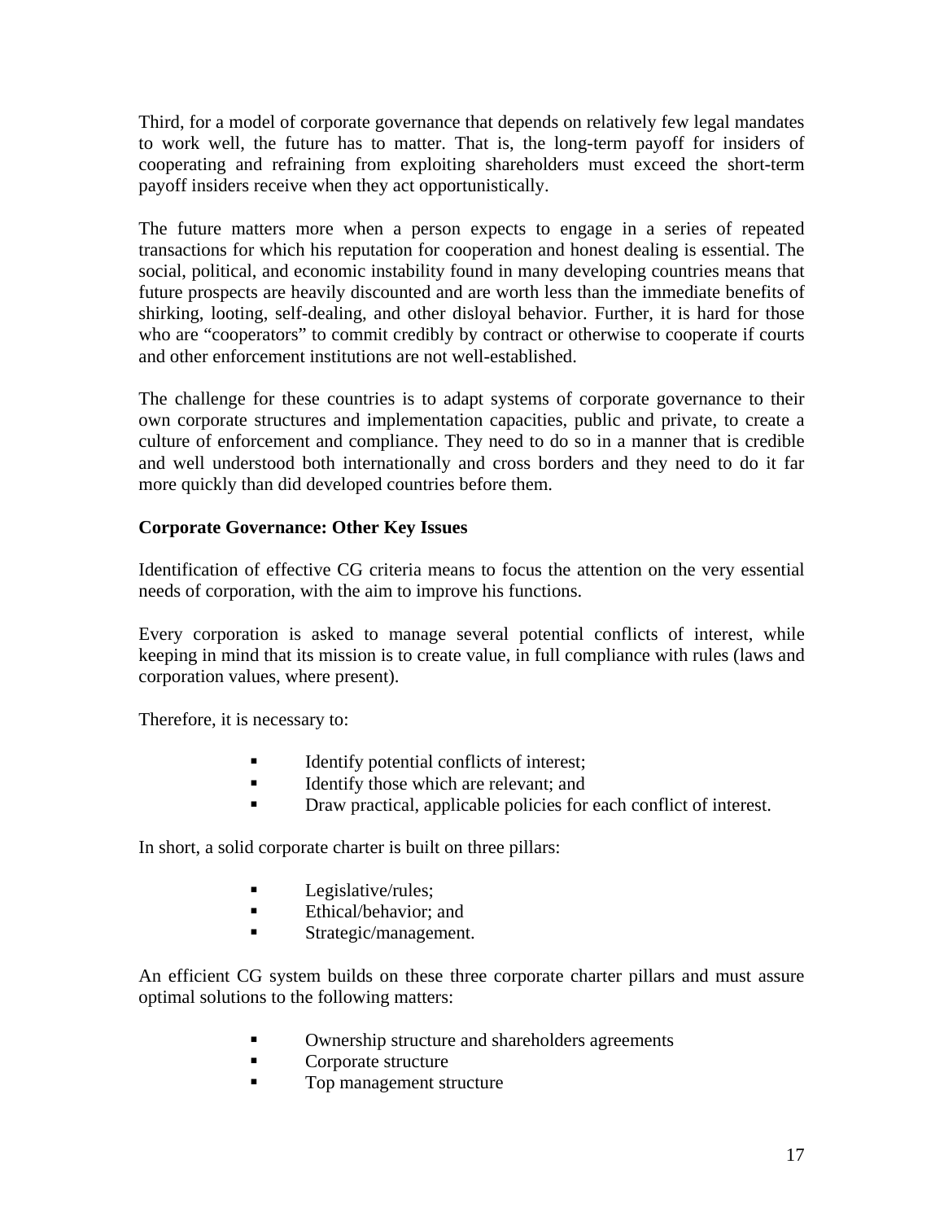Third, for a model of corporate governance that depends on relatively few legal mandates to work well, the future has to matter. That is, the long-term payoff for insiders of cooperating and refraining from exploiting shareholders must exceed the short-term payoff insiders receive when they act opportunistically.

The future matters more when a person expects to engage in a series of repeated transactions for which his reputation for cooperation and honest dealing is essential. The social, political, and economic instability found in many developing countries means that future prospects are heavily discounted and are worth less than the immediate benefits of shirking, looting, self-dealing, and other disloyal behavior. Further, it is hard for those who are "cooperators" to commit credibly by contract or otherwise to cooperate if courts and other enforcement institutions are not well-established.

The challenge for these countries is to adapt systems of corporate governance to their own corporate structures and implementation capacities, public and private, to create a culture of enforcement and compliance. They need to do so in a manner that is credible and well understood both internationally and cross borders and they need to do it far more quickly than did developed countries before them.

**Corporate Governance: Other Key Issues**

Identification of effective CG criteria means to focus the attention on the very essential needs of corporation, with the aim to improve his functions.

Every corporation is asked to manage several potential conflicts of interest, while keeping in mind that its mission is to create value, in full compliance with rules (laws and corporation values, where present).

Therefore, it is necessary to:

- Identify potential conflicts of interest;
- Identify those which are relevant; and
- Draw practical, applicable policies for each conflict of interest.

In short, a solid corporate charter is built on three pillars:

- Legislative/rules;
- Ethical/behavior; and
- Strategic/management.

An efficient CG system builds on these three corporate charter pillars and must assure optimal solutions to the following matters:

- Ownership structure and shareholders agreements
- Corporate structure
- Top management structure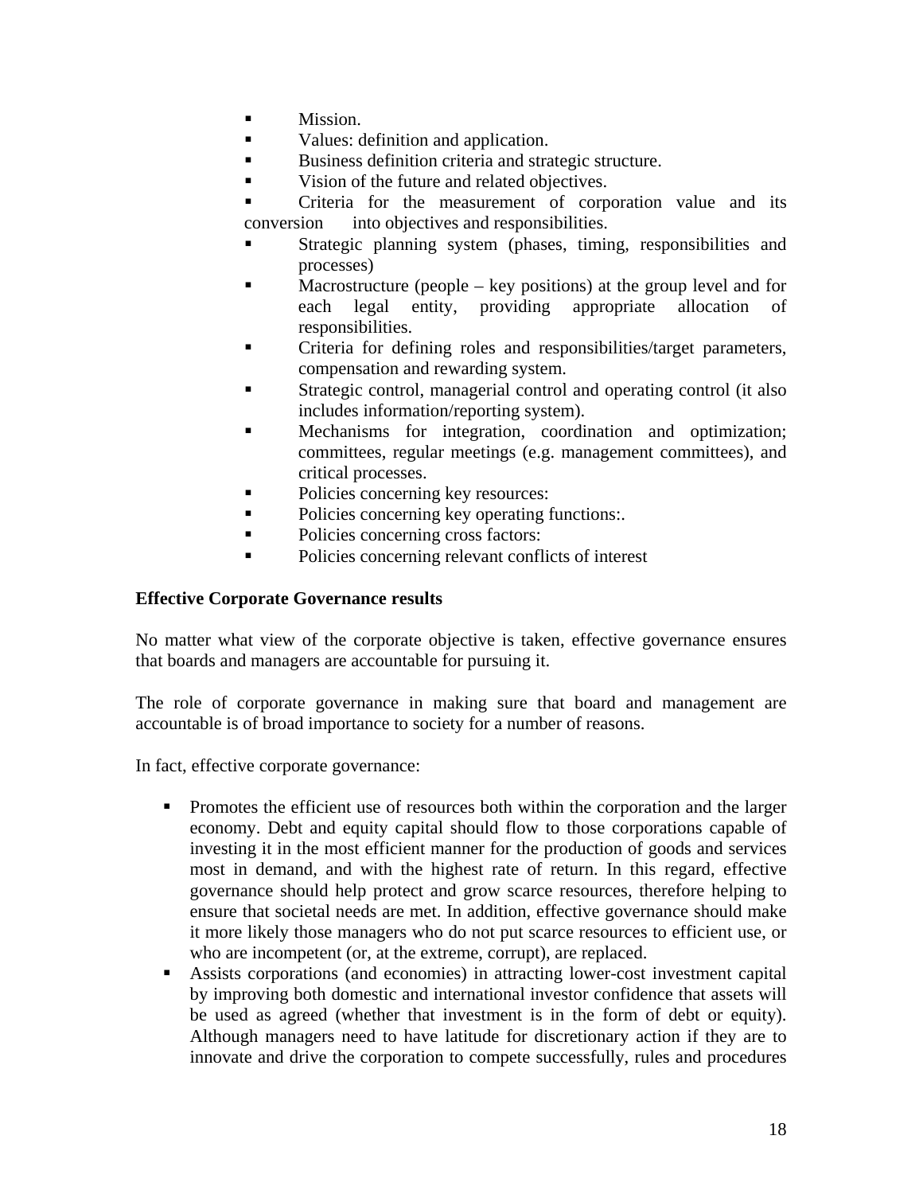- Mission.
- Values: definition and application.
- Business definition criteria and strategic structure.
- Vision of the future and related objectives.
- Criteria for the measurement of corporation value and its conversion into objectives and responsibilities.
- Strategic planning system (phases, timing, responsibilities and processes)
- Macrostructure (people – key positions) at the group level and for each legal entity, providing appropriate allocation of responsibilities.
- Criteria for defining roles and responsibilities/target parameters, compensation and rewarding system.
- Strategic control, managerial control and operating control (it also includes information/reporting system).
- Mechanisms for integration, coordination and optimization; committees, regular meetings (e.g. management committees), and critical processes.
- Policies concerning key resources:
- Policies concerning key operating functions:.
- Policies concerning cross factors:
- Policies concerning relevant conflicts of interest

**Effective Corporate Governance results**

No matter what view of the corporate objective is taken, effective governance ensures that boards and managers are accountable for pursuing it.

The role of corporate governance in making sure that board and management are accountable is of broad importance to society for a number of reasons.

In fact, effective corporate governance:

- Promotes the efficient use of resources both within the corporation and the larger economy. Debt and equity capital should flow to those corporations capable of investing it in the most efficient manner for the production of goods and services most in demand, and with the highest rate of return. In this regard, effective governance should help protect and grow scarce resources, therefore helping to ensure that societal needs are met. In addition, effective governance should make it more likely those managers who do not put scarce resources to efficient use, or who are incompetent (or, at the extreme, corrupt), are replaced.
- Assists corporations (and economies) in attracting lower-cost investment capital by improving both domestic and international investor confidence that assets will be used as agreed (whether that investment is in the form of debt or equity). Although managers need to have latitude for discretionary action if they are to innovate and drive the corporation to compete successfully, rules and procedures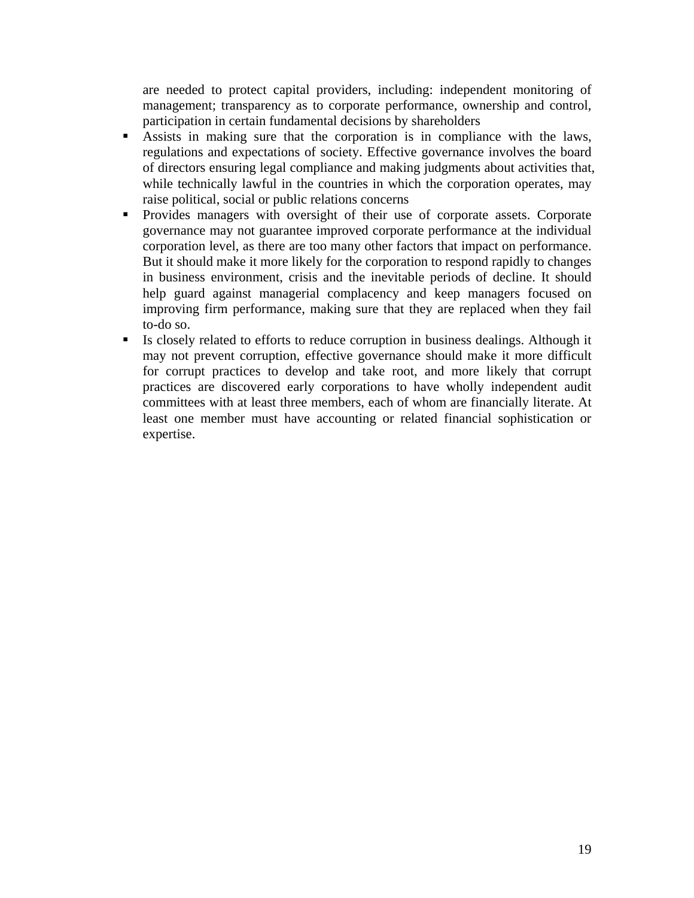are needed to protect capital providers, including: independent monitoring of management; transparency as to corporate performance, ownership and control, participation in certain fundamental decisions by shareholders

- Assists in making sure that the corporation is in compliance with the laws, regulations and expectations of society. Effective governance involves the board of directors ensuring legal compliance and making judgments about activities that, while technically lawful in the countries in which the corporation operates, may raise political, social or public relations concerns
- Provides managers with oversight of their use of corporate assets. Corporate governance may not guarantee improved corporate performance at the individual corporation level, as there are too many other factors that impact on performance. But it should make it more likely for the corporation to respond rapidly to changes in business environment, crisis and the inevitable periods of decline. It should help guard against managerial complacency and keep managers focused on improving firm performance, making sure that they are replaced when they fail to-do so.
- Is closely related to efforts to reduce corruption in business dealings. Although it may not prevent corruption, effective governance should make it more difficult for corrupt practices to develop and take root, and more likely that corrupt practices are discovered early corporations to have wholly independent audit committees with at least three members, each of whom are financially literate. At least one member must have accounting or related financial sophistication or expertise.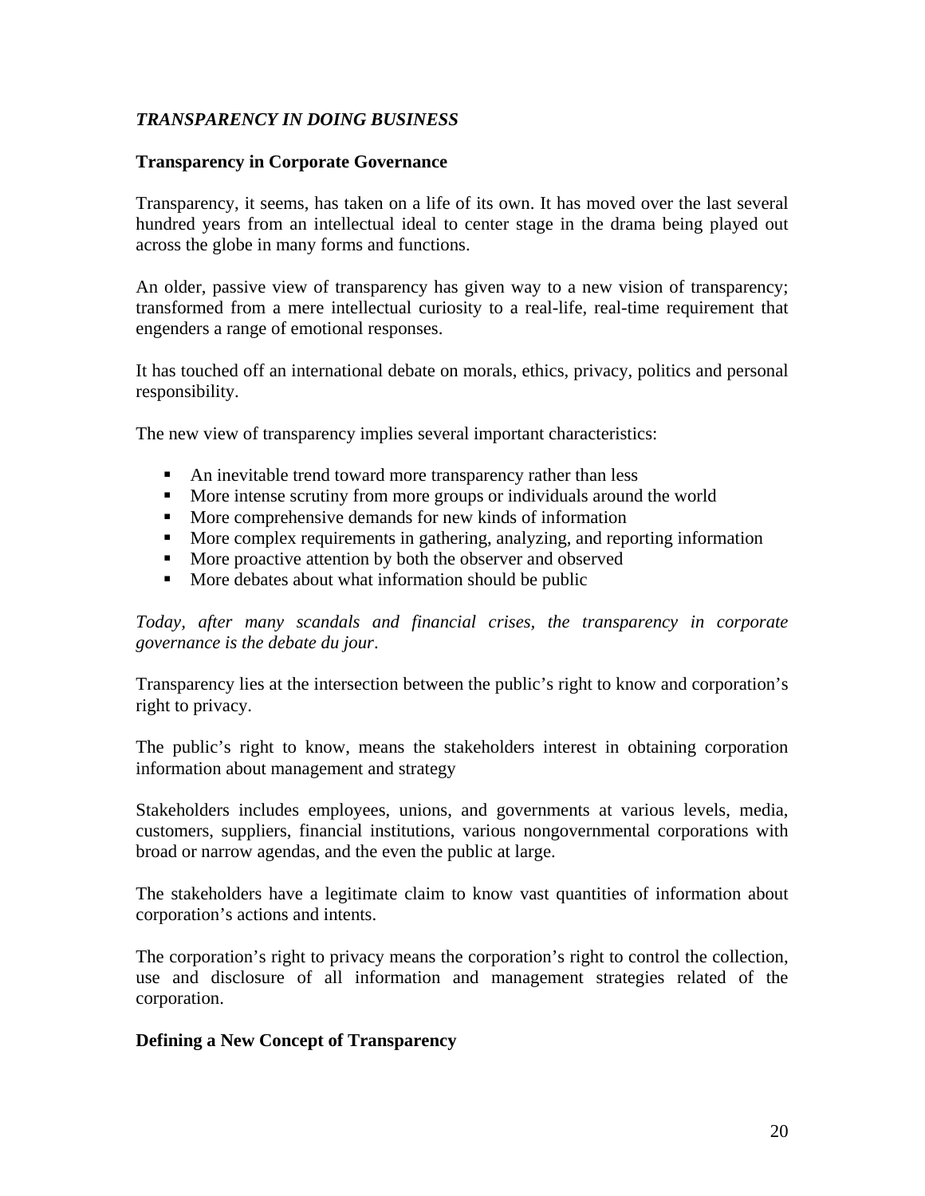### *TRANSPARENCY IN DOING BUSINESS*

**Transparency in Corporate Governance**

Transparency, it seems, has taken on a life of its own. It has moved over the last several hundred years from an intellectual ideal to center stage in the drama being played out across the globe in many forms and functions.

An older, passive view of transparency has given way to a new vision of transparency; transformed from a mere intellectual curiosity to a real-life, real-time requirement that engenders a range of emotional responses.

It has touched off an international debate on morals, ethics, privacy, politics and personal responsibility.

The new view of transparency implies several important characteristics:

- An inevitable trend toward more transparency rather than less
- More intense scrutiny from more groups or individuals around the world
- More comprehensive demands for new kinds of information
- More complex requirements in gathering, analyzing, and reporting information
- More proactive attention by both the observer and observed
- More debates about what information should be public

*Today, after many scandals and financial crises, the transparency in corporate governance is the debate du jour*.

Transparency lies at the intersection between the public's right to know and corporation's right to privacy.

The public's right to know, means the stakeholders interest in obtaining corporation information about management and strategy

Stakeholders includes employees, unions, and governments at various levels, media, customers, suppliers, financial institutions, various nongovernmental corporations with broad or narrow agendas, and the even the public at large.

The stakeholders have a legitimate claim to know vast quantities of information about corporation's actions and intents.

The corporation's right to privacy means the corporation's right to control the collection, use and disclosure of all information and management strategies related of the corporation.

**Defining a New Concept of Transparency**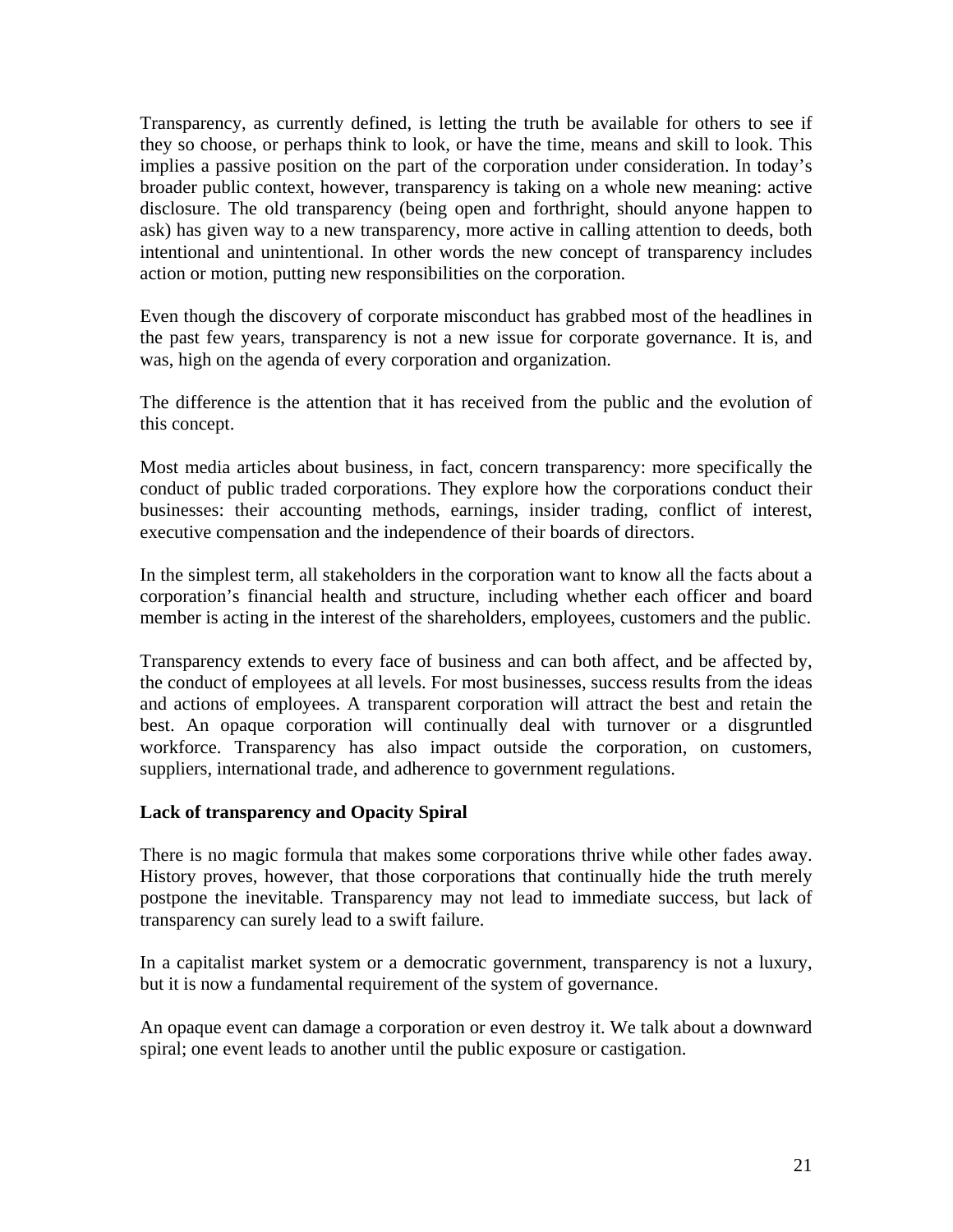Transparency, as currently defined, is letting the truth be available for others to see if they so choose, or perhaps think to look, or have the time, means and skill to look. This implies a passive position on the part of the corporation under consideration. In today's broader public context, however, transparency is taking on a whole new meaning: active disclosure. The old transparency (being open and forthright, should anyone happen to ask) has given way to a new transparency, more active in calling attention to deeds, both intentional and unintentional. In other words the new concept of transparency includes action or motion, putting new responsibilities on the corporation.

Even though the discovery of corporate misconduct has grabbed most of the headlines in the past few years, transparency is not a new issue for corporate governance. It is, and was, high on the agenda of every corporation and organization.

The difference is the attention that it has received from the public and the evolution of this concept.

Most media articles about business, in fact, concern transparency: more specifically the conduct of public traded corporations. They explore how the corporations conduct their businesses: their accounting methods, earnings, insider trading, conflict of interest, executive compensation and the independence of their boards of directors.

In the simplest term, all stakeholders in the corporation want to know all the facts about a corporation's financial health and structure, including whether each officer and board member is acting in the interest of the shareholders, employees, customers and the public.

Transparency extends to every face of business and can both affect, and be affected by, the conduct of employees at all levels. For most businesses, success results from the ideas and actions of employees. A transparent corporation will attract the best and retain the best. An opaque corporation will continually deal with turnover or a disgruntled workforce. Transparency has also impact outside the corporation, on customers, suppliers, international trade, and adherence to government regulations.

**Lack of transparency and Opacity Spiral**

There is no magic formula that makes some corporations thrive while other fades away. History proves, however, that those corporations that continually hide the truth merely postpone the inevitable. Transparency may not lead to immediate success, but lack of transparency can surely lead to a swift failure.

In a capitalist market system or a democratic government, transparency is not a luxury, but it is now a fundamental requirement of the system of governance.

An opaque event can damage a corporation or even destroy it. We talk about a downward spiral; one event leads to another until the public exposure or castigation.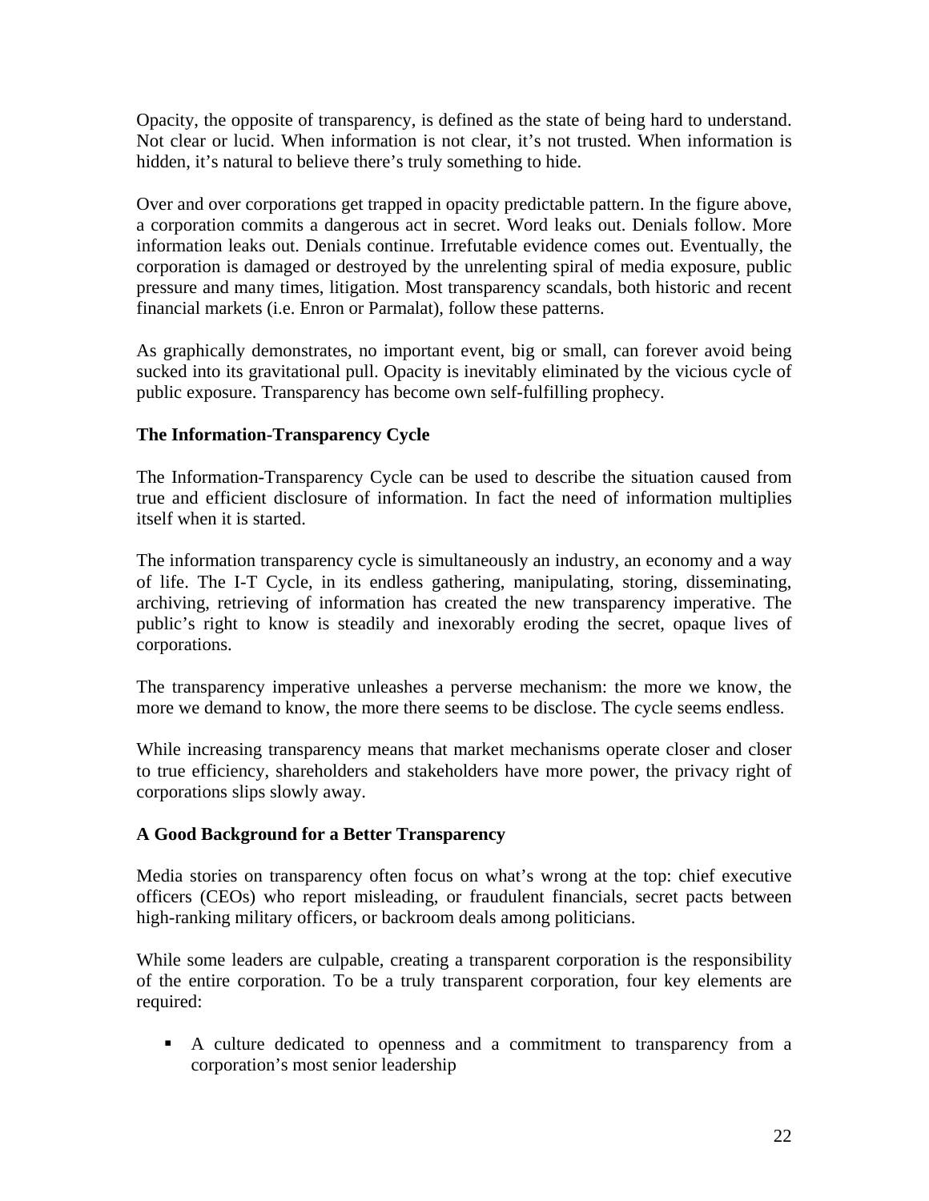Opacity, the opposite of transparency, is defined as the state of being hard to understand. Not clear or lucid. When information is not clear, it's not trusted. When information is hidden, it's natural to believe there's truly something to hide.

Over and over corporations get trapped in opacity predictable pattern. In the figure above, a corporation commits a dangerous act in secret. Word leaks out. Denials follow. More information leaks out. Denials continue. Irrefutable evidence comes out. Eventually, the corporation is damaged or destroyed by the unrelenting spiral of media exposure, public pressure and many times, litigation. Most transparency scandals, both historic and recent financial markets (i.e. Enron or Parmalat), follow these patterns.

As graphically demonstrates, no important event, big or small, can forever avoid being sucked into its gravitational pull. Opacity is inevitably eliminated by the vicious cycle of public exposure. Transparency has become own self-fulfilling prophecy.

### The Information-Transparency Cycle

The Information-Transparency Cycle can be used to describe the situation caused from true and efficient disclosure of information. In fact the need of information multiplies itself when it is started.

The information transparency cycle is simultaneously an industry, an economy and a way of life. The I-T Cycle, in its endless gathering, manipulating, storing, disseminating, archiving, retrieving of information has created the new transparency imperative. The public's right to know is steadily and inexorably eroding the secret, opaque lives of corporations.

The transparency imperative unleashes a perverse mechanism: the more we know, the more we demand to know, the more there seems to be disclose. The cycle seems endless.

While increasing transparency means that market mechanisms operate closer and closer to true efficiency, shareholders and stakeholders have more power, the privacy right of corporations slips slowly away.

### A Good Background for a Better Transparency

Media stories on transparency often focus on what's wrong at the top: chief executive officers (CEOs) who report misleading, or fraudulent financials, secret pacts between high-ranking military officers, or backroom deals among politicians.

While some leaders are culpable, creating a transparent corporation is the responsibility of the entire corporation. To be a truly transparent corporation, four key elements are required:

- A culture dedicated to openness and a commitment to transparency from a corporation's most senior leadership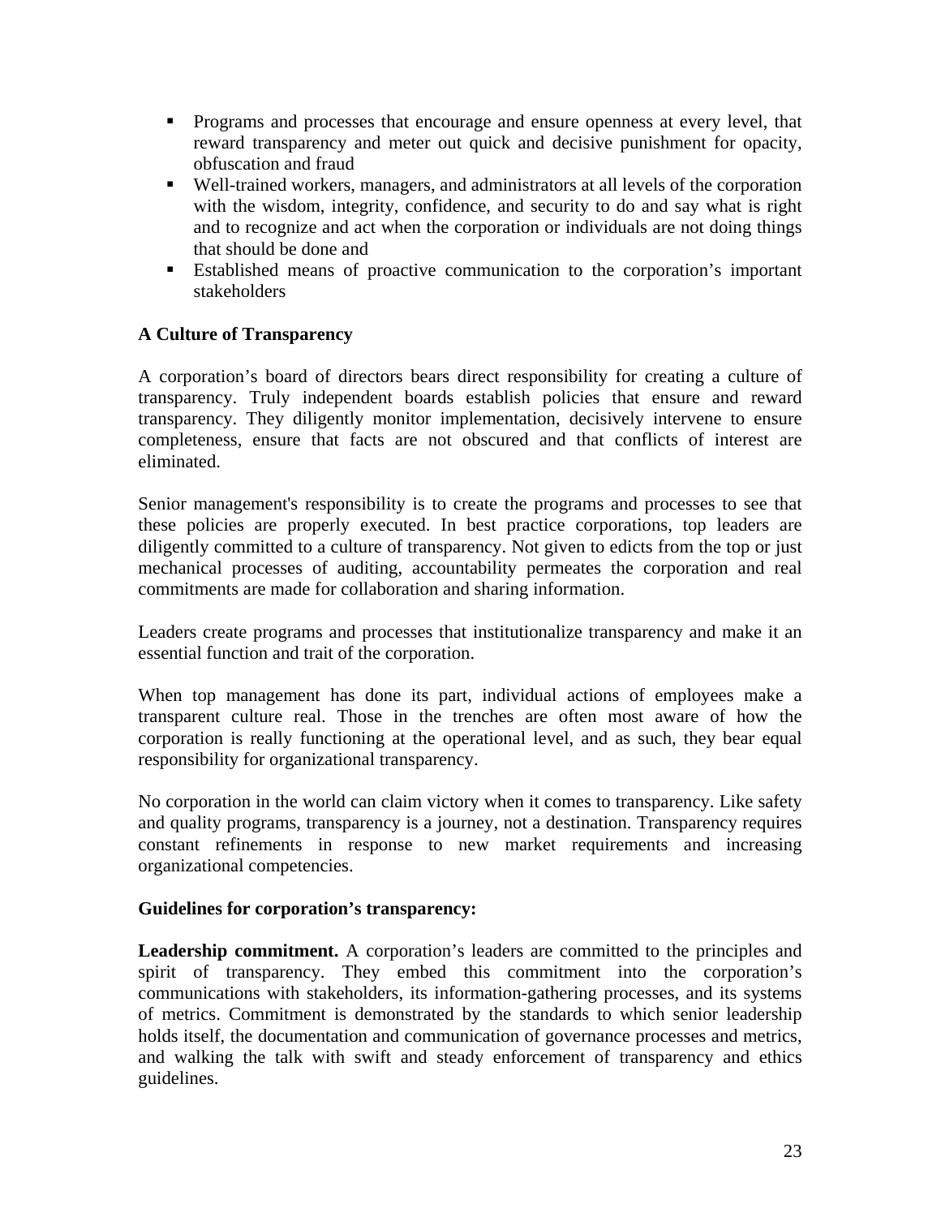- Programs and processes that encourage and ensure openness at every level, that reward transparency and meter out quick and decisive punishment for opacity, obfuscation and fraud
- Well-trained workers, managers, and administrators at all levels of the corporation with the wisdom, integrity, confidence, and security to do and say what is right and to recognize and act when the corporation or individuals are not doing things that should be done and
- Established means of proactive communication to the corporation's important stakeholders

**A Culture of Transparency**

A corporation's board of directors bears direct responsibility for creating a culture of transparency. Truly independent boards establish policies that ensure and reward transparency. They diligently monitor implementation, decisively intervene to ensure completeness, ensure that facts are not obscured and that conflicts of interest are eliminated.

Senior management's responsibility is to create the programs and processes to see that these policies are properly executed. In best practice corporations, top leaders are diligently committed to a culture of transparency. Not given to edicts from the top or just mechanical processes of auditing, accountability permeates the corporation and real commitments are made for collaboration and sharing information.

Leaders create programs and processes that institutionalize transparency and make it an essential function and trait of the corporation.

When top management has done its part, individual actions of employees make a transparent culture real. Those in the trenches are often most aware of how the corporation is really functioning at the operational level, and as such, they bear equal responsibility for organizational transparency.

No corporation in the world can claim victory when it comes to transparency. Like safety and quality programs, transparency is a journey, not a destination. Transparency requires constant refinements in response to new market requirements and increasing organizational competencies.

**Guidelines for corporation's transparency:**

**Leadership commitment.** A corporation's leaders are committed to the principles and spirit of transparency. They embed this commitment into the corporation's communications with stakeholders, its information-gathering processes, and its systems of metrics. Commitment is demonstrated by the standards to which senior leadership holds itself, the documentation and communication of governance processes and metrics, and walking the talk with swift and steady enforcement of transparency and ethics guidelines.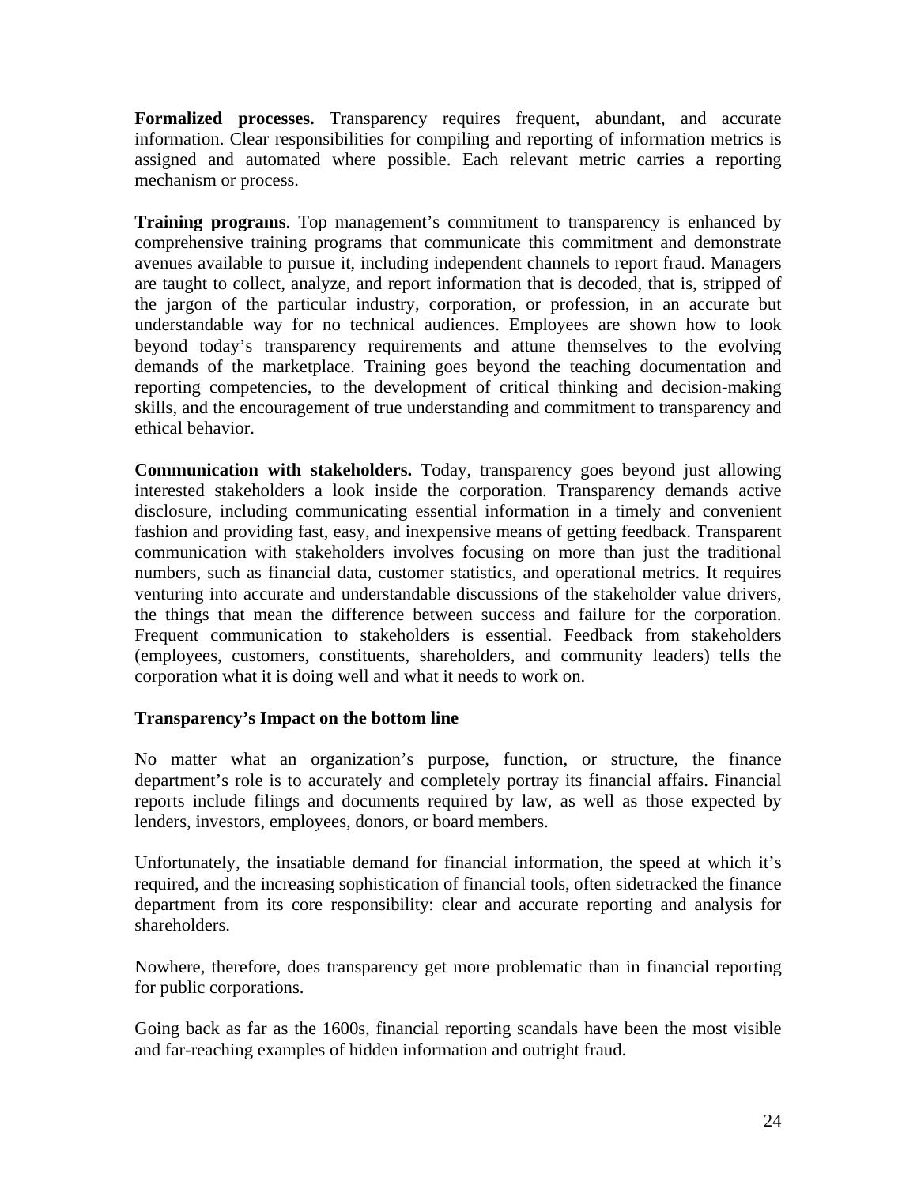**Formalized processes.** Transparency requires frequent, abundant, and accurate information. Clear responsibilities for compiling and reporting of information metrics is assigned and automated where possible. Each relevant metric carries a reporting mechanism or process.

**Training programs**. Top management's commitment to transparency is enhanced by comprehensive training programs that communicate this commitment and demonstrate avenues available to pursue it, including independent channels to report fraud. Managers are taught to collect, analyze, and report information that is decoded, that is, stripped of the jargon of the particular industry, corporation, or profession, in an accurate but understandable way for no technical audiences. Employees are shown how to look beyond today's transparency requirements and attune themselves to the evolving demands of the marketplace. Training goes beyond the teaching documentation and reporting competencies, to the development of critical thinking and decision-making skills, and the encouragement of true understanding and commitment to transparency and ethical behavior.

**Communication with stakeholders.** Today, transparency goes beyond just allowing interested stakeholders a look inside the corporation. Transparency demands active disclosure, including communicating essential information in a timely and convenient fashion and providing fast, easy, and inexpensive means of getting feedback. Transparent communication with stakeholders involves focusing on more than just the traditional numbers, such as financial data, customer statistics, and operational metrics. It requires venturing into accurate and understandable discussions of the stakeholder value drivers, the things that mean the difference between success and failure for the corporation. Frequent communication to stakeholders is essential. Feedback from stakeholders (employees, customers, constituents, shareholders, and community leaders) tells the corporation what it is doing well and what it needs to work on.

### Transparency's Impact on the bottom line

No matter what an organization's purpose, function, or structure, the finance department's role is to accurately and completely portray its financial affairs. Financial reports include filings and documents required by law, as well as those expected by lenders, investors, employees, donors, or board members.

Unfortunately, the insatiable demand for financial information, the speed at which it's required, and the increasing sophistication of financial tools, often sidetracked the finance department from its core responsibility: clear and accurate reporting and analysis for shareholders.

Nowhere, therefore, does transparency get more problematic than in financial reporting for public corporations.

Going back as far as the 1600s, financial reporting scandals have been the most visible and far-reaching examples of hidden information and outright fraud.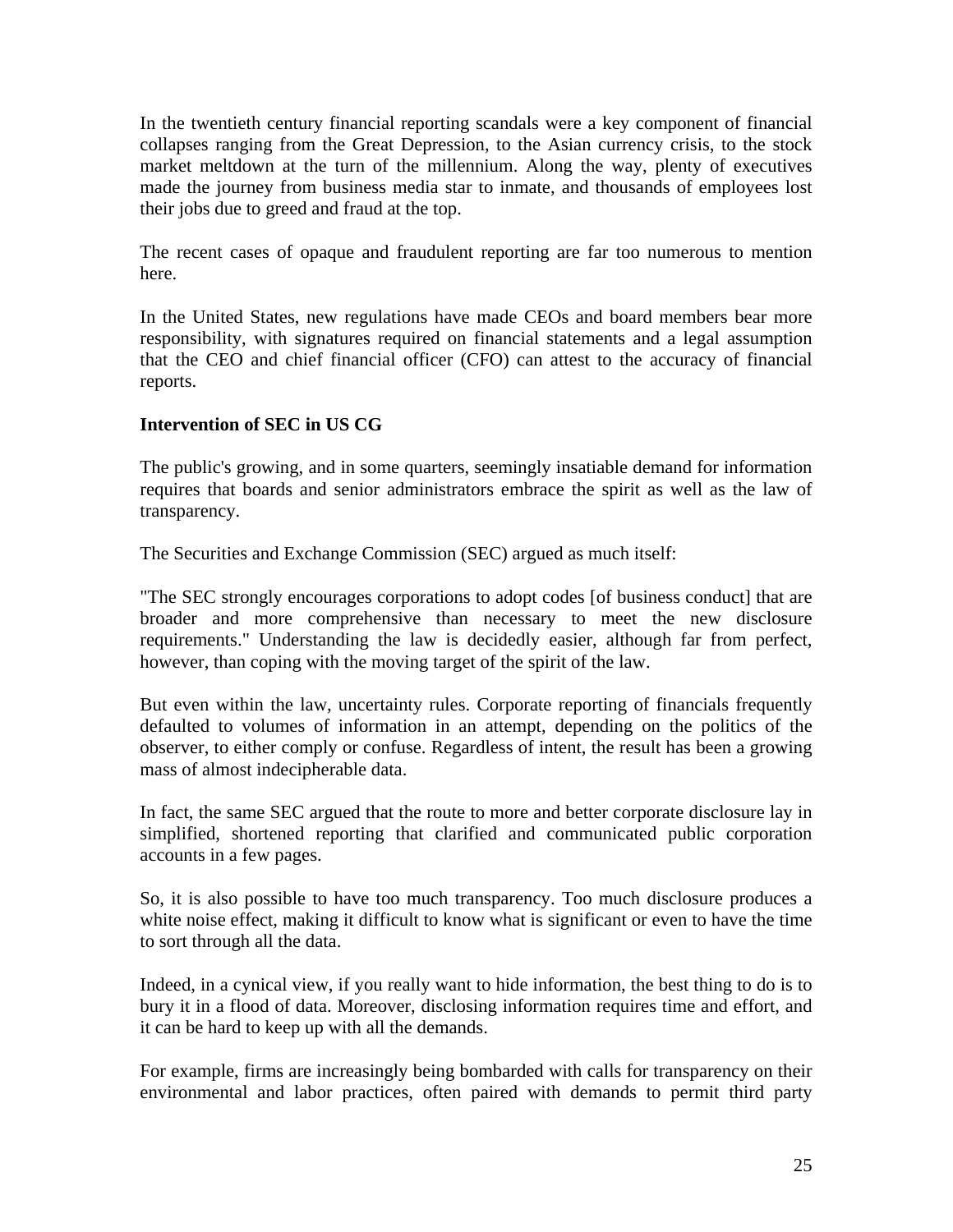In the twentieth century financial reporting scandals were a key component of financial collapses ranging from the Great Depression, to the Asian currency crisis, to the stock market meltdown at the turn of the millennium. Along the way, plenty of executives made the journey from business media star to inmate, and thousands of employees lost their jobs due to greed and fraud at the top.

The recent cases of opaque and fraudulent reporting are far too numerous to mention here.

In the United States, new regulations have made CEOs and board members bear more responsibility, with signatures required on financial statements and a legal assumption that the CEO and chief financial officer (CFO) can attest to the accuracy of financial reports.

**Intervention of SEC in US CG**

The public's growing, and in some quarters, seemingly insatiable demand for information requires that boards and senior administrators embrace the spirit as well as the law of transparency.

The Securities and Exchange Commission (SEC) argued as much itself:

"The SEC strongly encourages corporations to adopt codes [of business conduct] that are broader and more comprehensive than necessary to meet the new disclosure requirements." Understanding the law is decidedly easier, although far from perfect, however, than coping with the moving target of the spirit of the law.

But even within the law, uncertainty rules. Corporate reporting of financials frequently defaulted to volumes of information in an attempt, depending on the politics of the observer, to either comply or confuse. Regardless of intent, the result has been a growing mass of almost indecipherable data.

In fact, the same SEC argued that the route to more and better corporate disclosure lay in simplified, shortened reporting that clarified and communicated public corporation accounts in a few pages.

So, it is also possible to have too much transparency. Too much disclosure produces a white noise effect, making it difficult to know what is significant or even to have the time to sort through all the data.

Indeed, in a cynical view, if you really want to hide information, the best thing to do is to bury it in a flood of data. Moreover, disclosing information requires time and effort, and it can be hard to keep up with all the demands.

For example, firms are increasingly being bombarded with calls for transparency on their environmental and labor practices, often paired with demands to permit third party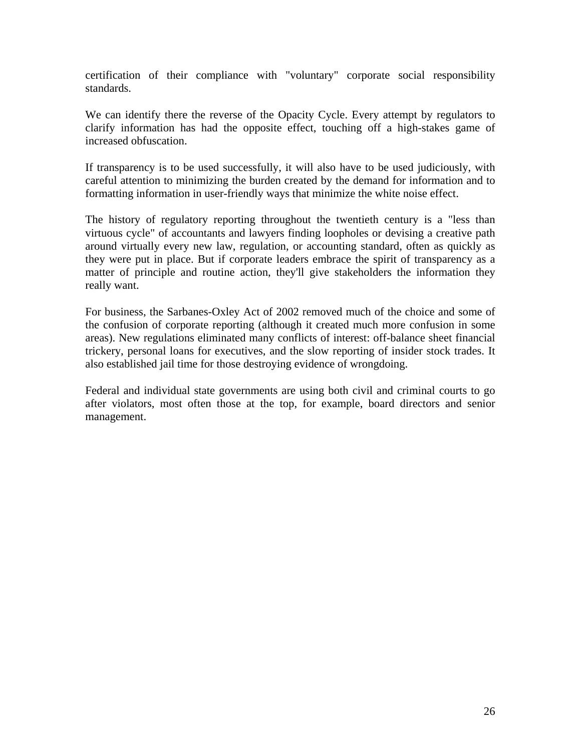certification of their compliance with "voluntary" corporate social responsibility standards.

We can identify there the reverse of the Opacity Cycle. Every attempt by regulators to clarify information has had the opposite effect, touching off a high-stakes game of increased obfuscation.

If transparency is to be used successfully, it will also have to be used judiciously, with careful attention to minimizing the burden created by the demand for information and to formatting information in user-friendly ways that minimize the white noise effect.

The history of regulatory reporting throughout the twentieth century is a "less than virtuous cycle" of accountants and lawyers finding loopholes or devising a creative path around virtually every new law, regulation, or accounting standard, often as quickly as they were put in place. But if corporate leaders embrace the spirit of transparency as a matter of principle and routine action, they'll give stakeholders the information they really want.

For business, the Sarbanes-Oxley Act of 2002 removed much of the choice and some of the confusion of corporate reporting (although it created much more confusion in some areas). New regulations eliminated many conflicts of interest: off-balance sheet financial trickery, personal loans for executives, and the slow reporting of insider stock trades. It also established jail time for those destroying evidence of wrongdoing.

Federal and individual state governments are using both civil and criminal courts to go after violators, most often those at the top, for example, board directors and senior management.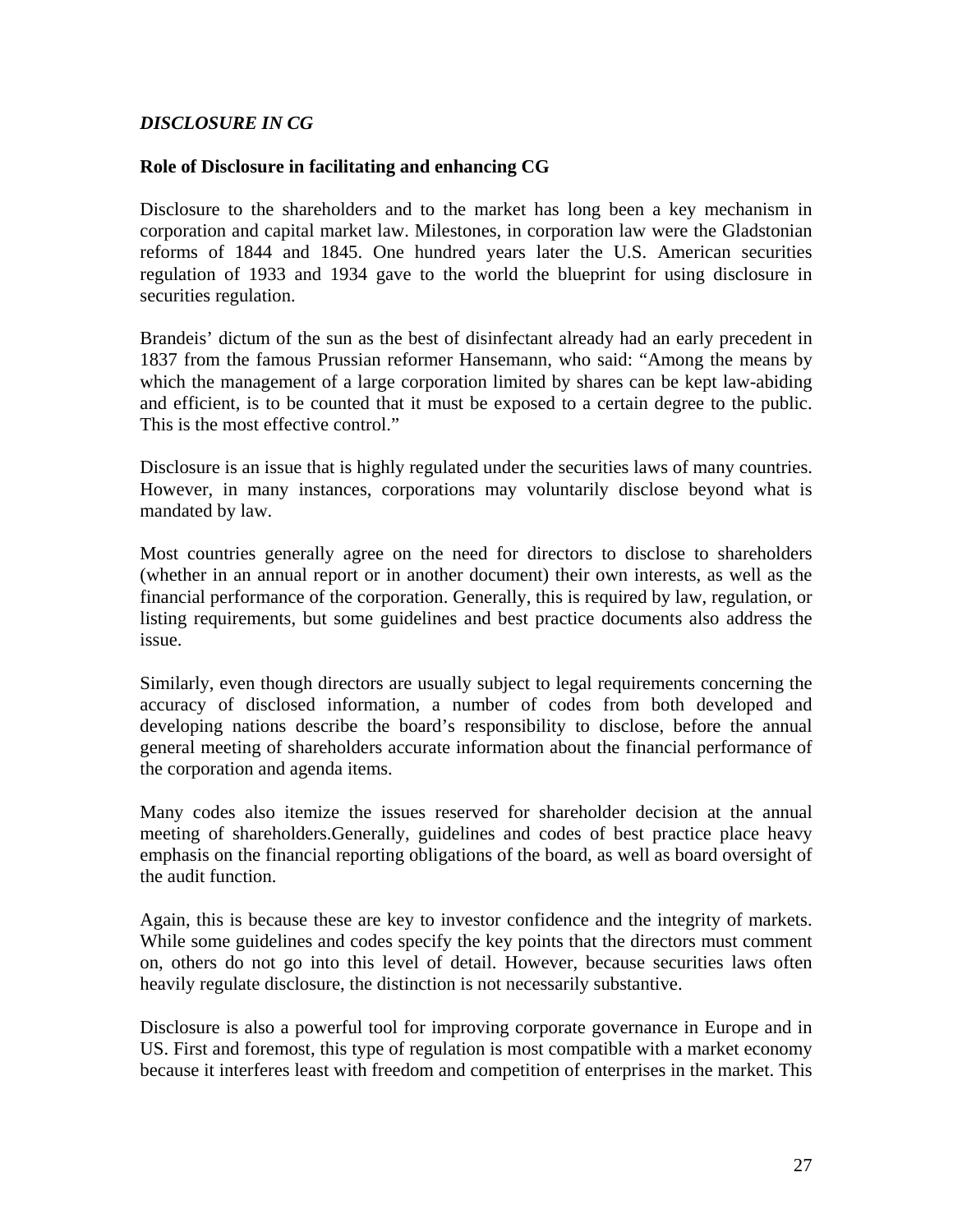### *DISCLOSURE IN CG*

**Role of Disclosure in facilitating and enhancing CG**

Disclosure to the shareholders and to the market has long been a key mechanism in corporation and capital market law. Milestones, in corporation law were the Gladstonian reforms of 1844 and 1845. One hundred years later the U.S. American securities regulation of 1933 and 1934 gave to the world the blueprint for using disclosure in securities regulation.

Brandeis' dictum of the sun as the best of disinfectant already had an early precedent in 1837 from the famous Prussian reformer Hansemann, who said: "Among the means by which the management of a large corporation limited by shares can be kept law-abiding and efficient, is to be counted that it must be exposed to a certain degree to the public. This is the most effective control."

Disclosure is an issue that is highly regulated under the securities laws of many countries. However, in many instances, corporations may voluntarily disclose beyond what is mandated by law.

Most countries generally agree on the need for directors to disclose to shareholders (whether in an annual report or in another document) their own interests, as well as the financial performance of the corporation. Generally, this is required by law, regulation, or listing requirements, but some guidelines and best practice documents also address the issue.

Similarly, even though directors are usually subject to legal requirements concerning the accuracy of disclosed information, a number of codes from both developed and developing nations describe the board's responsibility to disclose, before the annual general meeting of shareholders accurate information about the financial performance of the corporation and agenda items.

Many codes also itemize the issues reserved for shareholder decision at the annual meeting of shareholders.Generally, guidelines and codes of best practice place heavy emphasis on the financial reporting obligations of the board, as well as board oversight of the audit function.

Again, this is because these are key to investor confidence and the integrity of markets. While some guidelines and codes specify the key points that the directors must comment on, others do not go into this level of detail. However, because securities laws often heavily regulate disclosure, the distinction is not necessarily substantive.

Disclosure is also a powerful tool for improving corporate governance in Europe and in US. First and foremost, this type of regulation is most compatible with a market economy because it interferes least with freedom and competition of enterprises in the market. This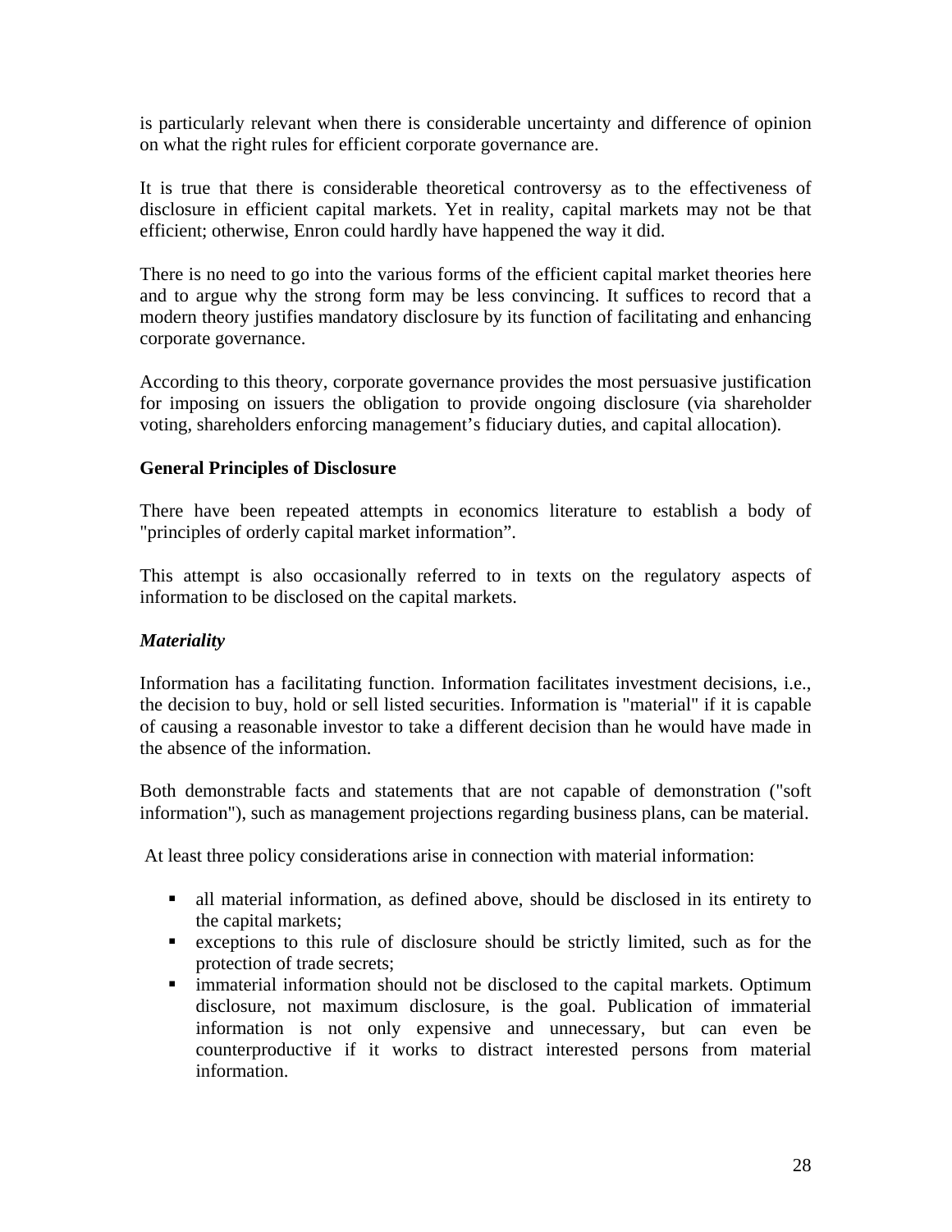is particularly relevant when there is considerable uncertainty and difference of opinion on what the right rules for efficient corporate governance are.

It is true that there is considerable theoretical controversy as to the effectiveness of disclosure in efficient capital markets. Yet in reality, capital markets may not be that efficient; otherwise, Enron could hardly have happened the way it did.

There is no need to go into the various forms of the efficient capital market theories here and to argue why the strong form may be less convincing. It suffices to record that a modern theory justifies mandatory disclosure by its function of facilitating and enhancing corporate governance.

According to this theory, corporate governance provides the most persuasive justification for imposing on issuers the obligation to provide ongoing disclosure (via shareholder voting, shareholders enforcing management's fiduciary duties, and capital allocation).

**General Principles of Disclosure**

There have been repeated attempts in economics literature to establish a body of "principles of orderly capital market information".

This attempt is also occasionally referred to in texts on the regulatory aspects of information to be disclosed on the capital markets.

***Materiality***

Information has a facilitating function. Information facilitates investment decisions, i.e., the decision to buy, hold or sell listed securities. Information is "material" if it is capable of causing a reasonable investor to take a different decision than he would have made in the absence of the information.

Both demonstrable facts and statements that are not capable of demonstration ("soft information"), such as management projections regarding business plans, can be material.

At least three policy considerations arise in connection with material information:

- all material information, as defined above, should be disclosed in its entirety to the capital markets;
- exceptions to this rule of disclosure should be strictly limited, such as for the protection of trade secrets;
- immaterial information should not be disclosed to the capital markets. Optimum disclosure, not maximum disclosure, is the goal. Publication of immaterial information is not only expensive and unnecessary, but can even be counterproductive if it works to distract interested persons from material information.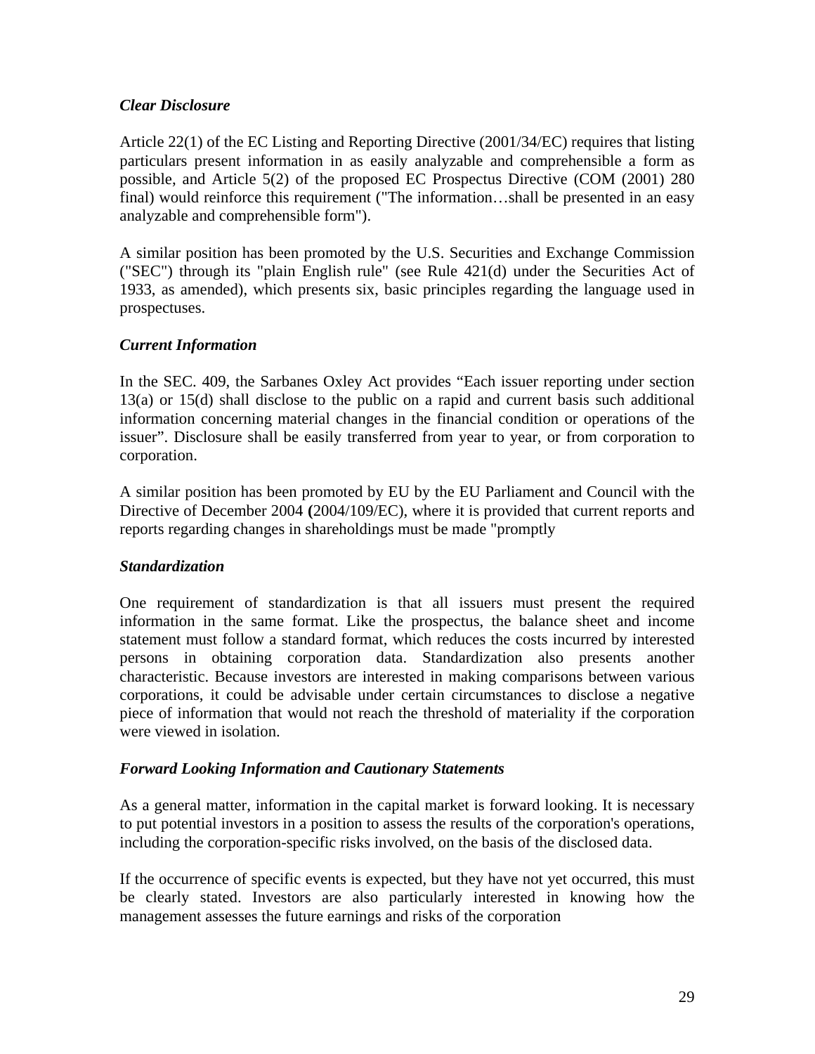***Clear Disclosure***

Article 22(1) of the EC Listing and Reporting Directive (2001/34/EC) requires that listing particulars present information in as easily analyzable and comprehensible a form as possible, and Article 5(2) of the proposed EC Prospectus Directive (COM (2001) 280 final) would reinforce this requirement ("The information…shall be presented in an easy analyzable and comprehensible form").

A similar position has been promoted by the U.S. Securities and Exchange Commission ("SEC") through its "plain English rule" (see Rule 421(d) under the Securities Act of 1933, as amended), which presents six, basic principles regarding the language used in prospectuses.

***Current Information***

In the SEC. 409, the Sarbanes Oxley Act provides "Each issuer reporting under section 13(a) or 15(d) shall disclose to the public on a rapid and current basis such additional information concerning material changes in the financial condition or operations of the issuer". Disclosure shall be easily transferred from year to year, or from corporation to corporation.

A similar position has been promoted by EU by the EU Parliament and Council with the Directive of December 2004 **(**2004/109/EC), where it is provided that current reports and reports regarding changes in shareholdings must be made "promptly

***Standardization***

One requirement of standardization is that all issuers must present the required information in the same format. Like the prospectus, the balance sheet and income statement must follow a standard format, which reduces the costs incurred by interested persons in obtaining corporation data. Standardization also presents another characteristic. Because investors are interested in making comparisons between various corporations, it could be advisable under certain circumstances to disclose a negative piece of information that would not reach the threshold of materiality if the corporation were viewed in isolation.

***Forward Looking Information and Cautionary Statements***

As a general matter, information in the capital market is forward looking. It is necessary to put potential investors in a position to assess the results of the corporation's operations, including the corporation-specific risks involved, on the basis of the disclosed data.

If the occurrence of specific events is expected, but they have not yet occurred, this must be clearly stated. Investors are also particularly interested in knowing how the management assesses the future earnings and risks of the corporation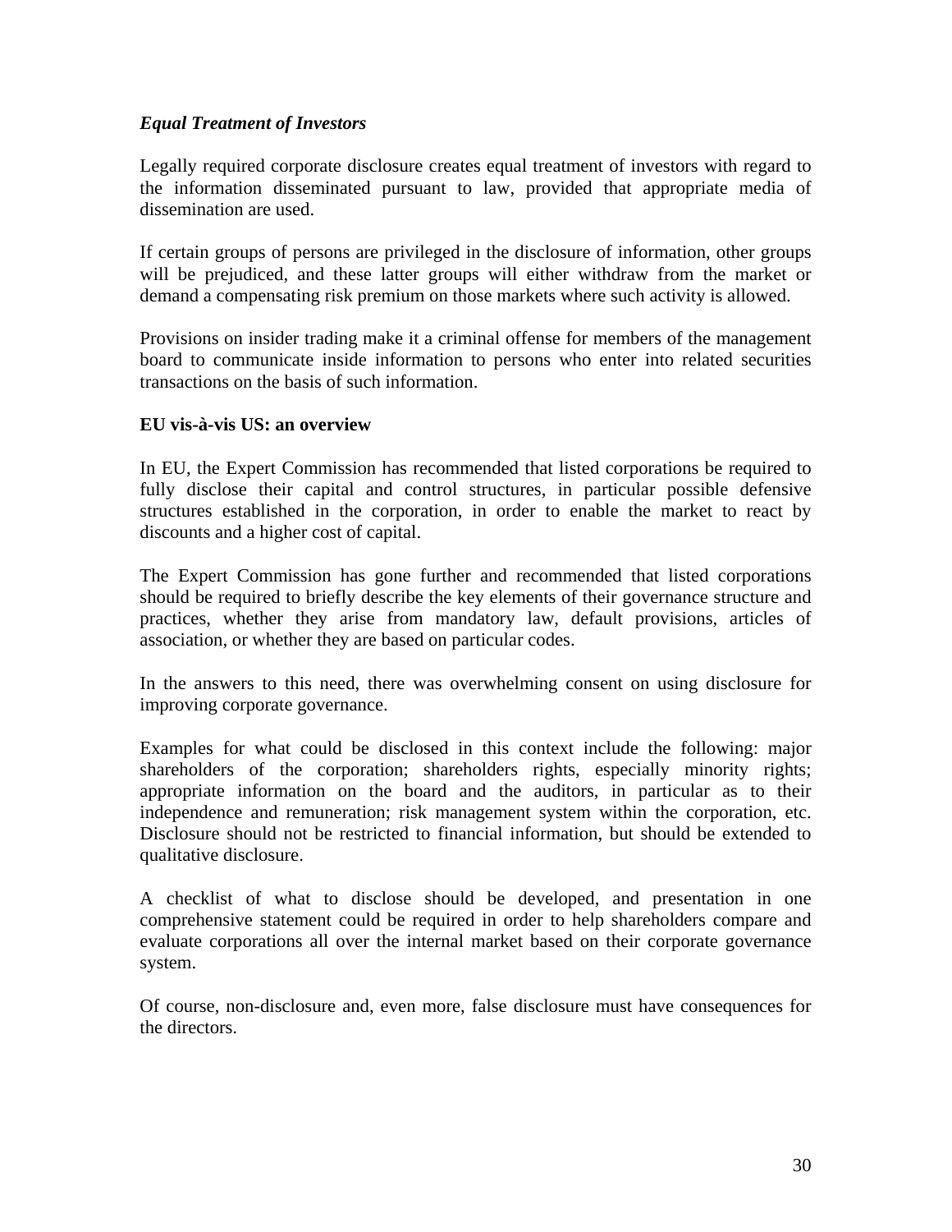### *Equal Treatment of Investors*

Legally required corporate disclosure creates equal treatment of investors with regard to the information disseminated pursuant to law, provided that appropriate media of dissemination are used.

If certain groups of persons are privileged in the disclosure of information, other groups will be prejudiced, and these latter groups will either withdraw from the market or demand a compensating risk premium on those markets where such activity is allowed.

Provisions on insider trading make it a criminal offense for members of the management board to communicate inside information to persons who enter into related securities transactions on the basis of such information.

### **EU vis-à-vis US: an overview**

In EU, the Expert Commission has recommended that listed corporations be required to fully disclose their capital and control structures, in particular possible defensive structures established in the corporation, in order to enable the market to react by discounts and a higher cost of capital.

The Expert Commission has gone further and recommended that listed corporations should be required to briefly describe the key elements of their governance structure and practices, whether they arise from mandatory law, default provisions, articles of association, or whether they are based on particular codes.

In the answers to this need, there was overwhelming consent on using disclosure for improving corporate governance.

Examples for what could be disclosed in this context include the following: major shareholders of the corporation; shareholders rights, especially minority rights; appropriate information on the board and the auditors, in particular as to their independence and remuneration; risk management system within the corporation, etc. Disclosure should not be restricted to financial information, but should be extended to qualitative disclosure.

A checklist of what to disclose should be developed, and presentation in one comprehensive statement could be required in order to help shareholders compare and evaluate corporations all over the internal market based on their corporate governance system.

Of course, non-disclosure and, even more, false disclosure must have consequences for the directors.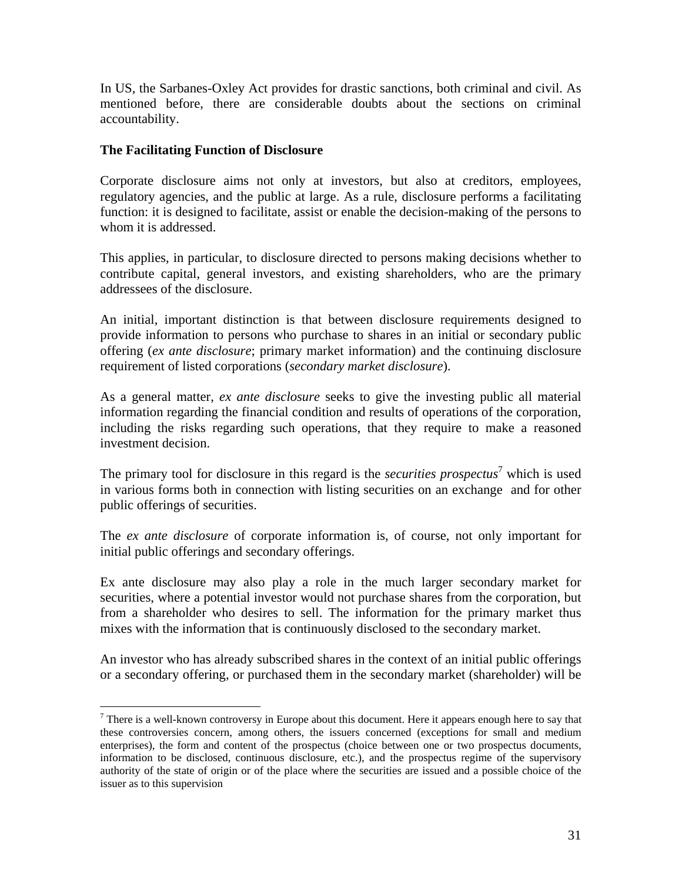In US, the Sarbanes-Oxley Act provides for drastic sanctions, both criminal and civil. As mentioned before, there are considerable doubts about the sections on criminal accountability.

**The Facilitating Function of Disclosure**

Corporate disclosure aims not only at investors, but also at creditors, employees, regulatory agencies, and the public at large. As a rule, disclosure performs a facilitating function: it is designed to facilitate, assist or enable the decision-making of the persons to whom it is addressed.

This applies, in particular, to disclosure directed to persons making decisions whether to contribute capital, general investors, and existing shareholders, who are the primary addressees of the disclosure.

An initial, important distinction is that between disclosure requirements designed to provide information to persons who purchase to shares in an initial or secondary public offering (*ex ante disclosure*; primary market information) and the continuing disclosure requirement of listed corporations (*secondary market disclosure*).

As a general matter, *ex ante disclosure* seeks to give the investing public all material information regarding the financial condition and results of operations of the corporation, including the risks regarding such operations, that they require to make a reasoned investment decision.

The primary tool for disclosure in this regard is the *securities prospectus*[7] which is used in various forms both in connection with listing securities on an exchange and for other public offerings of securities.

The *ex ante disclosure* of corporate information is, of course, not only important for initial public offerings and secondary offerings.

Ex ante disclosure may also play a role in the much larger secondary market for securities, where a potential investor would not purchase shares from the corporation, but from a shareholder who desires to sell. The information for the primary market thus mixes with the information that is continuously disclosed to the secondary market.

An investor who has already subscribed shares in the context of an initial public offerings or a secondary offering, or purchased them in the secondary market (shareholder) will be

[7] There is a well-known controversy in Europe about this document. Here it appears enough here to say that these controversies concern, among others, the issuers concerned (exceptions for small and medium enterprises), the form and content of the prospectus (choice between one or two prospectus documents, information to be disclosed, continuous disclosure, etc.), and the prospectus regime of the supervisory authority of the state of origin or of the place where the securities are issued and a possible choice of the issuer as to this supervision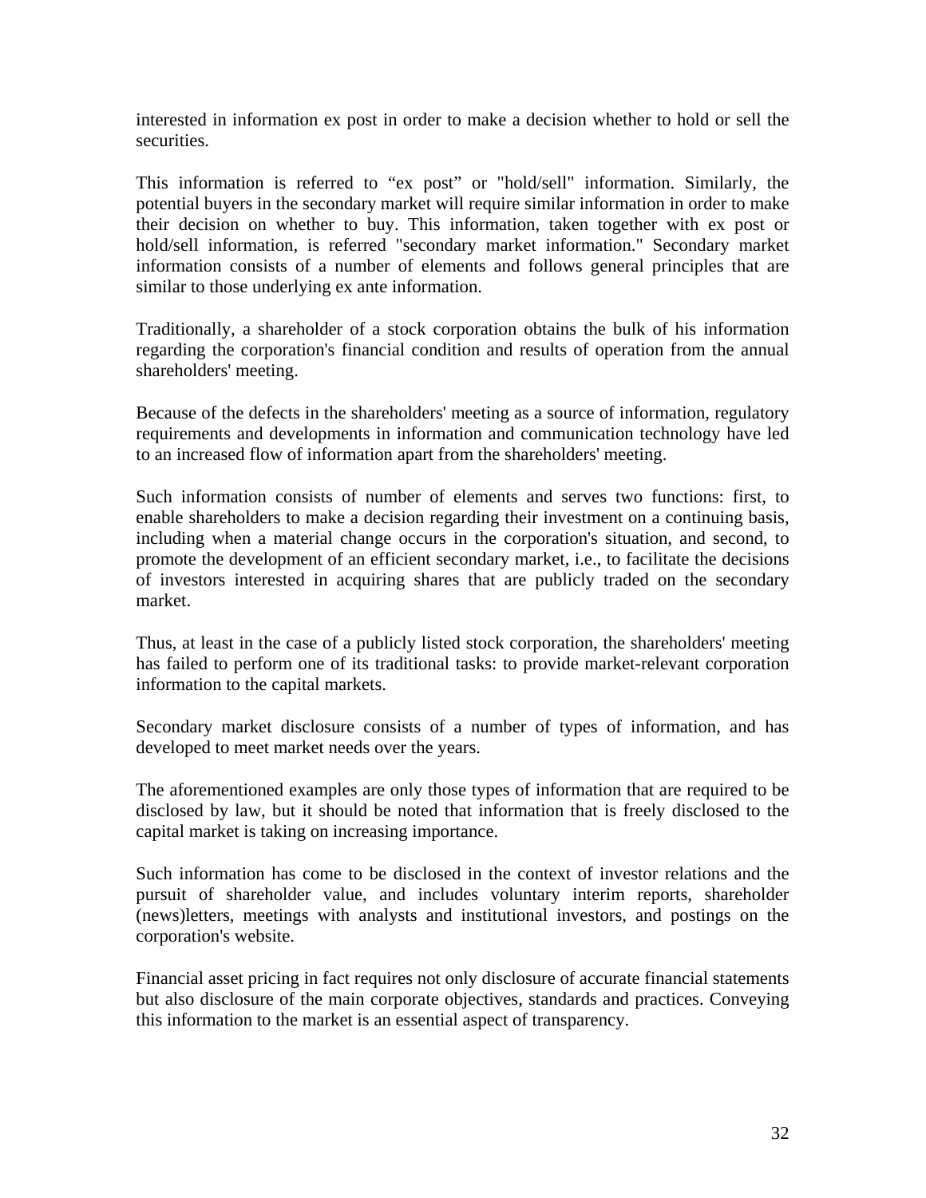interested in information ex post in order to make a decision whether to hold or sell the securities.

This information is referred to "ex post" or "hold/sell" information. Similarly, the potential buyers in the secondary market will require similar information in order to make their decision on whether to buy. This information, taken together with ex post or hold/sell information, is referred "secondary market information." Secondary market information consists of a number of elements and follows general principles that are similar to those underlying ex ante information.

Traditionally, a shareholder of a stock corporation obtains the bulk of his information regarding the corporation's financial condition and results of operation from the annual shareholders' meeting.

Because of the defects in the shareholders' meeting as a source of information, regulatory requirements and developments in information and communication technology have led to an increased flow of information apart from the shareholders' meeting.

Such information consists of number of elements and serves two functions: first, to enable shareholders to make a decision regarding their investment on a continuing basis, including when a material change occurs in the corporation's situation, and second, to promote the development of an efficient secondary market, i.e., to facilitate the decisions of investors interested in acquiring shares that are publicly traded on the secondary market.

Thus, at least in the case of a publicly listed stock corporation, the shareholders' meeting has failed to perform one of its traditional tasks: to provide market-relevant corporation information to the capital markets.

Secondary market disclosure consists of a number of types of information, and has developed to meet market needs over the years.

The aforementioned examples are only those types of information that are required to be disclosed by law, but it should be noted that information that is freely disclosed to the capital market is taking on increasing importance.

Such information has come to be disclosed in the context of investor relations and the pursuit of shareholder value, and includes voluntary interim reports, shareholder (news)letters, meetings with analysts and institutional investors, and postings on the corporation's website.

Financial asset pricing in fact requires not only disclosure of accurate financial statements but also disclosure of the main corporate objectives, standards and practices. Conveying this information to the market is an essential aspect of transparency.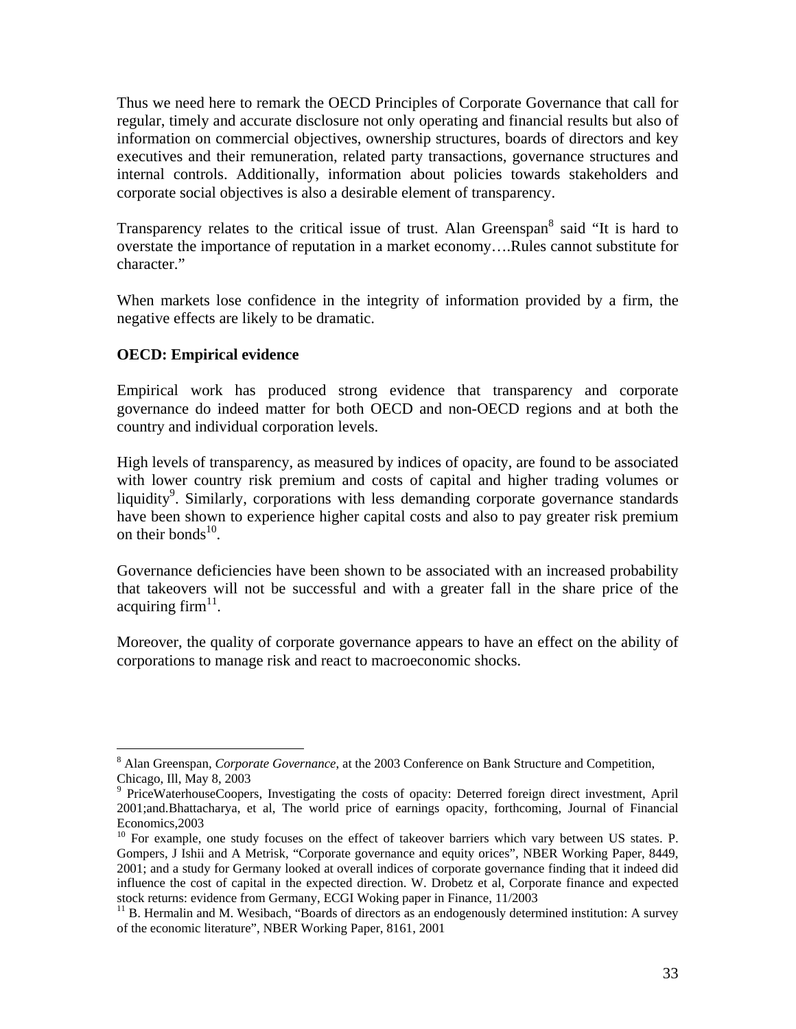Thus we need here to remark the OECD Principles of Corporate Governance that call for regular, timely and accurate disclosure not only operating and financial results but also of information on commercial objectives, ownership structures, boards of directors and key executives and their remuneration, related party transactions, governance structures and internal controls. Additionally, information about policies towards stakeholders and corporate social objectives is also a desirable element of transparency.

Transparency relates to the critical issue of trust. Alan Greenspan[8] said "It is hard to overstate the importance of reputation in a market economy….Rules cannot substitute for character."

When markets lose confidence in the integrity of information provided by a firm, the negative effects are likely to be dramatic.

**OECD: Empirical evidence**

Empirical work has produced strong evidence that transparency and corporate governance do indeed matter for both OECD and non-OECD regions and at both the country and individual corporation levels.

High levels of transparency, as measured by indices of opacity, are found to be associated with lower country risk premium and costs of capital and higher trading volumes or liquidity[9]. Similarly, corporations with less demanding corporate governance standards have been shown to experience higher capital costs and also to pay greater risk premium on their bonds[10].

Governance deficiencies have been shown to be associated with an increased probability that takeovers will not be successful and with a greater fall in the share price of the acquiring firm[11].

Moreover, the quality of corporate governance appears to have an effect on the ability of corporations to manage risk and react to macroeconomic shocks.

---

[8] Alan Greenspan, *Corporate Governance*, at the 2003 Conference on Bank Structure and Competition, Chicago, Ill, May 8, 2003

[9] PriceWaterhouseCoopers, Investigating the costs of opacity: Deterred foreign direct investment, April 2001;and.Bhattacharya, et al, The world price of earnings opacity, forthcoming, Journal of Financial Economics,2003

[10] For example, one study focuses on the effect of takeover barriers which vary between US states. P. Gompers, J Ishii and A Metrisk, "Corporate governance and equity orices", NBER Working Paper, 8449, 2001; and a study for Germany looked at overall indices of corporate governance finding that it indeed did influence the cost of capital in the expected direction. W. Drobetz et al, Corporate finance and expected stock returns: evidence from Germany, ECGI Woking paper in Finance, 11/2003

[11] B. Hermalin and M. Wesibach, "Boards of directors as an endogenously determined institution: A survey of the economic literature", NBER Working Paper, 8161, 2001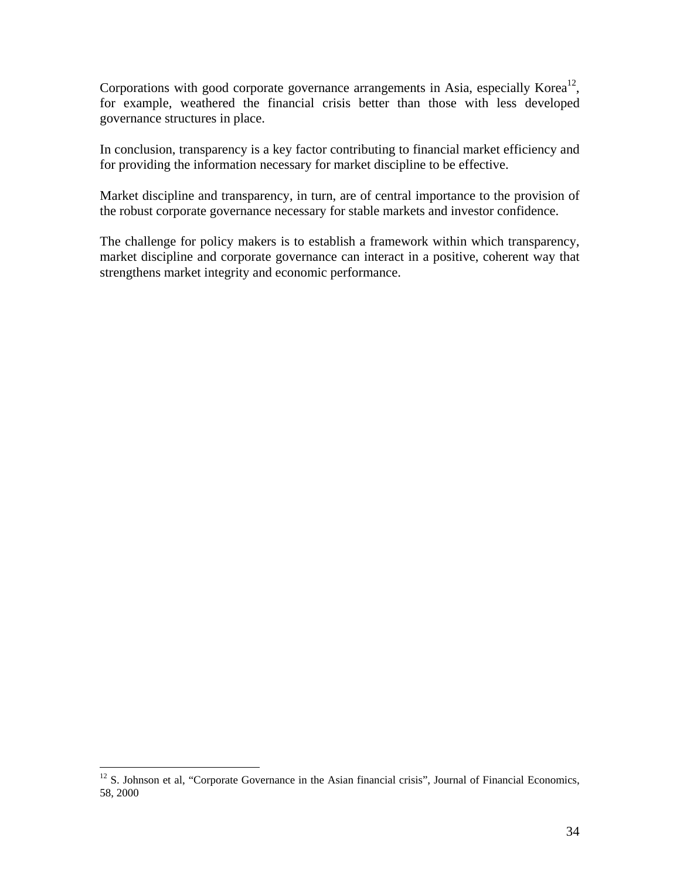Corporations with good corporate governance arrangements in Asia, especially Korea[12], for example, weathered the financial crisis better than those with less developed governance structures in place.

In conclusion, transparency is a key factor contributing to financial market efficiency and for providing the information necessary for market discipline to be effective.

Market discipline and transparency, in turn, are of central importance to the provision of the robust corporate governance necessary for stable markets and investor confidence.

The challenge for policy makers is to establish a framework within which transparency, market discipline and corporate governance can interact in a positive, coherent way that strengthens market integrity and economic performance.

---

[12] S. Johnson et al, "Corporate Governance in the Asian financial crisis", Journal of Financial Economics, 58, 2000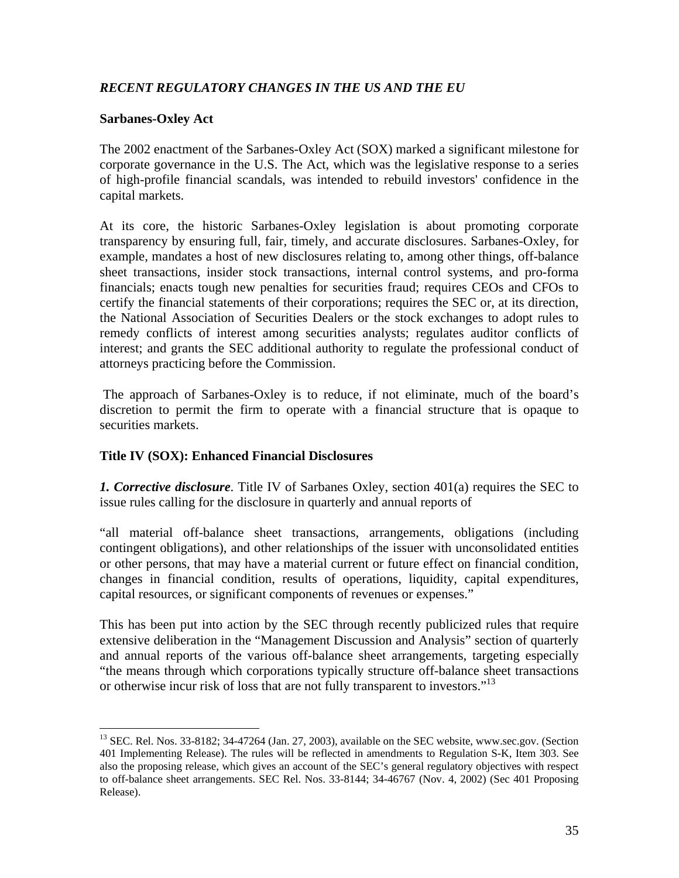## *RECENT REGULATORY CHANGES IN THE US AND THE EU*

### Sarbanes-Oxley Act

The 2002 enactment of the Sarbanes-Oxley Act (SOX) marked a significant milestone for corporate governance in the U.S. The Act, which was the legislative response to a series of high-profile financial scandals, was intended to rebuild investors' confidence in the capital markets.

At its core, the historic Sarbanes-Oxley legislation is about promoting corporate transparency by ensuring full, fair, timely, and accurate disclosures. Sarbanes-Oxley, for example, mandates a host of new disclosures relating to, among other things, off-balance sheet transactions, insider stock transactions, internal control systems, and pro-forma financials; enacts tough new penalties for securities fraud; requires CEOs and CFOs to certify the financial statements of their corporations; requires the SEC or, at its direction, the National Association of Securities Dealers or the stock exchanges to adopt rules to remedy conflicts of interest among securities analysts; regulates auditor conflicts of interest; and grants the SEC additional authority to regulate the professional conduct of attorneys practicing before the Commission.

The approach of Sarbanes-Oxley is to reduce, if not eliminate, much of the board's discretion to permit the firm to operate with a financial structure that is opaque to securities markets.

### Title IV (SOX): Enhanced Financial Disclosures

***1. Corrective disclosure***. Title IV of Sarbanes Oxley, section 401(a) requires the SEC to issue rules calling for the disclosure in quarterly and annual reports of

"all material off-balance sheet transactions, arrangements, obligations (including contingent obligations), and other relationships of the issuer with unconsolidated entities or other persons, that may have a material current or future effect on financial condition, changes in financial condition, results of operations, liquidity, capital expenditures, capital resources, or significant components of revenues or expenses."

This has been put into action by the SEC through recently publicized rules that require extensive deliberation in the "Management Discussion and Analysis" section of quarterly and annual reports of the various off-balance sheet arrangements, targeting especially "the means through which corporations typically structure off-balance sheet transactions or otherwise incur risk of loss that are not fully transparent to investors."[13]

---

[13] SEC. Rel. Nos. 33-8182; 34-47264 (Jan. 27, 2003), available on the SEC website, www.sec.gov. (Section 401 Implementing Release). The rules will be reflected in amendments to Regulation S-K, Item 303. See also the proposing release, which gives an account of the SEC's general regulatory objectives with respect to off-balance sheet arrangements. SEC Rel. Nos. 33-8144; 34-46767 (Nov. 4, 2002) (Sec 401 Proposing Release).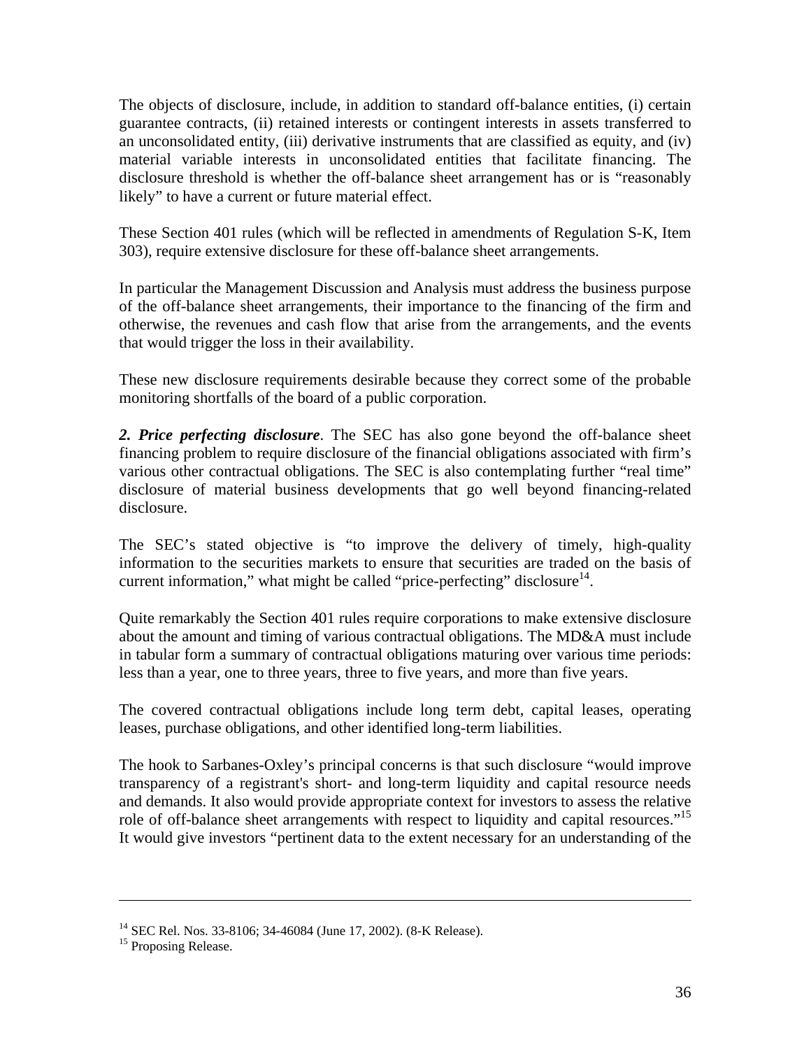The objects of disclosure, include, in addition to standard off-balance entities, (i) certain guarantee contracts, (ii) retained interests or contingent interests in assets transferred to an unconsolidated entity, (iii) derivative instruments that are classified as equity, and (iv) material variable interests in unconsolidated entities that facilitate financing. The disclosure threshold is whether the off-balance sheet arrangement has or is "reasonably likely" to have a current or future material effect.

These Section 401 rules (which will be reflected in amendments of Regulation S-K, Item 303), require extensive disclosure for these off-balance sheet arrangements.

In particular the Management Discussion and Analysis must address the business purpose of the off-balance sheet arrangements, their importance to the financing of the firm and otherwise, the revenues and cash flow that arise from the arrangements, and the events that would trigger the loss in their availability.

These new disclosure requirements desirable because they correct some of the probable monitoring shortfalls of the board of a public corporation.

***2. Price perfecting disclosure***. The SEC has also gone beyond the off-balance sheet financing problem to require disclosure of the financial obligations associated with firm's various other contractual obligations. The SEC is also contemplating further "real time" disclosure of material business developments that go well beyond financing-related disclosure.

The SEC's stated objective is "to improve the delivery of timely, high-quality information to the securities markets to ensure that securities are traded on the basis of current information," what might be called "price-perfecting" disclosure[14].

Quite remarkably the Section 401 rules require corporations to make extensive disclosure about the amount and timing of various contractual obligations. The MD&A must include in tabular form a summary of contractual obligations maturing over various time periods: less than a year, one to three years, three to five years, and more than five years.

The covered contractual obligations include long term debt, capital leases, operating leases, purchase obligations, and other identified long-term liabilities.

The hook to Sarbanes-Oxley's principal concerns is that such disclosure "would improve transparency of a registrant's short- and long-term liquidity and capital resource needs and demands. It also would provide appropriate context for investors to assess the relative role of off-balance sheet arrangements with respect to liquidity and capital resources."[15] It would give investors "pertinent data to the extent necessary for an understanding of the

---

[14] SEC Rel. Nos. 33-8106; 34-46084 (June 17, 2002). (8-K Release).

[15] Proposing Release.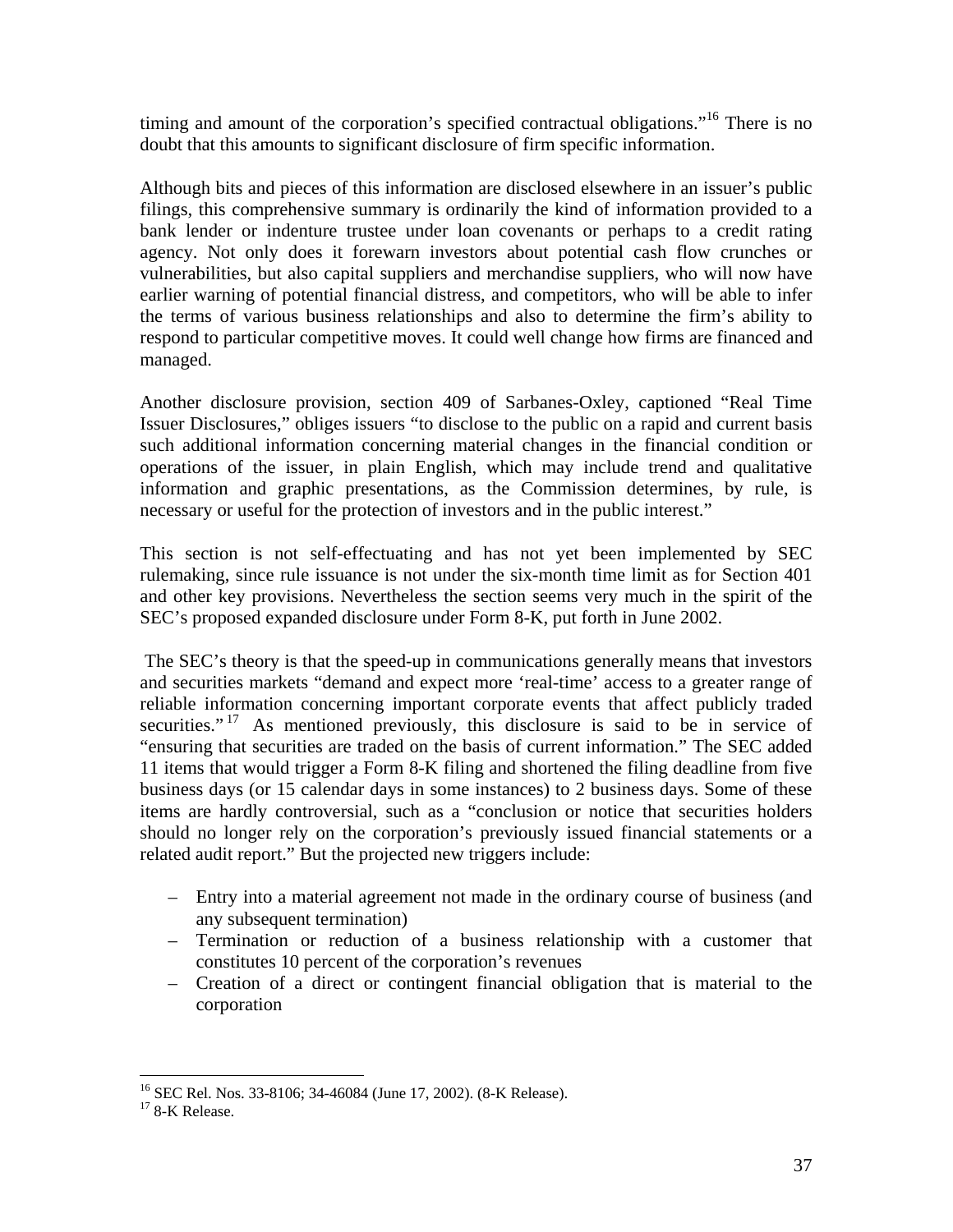timing and amount of the corporation's specified contractual obligations."[16] There is no doubt that this amounts to significant disclosure of firm specific information.

Although bits and pieces of this information are disclosed elsewhere in an issuer's public filings, this comprehensive summary is ordinarily the kind of information provided to a bank lender or indenture trustee under loan covenants or perhaps to a credit rating agency. Not only does it forewarn investors about potential cash flow crunches or vulnerabilities, but also capital suppliers and merchandise suppliers, who will now have earlier warning of potential financial distress, and competitors, who will be able to infer the terms of various business relationships and also to determine the firm's ability to respond to particular competitive moves. It could well change how firms are financed and managed.

Another disclosure provision, section 409 of Sarbanes-Oxley, captioned "Real Time Issuer Disclosures," obliges issuers "to disclose to the public on a rapid and current basis such additional information concerning material changes in the financial condition or operations of the issuer, in plain English, which may include trend and qualitative information and graphic presentations, as the Commission determines, by rule, is necessary or useful for the protection of investors and in the public interest."

This section is not self-effectuating and has not yet been implemented by SEC rulemaking, since rule issuance is not under the six-month time limit as for Section 401 and other key provisions. Nevertheless the section seems very much in the spirit of the SEC's proposed expanded disclosure under Form 8-K, put forth in June 2002.

The SEC's theory is that the speed-up in communications generally means that investors and securities markets "demand and expect more 'real-time' access to a greater range of reliable information concerning important corporate events that affect publicly traded securities."[17] As mentioned previously, this disclosure is said to be in service of "ensuring that securities are traded on the basis of current information." The SEC added 11 items that would trigger a Form 8-K filing and shortened the filing deadline from five business days (or 15 calendar days in some instances) to 2 business days. Some of these items are hardly controversial, such as a "conclusion or notice that securities holders should no longer rely on the corporation's previously issued financial statements or a related audit report." But the projected new triggers include:

- Entry into a material agreement not made in the ordinary course of business (and any subsequent termination)
- Termination or reduction of a business relationship with a customer that constitutes 10 percent of the corporation's revenues
- Creation of a direct or contingent financial obligation that is material to the corporation

---

[16] SEC Rel. Nos. 33-8106; 34-46084 (June 17, 2002). (8-K Release).

[17] 8-K Release.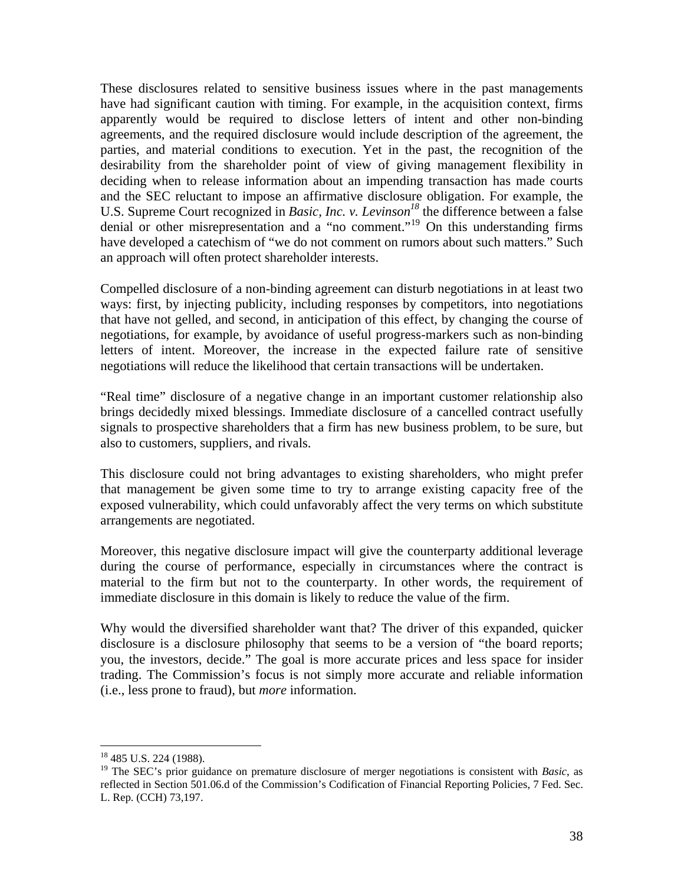These disclosures related to sensitive business issues where in the past managements have had significant caution with timing. For example, in the acquisition context, firms apparently would be required to disclose letters of intent and other non-binding agreements, and the required disclosure would include description of the agreement, the parties, and material conditions to execution. Yet in the past, the recognition of the desirability from the shareholder point of view of giving management flexibility in deciding when to release information about an impending transaction has made courts and the SEC reluctant to impose an affirmative disclosure obligation. For example, the U.S. Supreme Court recognized in *Basic, Inc. v. Levinson*[18] the difference between a false denial or other misrepresentation and a "no comment."[19] On this understanding firms have developed a catechism of "we do not comment on rumors about such matters." Such an approach will often protect shareholder interests.

Compelled disclosure of a non-binding agreement can disturb negotiations in at least two ways: first, by injecting publicity, including responses by competitors, into negotiations that have not gelled, and second, in anticipation of this effect, by changing the course of negotiations, for example, by avoidance of useful progress-markers such as non-binding letters of intent. Moreover, the increase in the expected failure rate of sensitive negotiations will reduce the likelihood that certain transactions will be undertaken.

"Real time" disclosure of a negative change in an important customer relationship also brings decidedly mixed blessings. Immediate disclosure of a cancelled contract usefully signals to prospective shareholders that a firm has new business problem, to be sure, but also to customers, suppliers, and rivals.

This disclosure could not bring advantages to existing shareholders, who might prefer that management be given some time to try to arrange existing capacity free of the exposed vulnerability, which could unfavorably affect the very terms on which substitute arrangements are negotiated.

Moreover, this negative disclosure impact will give the counterparty additional leverage during the course of performance, especially in circumstances where the contract is material to the firm but not to the counterparty. In other words, the requirement of immediate disclosure in this domain is likely to reduce the value of the firm.

Why would the diversified shareholder want that? The driver of this expanded, quicker disclosure is a disclosure philosophy that seems to be a version of "the board reports; you, the investors, decide." The goal is more accurate prices and less space for insider trading. The Commission's focus is not simply more accurate and reliable information (i.e., less prone to fraud), but *more* information.

---

[18] 485 U.S. 224 (1988).

[19] The SEC's prior guidance on premature disclosure of merger negotiations is consistent with *Basic*, as reflected in Section 501.06.d of the Commission's Codification of Financial Reporting Policies, 7 Fed. Sec. L. Rep. (CCH) 73,197.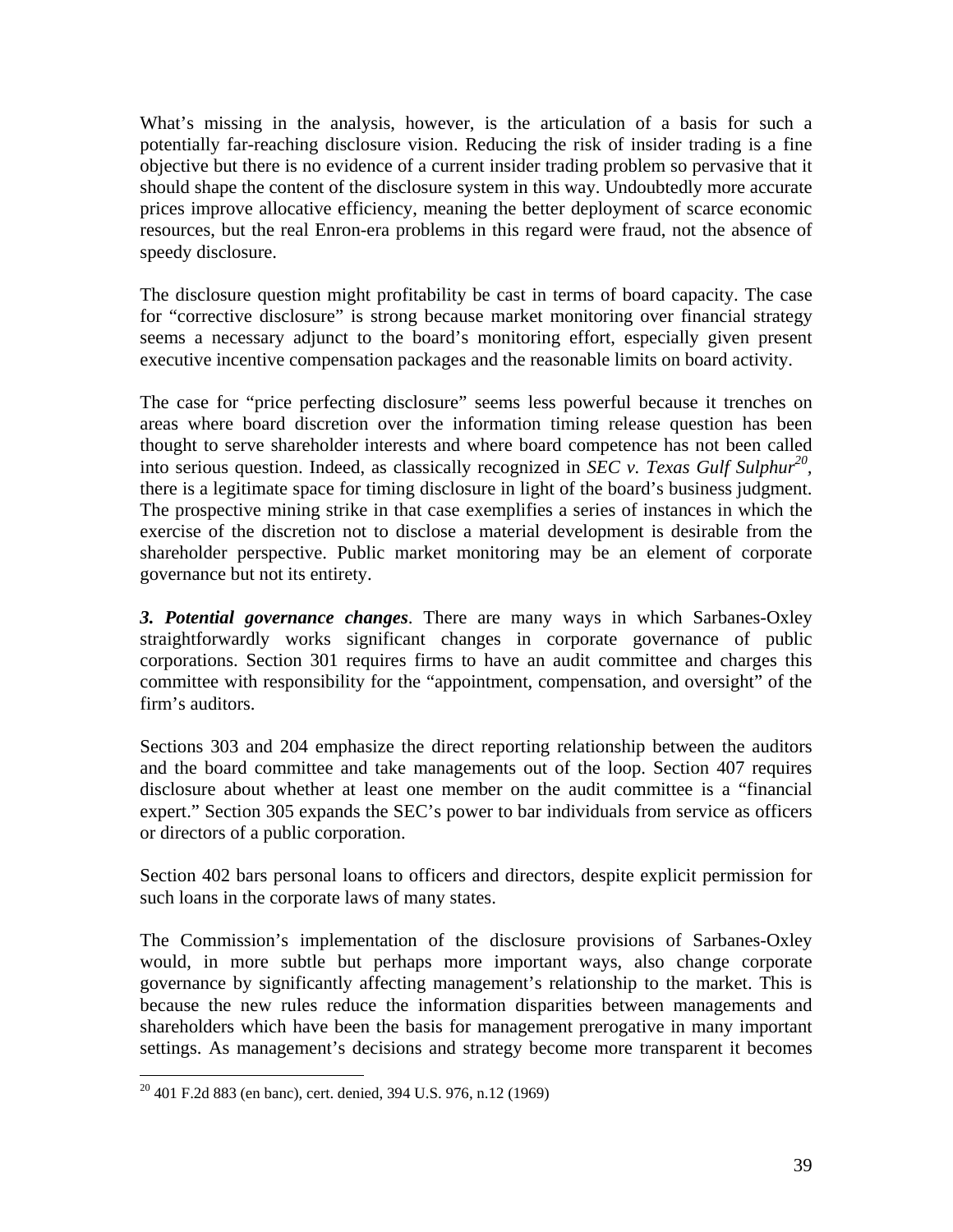What's missing in the analysis, however, is the articulation of a basis for such a potentially far-reaching disclosure vision. Reducing the risk of insider trading is a fine objective but there is no evidence of a current insider trading problem so pervasive that it should shape the content of the disclosure system in this way. Undoubtedly more accurate prices improve allocative efficiency, meaning the better deployment of scarce economic resources, but the real Enron-era problems in this regard were fraud, not the absence of speedy disclosure.

The disclosure question might profitability be cast in terms of board capacity. The case for "corrective disclosure" is strong because market monitoring over financial strategy seems a necessary adjunct to the board's monitoring effort, especially given present executive incentive compensation packages and the reasonable limits on board activity.

The case for "price perfecting disclosure" seems less powerful because it trenches on areas where board discretion over the information timing release question has been thought to serve shareholder interests and where board competence has not been called into serious question. Indeed, as classically recognized in *SEC v. Texas Gulf Sulphur*[20], there is a legitimate space for timing disclosure in light of the board's business judgment. The prospective mining strike in that case exemplifies a series of instances in which the exercise of the discretion not to disclose a material development is desirable from the shareholder perspective. Public market monitoring may be an element of corporate governance but not its entirety.

***3. Potential governance changes***. There are many ways in which Sarbanes-Oxley straightforwardly works significant changes in corporate governance of public corporations. Section 301 requires firms to have an audit committee and charges this committee with responsibility for the "appointment, compensation, and oversight" of the firm's auditors.

Sections 303 and 204 emphasize the direct reporting relationship between the auditors and the board committee and take managements out of the loop. Section 407 requires disclosure about whether at least one member on the audit committee is a "financial expert." Section 305 expands the SEC's power to bar individuals from service as officers or directors of a public corporation.

Section 402 bars personal loans to officers and directors, despite explicit permission for such loans in the corporate laws of many states.

The Commission's implementation of the disclosure provisions of Sarbanes-Oxley would, in more subtle but perhaps more important ways, also change corporate governance by significantly affecting management's relationship to the market. This is because the new rules reduce the information disparities between managements and shareholders which have been the basis for management prerogative in many important settings. As management's decisions and strategy become more transparent it becomes

---

[20] 401 F.2d 883 (en banc), cert. denied, 394 U.S. 976, n.12 (1969)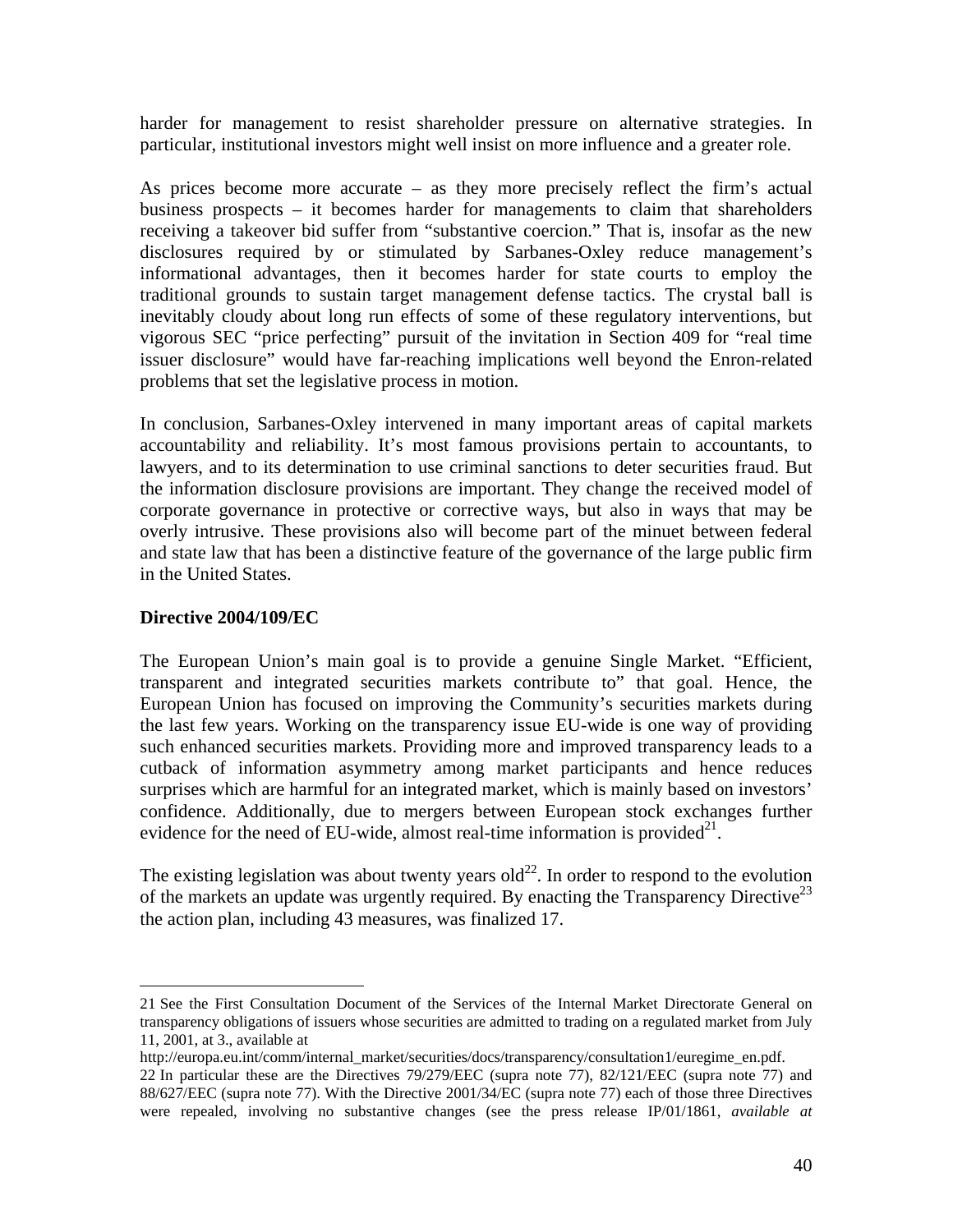harder for management to resist shareholder pressure on alternative strategies. In particular, institutional investors might well insist on more influence and a greater role.

As prices become more accurate – as they more precisely reflect the firm's actual business prospects – it becomes harder for managements to claim that shareholders receiving a takeover bid suffer from "substantive coercion." That is, insofar as the new disclosures required by or stimulated by Sarbanes-Oxley reduce management's informational advantages, then it becomes harder for state courts to employ the traditional grounds to sustain target management defense tactics. The crystal ball is inevitably cloudy about long run effects of some of these regulatory interventions, but vigorous SEC "price perfecting" pursuit of the invitation in Section 409 for "real time issuer disclosure" would have far-reaching implications well beyond the Enron-related problems that set the legislative process in motion.

In conclusion, Sarbanes-Oxley intervened in many important areas of capital markets accountability and reliability. It's most famous provisions pertain to accountants, to lawyers, and to its determination to use criminal sanctions to deter securities fraud. But the information disclosure provisions are important. They change the received model of corporate governance in protective or corrective ways, but also in ways that may be overly intrusive. These provisions also will become part of the minuet between federal and state law that has been a distinctive feature of the governance of the large public firm in the United States.

**Directive 2004/109/EC**

The European Union's main goal is to provide a genuine Single Market. "Efficient, transparent and integrated securities markets contribute to" that goal. Hence, the European Union has focused on improving the Community's securities markets during the last few years. Working on the transparency issue EU-wide is one way of providing such enhanced securities markets. Providing more and improved transparency leads to a cutback of information asymmetry among market participants and hence reduces surprises which are harmful for an integrated market, which is mainly based on investors' confidence. Additionally, due to mergers between European stock exchanges further evidence for the need of EU-wide, almost real-time information is provided[21].

The existing legislation was about twenty years old[22]. In order to respond to the evolution of the markets an update was urgently required. By enacting the Transparency Directive[23] the action plan, including 43 measures, was finalized 17.

---

21 See the First Consultation Document of the Services of the Internal Market Directorate General on transparency obligations of issuers whose securities are admitted to trading on a regulated market from July 11, 2001, at 3., available at
http://europa.eu.int/comm/internal_market/securities/docs/transparency/consultation1/euregime_en.pdf.

22 In particular these are the Directives 79/279/EEC (supra note 77), 82/121/EEC (supra note 77) and 88/627/EEC (supra note 77). With the Directive 2001/34/EC (supra note 77) each of those three Directives were repealed, involving no substantive changes (see the press release IP/01/1861, *available at*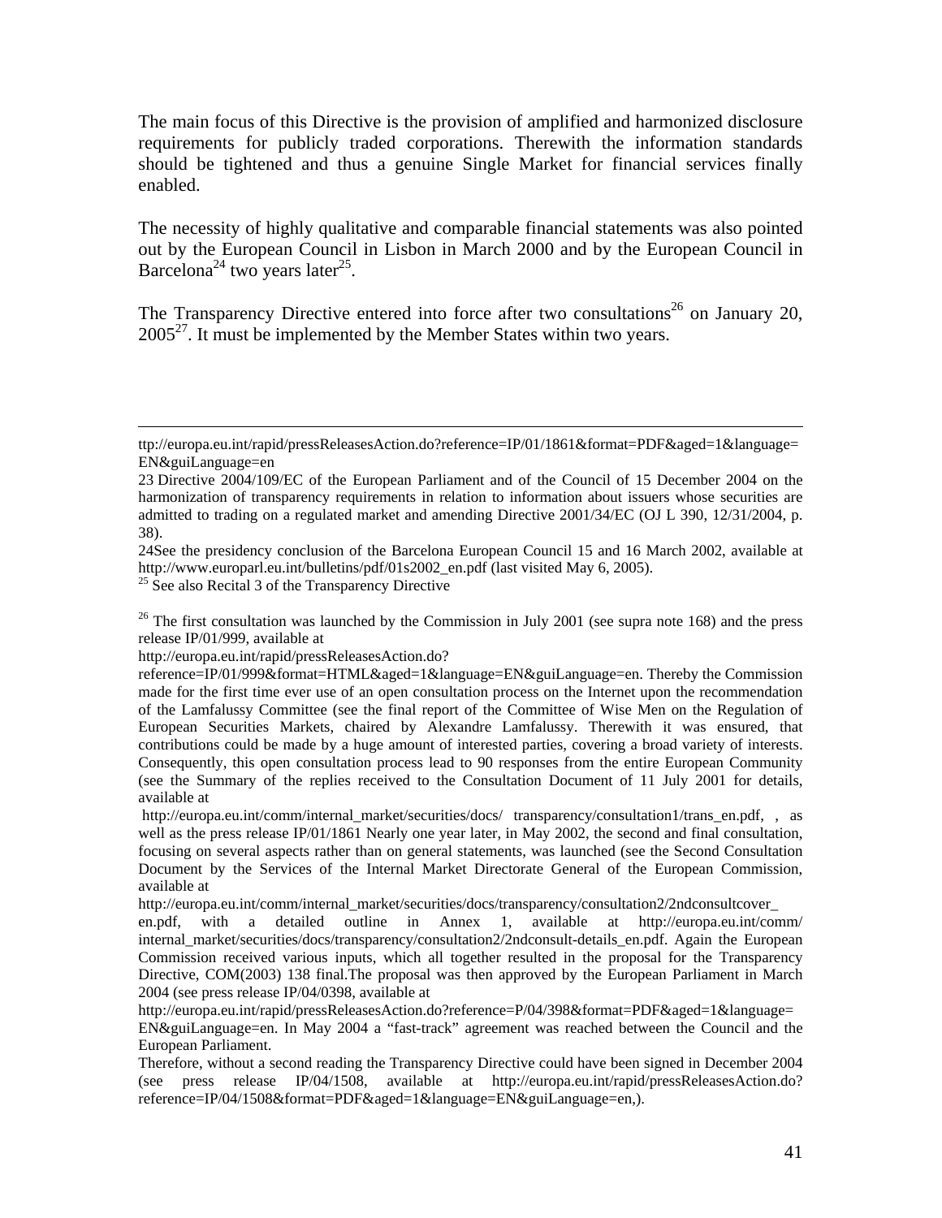The main focus of this Directive is the provision of amplified and harmonized disclosure requirements for publicly traded corporations. Therewith the information standards should be tightened and thus a genuine Single Market for financial services finally enabled.

The necessity of highly qualitative and comparable financial statements was also pointed out by the European Council in Lisbon in March 2000 and by the European Council in Barcelona[24] two years later[25].

The Transparency Directive entered into force after two consultations[26] on January 20, 2005[27]. It must be implemented by the Member States within two years.

---

ttp://europa.eu.int/rapid/pressReleasesAction.do?reference=IP/01/1861&format=PDF&aged=1&language=EN&guiLanguage=en

23 Directive 2004/109/EC of the European Parliament and of the Council of 15 December 2004 on the harmonization of transparency requirements in relation to information about issuers whose securities are admitted to trading on a regulated market and amending Directive 2001/34/EC (OJ L 390, 12/31/2004, p. 38).

24See the presidency conclusion of the Barcelona European Council 15 and 16 March 2002, available at http://www.europarl.eu.int/bulletins/pdf/01s2002_en.pdf (last visited May 6, 2005).

25 See also Recital 3 of the Transparency Directive

26 The first consultation was launched by the Commission in July 2001 (see supra note 168) and the press release IP/01/999, available at http://europa.eu.int/rapid/pressReleasesAction.do?reference=IP/01/999&format=HTML&aged=1&language=EN&guiLanguage=en. Thereby the Commission made for the first time ever use of an open consultation process on the Internet upon the recommendation of the Lamfalussy Committee (see the final report of the Committee of Wise Men on the Regulation of European Securities Markets, chaired by Alexandre Lamfalussy. Therewith it was ensured, that contributions could be made by a huge amount of interested parties, covering a broad variety of interests. Consequently, this open consultation process lead to 90 responses from the entire European Community (see the Summary of the replies received to the Consultation Document of 11 July 2001 for details, available at http://europa.eu.int/comm/internal_market/securities/docs/ transparency/consultation1/trans_en.pdf, , as well as the press release IP/01/1861 Nearly one year later, in May 2002, the second and final consultation, focusing on several aspects rather than on general statements, was launched (see the Second Consultation Document by the Services of the Internal Market Directorate General of the European Commission, available at http://europa.eu.int/comm/internal_market/securities/docs/transparency/consultation2/2ndconsultcover_en.pdf, with a detailed outline in Annex 1, available at http://europa.eu.int/comm/internal_market/securities/docs/transparency/consultation2/2ndconsult-details_en.pdf. Again the European Commission received various inputs, which all together resulted in the proposal for the Transparency Directive, COM(2003) 138 final.The proposal was then approved by the European Parliament in March 2004 (see press release IP/04/0398, available at http://europa.eu.int/rapid/pressReleasesAction.do?reference=P/04/398&format=PDF&aged=1&language=EN&guiLanguage=en. In May 2004 a "fast-track" agreement was reached between the Council and the European Parliament.

Therefore, without a second reading the Transparency Directive could have been signed in December 2004 (see press release IP/04/1508, available at http://europa.eu.int/rapid/pressReleasesAction.do?reference=IP/04/1508&format=PDF&aged=1&language=EN&guiLanguage=en,).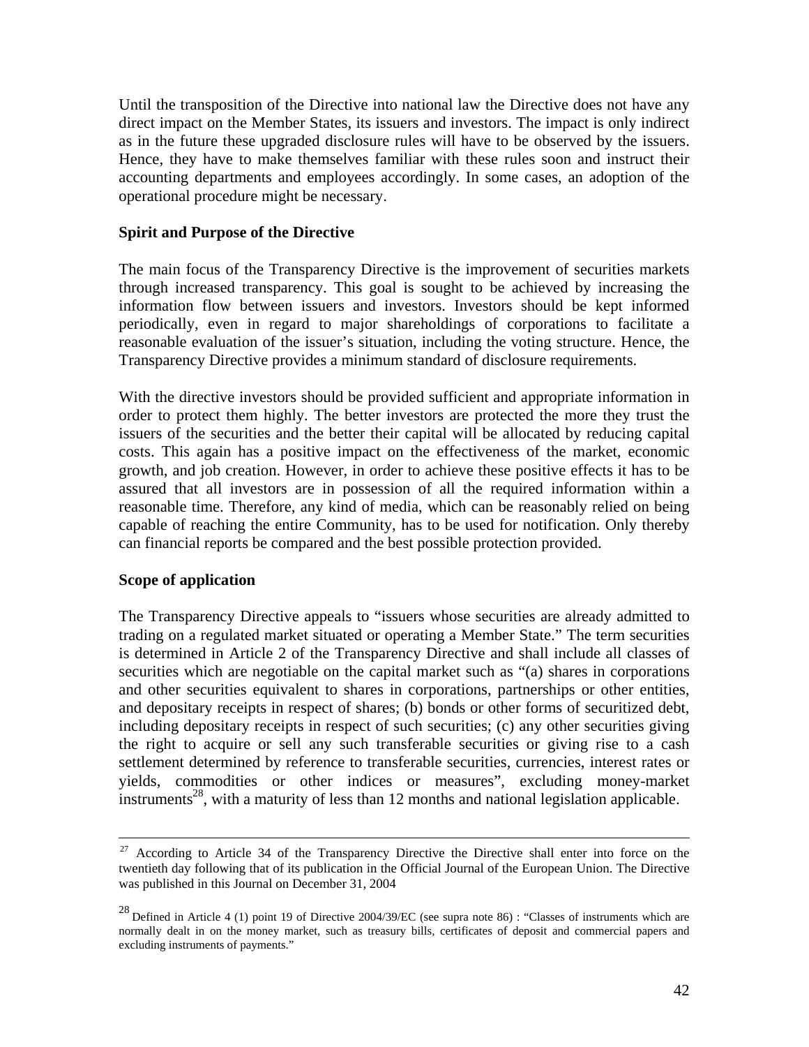Until the transposition of the Directive into national law the Directive does not have any direct impact on the Member States, its issuers and investors. The impact is only indirect as in the future these upgraded disclosure rules will have to be observed by the issuers. Hence, they have to make themselves familiar with these rules soon and instruct their accounting departments and employees accordingly. In some cases, an adoption of the operational procedure might be necessary.

**Spirit and Purpose of the Directive**

The main focus of the Transparency Directive is the improvement of securities markets through increased transparency. This goal is sought to be achieved by increasing the information flow between issuers and investors. Investors should be kept informed periodically, even in regard to major shareholdings of corporations to facilitate a reasonable evaluation of the issuer's situation, including the voting structure. Hence, the Transparency Directive provides a minimum standard of disclosure requirements.

With the directive investors should be provided sufficient and appropriate information in order to protect them highly. The better investors are protected the more they trust the issuers of the securities and the better their capital will be allocated by reducing capital costs. This again has a positive impact on the effectiveness of the market, economic growth, and job creation. However, in order to achieve these positive effects it has to be assured that all investors are in possession of all the required information within a reasonable time. Therefore, any kind of media, which can be reasonably relied on being capable of reaching the entire Community, has to be used for notification. Only thereby can financial reports be compared and the best possible protection provided.

**Scope of application**

The Transparency Directive appeals to "issuers whose securities are already admitted to trading on a regulated market situated or operating a Member State." The term securities is determined in Article 2 of the Transparency Directive and shall include all classes of securities which are negotiable on the capital market such as "(a) shares in corporations and other securities equivalent to shares in corporations, partnerships or other entities, and depositary receipts in respect of shares; (b) bonds or other forms of securitized debt, including depositary receipts in respect of such securities; (c) any other securities giving the right to acquire or sell any such transferable securities or giving rise to a cash settlement determined by reference to transferable securities, currencies, interest rates or yields, commodities or other indices or measures", excluding money-market instruments[28], with a maturity of less than 12 months and national legislation applicable.

---

[27] According to Article 34 of the Transparency Directive the Directive shall enter into force on the twentieth day following that of its publication in the Official Journal of the European Union. The Directive was published in this Journal on December 31, 2004

[28] Defined in Article 4 (1) point 19 of Directive 2004/39/EC (see supra note 86) : "Classes of instruments which are normally dealt in on the money market, such as treasury bills, certificates of deposit and commercial papers and excluding instruments of payments."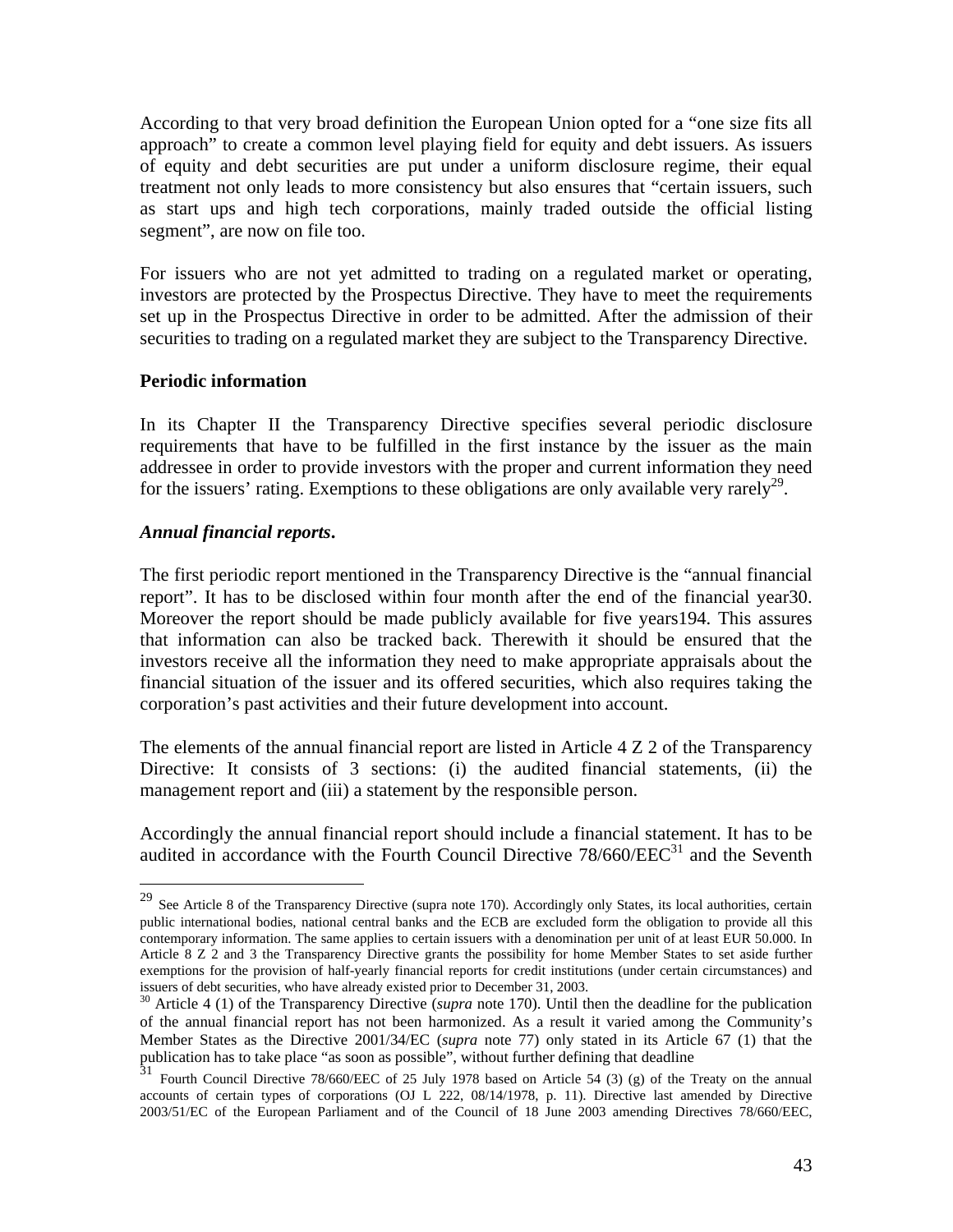According to that very broad definition the European Union opted for a "one size fits all approach" to create a common level playing field for equity and debt issuers. As issuers of equity and debt securities are put under a uniform disclosure regime, their equal treatment not only leads to more consistency but also ensures that "certain issuers, such as start ups and high tech corporations, mainly traded outside the official listing segment", are now on file too.

For issuers who are not yet admitted to trading on a regulated market or operating, investors are protected by the Prospectus Directive. They have to meet the requirements set up in the Prospectus Directive in order to be admitted. After the admission of their securities to trading on a regulated market they are subject to the Transparency Directive.

**Periodic information**

In its Chapter II the Transparency Directive specifies several periodic disclosure requirements that have to be fulfilled in the first instance by the issuer as the main addressee in order to provide investors with the proper and current information they need for the issuers' rating. Exemptions to these obligations are only available very rarely[29].

***Annual financial reports*.**

The first periodic report mentioned in the Transparency Directive is the "annual financial report". It has to be disclosed within four month after the end of the financial year30. Moreover the report should be made publicly available for five years194. This assures that information can also be tracked back. Therewith it should be ensured that the investors receive all the information they need to make appropriate appraisals about the financial situation of the issuer and its offered securities, which also requires taking the corporation's past activities and their future development into account.

The elements of the annual financial report are listed in Article 4 Z 2 of the Transparency Directive: It consists of 3 sections: (i) the audited financial statements, (ii) the management report and (iii) a statement by the responsible person.

Accordingly the annual financial report should include a financial statement. It has to be audited in accordance with the Fourth Council Directive 78/660/EEC[31] and the Seventh

---

[29] See Article 8 of the Transparency Directive (supra note 170). Accordingly only States, its local authorities, certain public international bodies, national central banks and the ECB are excluded form the obligation to provide all this contemporary information. The same applies to certain issuers with a denomination per unit of at least EUR 50.000. In Article 8 Z 2 and 3 the Transparency Directive grants the possibility for home Member States to set aside further exemptions for the provision of half-yearly financial reports for credit institutions (under certain circumstances) and issuers of debt securities, who have already existed prior to December 31, 2003.

[30] Article 4 (1) of the Transparency Directive (*supra* note 170). Until then the deadline for the publication of the annual financial report has not been harmonized. As a result it varied among the Community's Member States as the Directive 2001/34/EC (*supra* note 77) only stated in its Article 67 (1) that the publication has to take place "as soon as possible", without further defining that deadline

[31] Fourth Council Directive 78/660/EEC of 25 July 1978 based on Article 54 (3) (g) of the Treaty on the annual accounts of certain types of corporations (OJ L 222, 08/14/1978, p. 11). Directive last amended by Directive 2003/51/EC of the European Parliament and of the Council of 18 June 2003 amending Directives 78/660/EEC,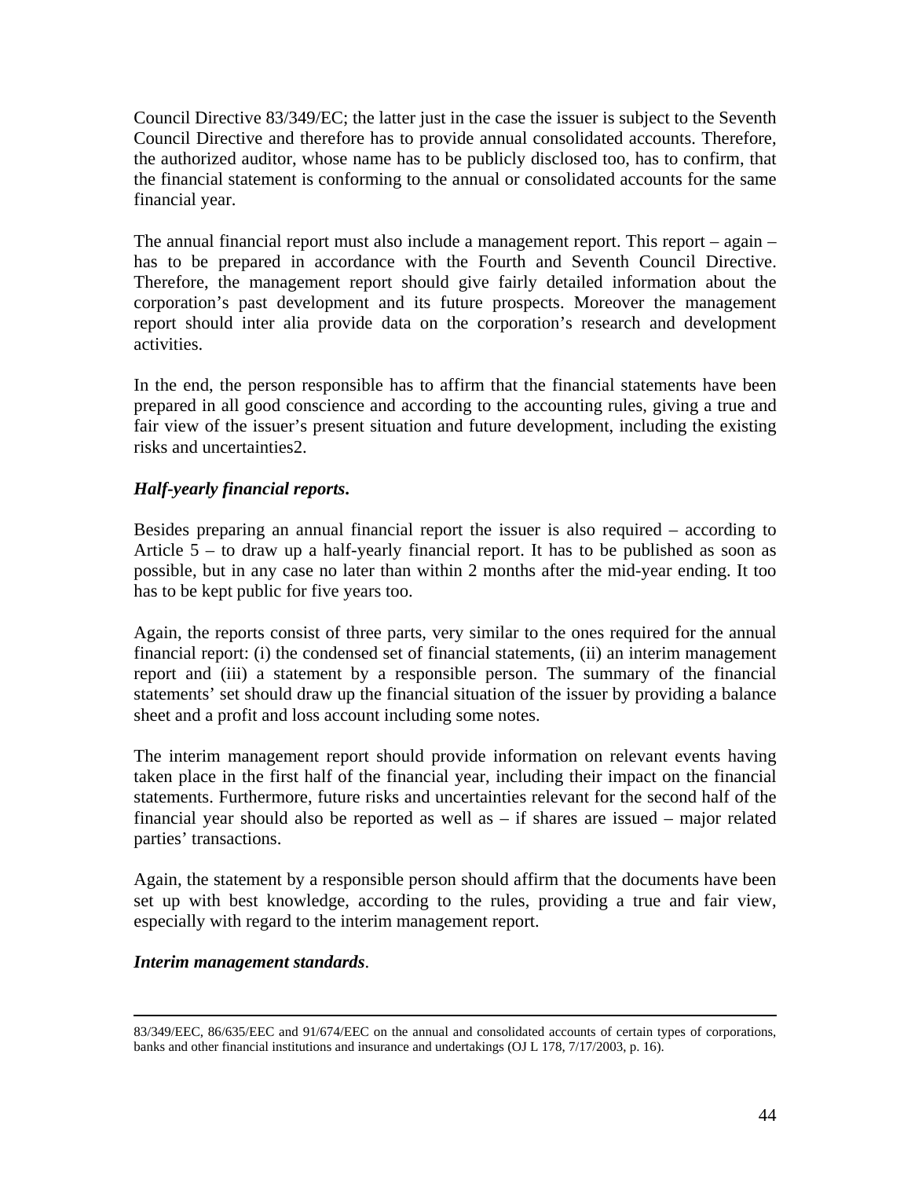Council Directive 83/349/EC; the latter just in the case the issuer is subject to the Seventh Council Directive and therefore has to provide annual consolidated accounts. Therefore, the authorized auditor, whose name has to be publicly disclosed too, has to confirm, that the financial statement is conforming to the annual or consolidated accounts for the same financial year.

The annual financial report must also include a management report. This report – again – has to be prepared in accordance with the Fourth and Seventh Council Directive. Therefore, the management report should give fairly detailed information about the corporation's past development and its future prospects. Moreover the management report should inter alia provide data on the corporation's research and development activities.

In the end, the person responsible has to affirm that the financial statements have been prepared in all good conscience and according to the accounting rules, giving a true and fair view of the issuer's present situation and future development, including the existing risks and uncertainties2.

***Half-yearly financial reports***.

Besides preparing an annual financial report the issuer is also required – according to Article 5 – to draw up a half-yearly financial report. It has to be published as soon as possible, but in any case no later than within 2 months after the mid-year ending. It too has to be kept public for five years too.

Again, the reports consist of three parts, very similar to the ones required for the annual financial report: (i) the condensed set of financial statements, (ii) an interim management report and (iii) a statement by a responsible person. The summary of the financial statements' set should draw up the financial situation of the issuer by providing a balance sheet and a profit and loss account including some notes.

The interim management report should provide information on relevant events having taken place in the first half of the financial year, including their impact on the financial statements. Furthermore, future risks and uncertainties relevant for the second half of the financial year should also be reported as well as – if shares are issued – major related parties' transactions.

Again, the statement by a responsible person should affirm that the documents have been set up with best knowledge, according to the rules, providing a true and fair view, especially with regard to the interim management report.

***Interim management standards***.

---

83/349/EEC, 86/635/EEC and 91/674/EEC on the annual and consolidated accounts of certain types of corporations, banks and other financial institutions and insurance and undertakings (OJ L 178, 7/17/2003, p. 16).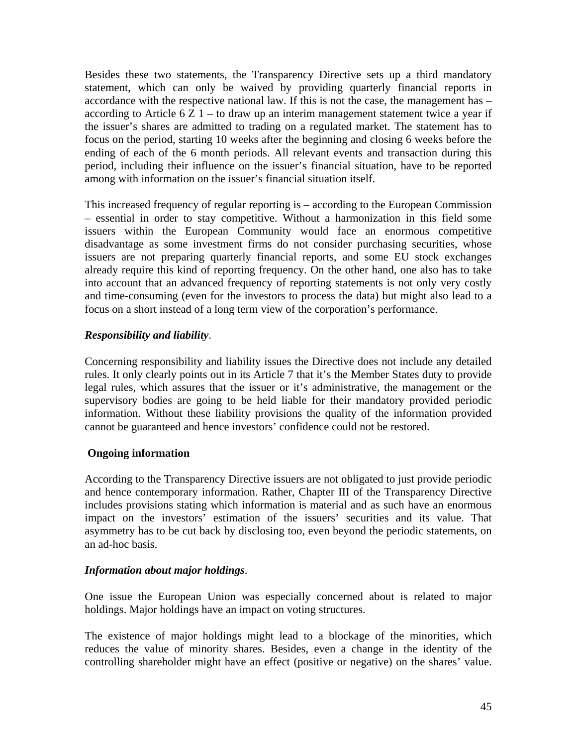Besides these two statements, the Transparency Directive sets up a third mandatory statement, which can only be waived by providing quarterly financial reports in accordance with the respective national law. If this is not the case, the management has – according to Article 6 Z 1 – to draw up an interim management statement twice a year if the issuer's shares are admitted to trading on a regulated market. The statement has to focus on the period, starting 10 weeks after the beginning and closing 6 weeks before the ending of each of the 6 month periods. All relevant events and transaction during this period, including their influence on the issuer's financial situation, have to be reported among with information on the issuer's financial situation itself.

This increased frequency of regular reporting is – according to the European Commission – essential in order to stay competitive. Without a harmonization in this field some issuers within the European Community would face an enormous competitive disadvantage as some investment firms do not consider purchasing securities, whose issuers are not preparing quarterly financial reports, and some EU stock exchanges already require this kind of reporting frequency. On the other hand, one also has to take into account that an advanced frequency of reporting statements is not only very costly and time-consuming (even for the investors to process the data) but might also lead to a focus on a short instead of a long term view of the corporation's performance.

***Responsibility and liability***.

Concerning responsibility and liability issues the Directive does not include any detailed rules. It only clearly points out in its Article 7 that it's the Member States duty to provide legal rules, which assures that the issuer or it's administrative, the management or the supervisory bodies are going to be held liable for their mandatory provided periodic information. Without these liability provisions the quality of the information provided cannot be guaranteed and hence investors' confidence could not be restored.

**Ongoing information**

According to the Transparency Directive issuers are not obligated to just provide periodic and hence contemporary information. Rather, Chapter III of the Transparency Directive includes provisions stating which information is material and as such have an enormous impact on the investors' estimation of the issuers' securities and its value. That asymmetry has to be cut back by disclosing too, even beyond the periodic statements, on an ad-hoc basis.

***Information about major holdings***.

One issue the European Union was especially concerned about is related to major holdings. Major holdings have an impact on voting structures.

The existence of major holdings might lead to a blockage of the minorities, which reduces the value of minority shares. Besides, even a change in the identity of the controlling shareholder might have an effect (positive or negative) on the shares' value.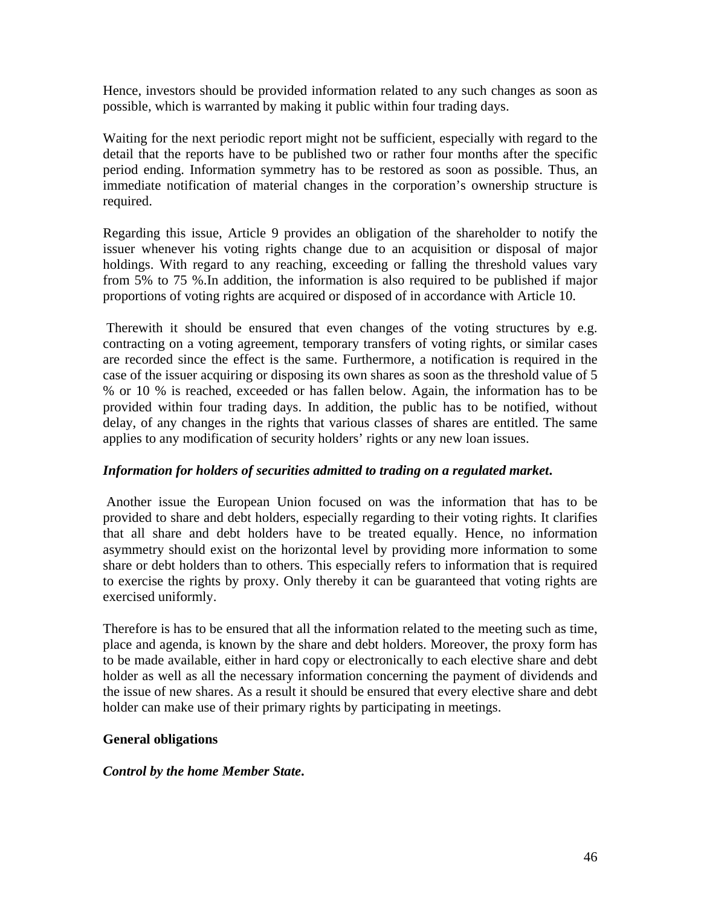Hence, investors should be provided information related to any such changes as soon as possible, which is warranted by making it public within four trading days.

Waiting for the next periodic report might not be sufficient, especially with regard to the detail that the reports have to be published two or rather four months after the specific period ending. Information symmetry has to be restored as soon as possible. Thus, an immediate notification of material changes in the corporation's ownership structure is required.

Regarding this issue, Article 9 provides an obligation of the shareholder to notify the issuer whenever his voting rights change due to an acquisition or disposal of major holdings. With regard to any reaching, exceeding or falling the threshold values vary from 5% to 75 %.In addition, the information is also required to be published if major proportions of voting rights are acquired or disposed of in accordance with Article 10.

Therewith it should be ensured that even changes of the voting structures by e.g. contracting on a voting agreement, temporary transfers of voting rights, or similar cases are recorded since the effect is the same. Furthermore, a notification is required in the case of the issuer acquiring or disposing its own shares as soon as the threshold value of 5 % or 10 % is reached, exceeded or has fallen below. Again, the information has to be provided within four trading days. In addition, the public has to be notified, without delay, of any changes in the rights that various classes of shares are entitled. The same applies to any modification of security holders' rights or any new loan issues.

***Information for holders of securities admitted to trading on a regulated market*.**

Another issue the European Union focused on was the information that has to be provided to share and debt holders, especially regarding to their voting rights. It clarifies that all share and debt holders have to be treated equally. Hence, no information asymmetry should exist on the horizontal level by providing more information to some share or debt holders than to others. This especially refers to information that is required to exercise the rights by proxy. Only thereby it can be guaranteed that voting rights are exercised uniformly.

Therefore is has to be ensured that all the information related to the meeting such as time, place and agenda, is known by the share and debt holders. Moreover, the proxy form has to be made available, either in hard copy or electronically to each elective share and debt holder as well as all the necessary information concerning the payment of dividends and the issue of new shares. As a result it should be ensured that every elective share and debt holder can make use of their primary rights by participating in meetings.

**General obligations**

***Control by the home Member State*.**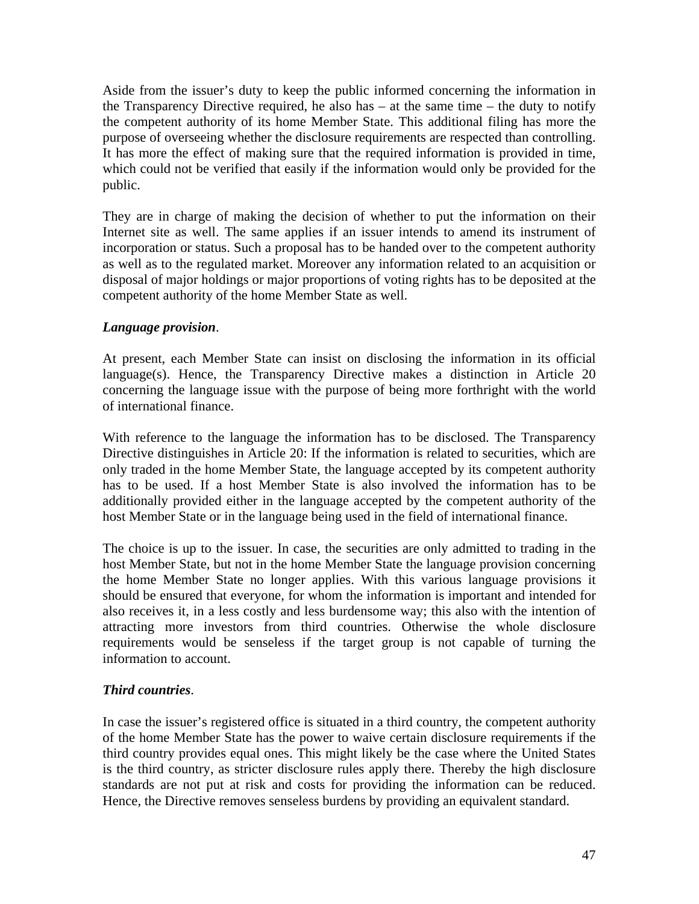Aside from the issuer's duty to keep the public informed concerning the information in the Transparency Directive required, he also has – at the same time – the duty to notify the competent authority of its home Member State. This additional filing has more the purpose of overseeing whether the disclosure requirements are respected than controlling. It has more the effect of making sure that the required information is provided in time, which could not be verified that easily if the information would only be provided for the public.

They are in charge of making the decision of whether to put the information on their Internet site as well. The same applies if an issuer intends to amend its instrument of incorporation or status. Such a proposal has to be handed over to the competent authority as well as to the regulated market. Moreover any information related to an acquisition or disposal of major holdings or major proportions of voting rights has to be deposited at the competent authority of the home Member State as well.

***Language provision***.

At present, each Member State can insist on disclosing the information in its official language(s). Hence, the Transparency Directive makes a distinction in Article 20 concerning the language issue with the purpose of being more forthright with the world of international finance.

With reference to the language the information has to be disclosed. The Transparency Directive distinguishes in Article 20: If the information is related to securities, which are only traded in the home Member State, the language accepted by its competent authority has to be used. If a host Member State is also involved the information has to be additionally provided either in the language accepted by the competent authority of the host Member State or in the language being used in the field of international finance.

The choice is up to the issuer. In case, the securities are only admitted to trading in the host Member State, but not in the home Member State the language provision concerning the home Member State no longer applies. With this various language provisions it should be ensured that everyone, for whom the information is important and intended for also receives it, in a less costly and less burdensome way; this also with the intention of attracting more investors from third countries. Otherwise the whole disclosure requirements would be senseless if the target group is not capable of turning the information to account.

***Third countries***.

In case the issuer's registered office is situated in a third country, the competent authority of the home Member State has the power to waive certain disclosure requirements if the third country provides equal ones. This might likely be the case where the United States is the third country, as stricter disclosure rules apply there. Thereby the high disclosure standards are not put at risk and costs for providing the information can be reduced. Hence, the Directive removes senseless burdens by providing an equivalent standard.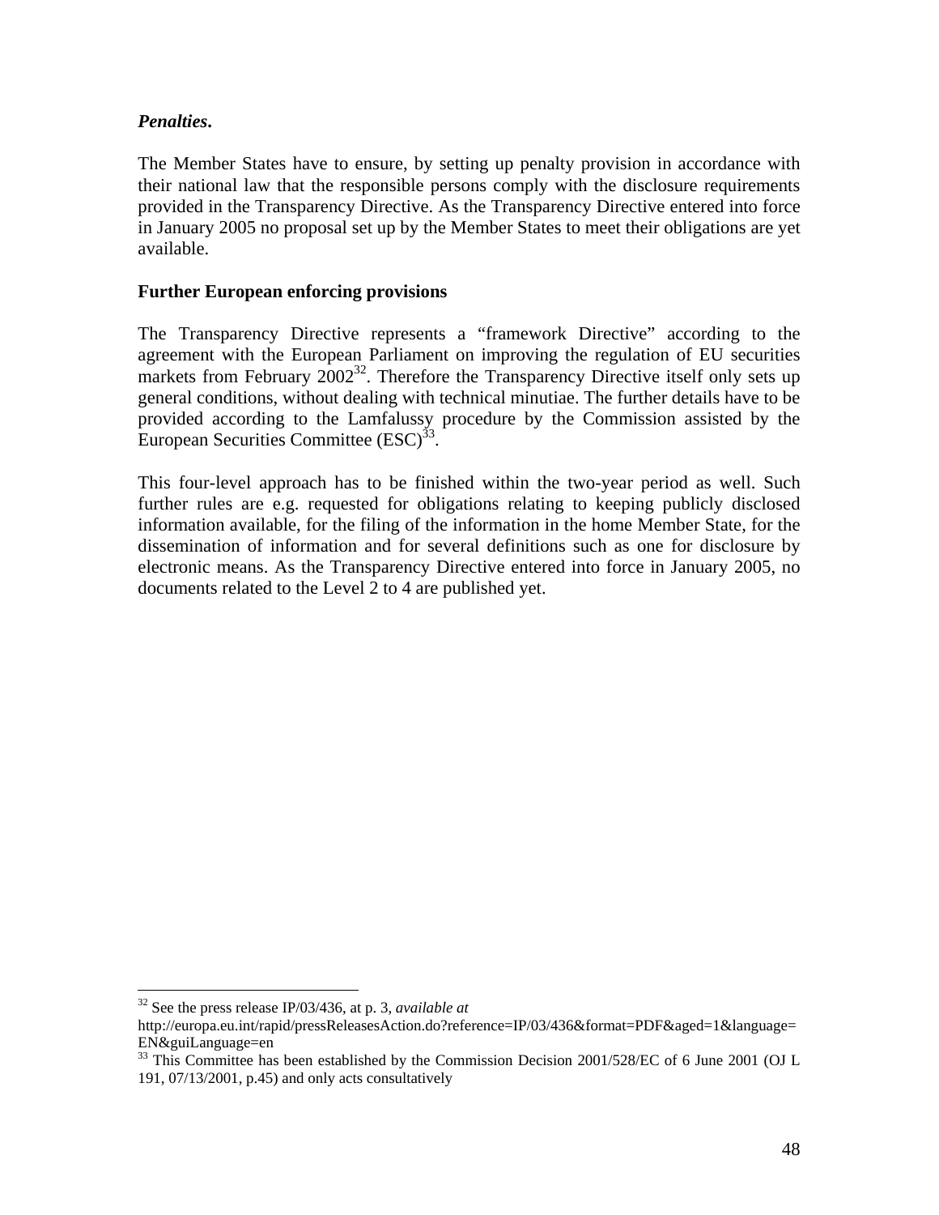***Penalties*.**

The Member States have to ensure, by setting up penalty provision in accordance with their national law that the responsible persons comply with the disclosure requirements provided in the Transparency Directive. As the Transparency Directive entered into force in January 2005 no proposal set up by the Member States to meet their obligations are yet available.

**Further European enforcing provisions**

The Transparency Directive represents a "framework Directive" according to the agreement with the European Parliament on improving the regulation of EU securities markets from February 2002[32]. Therefore the Transparency Directive itself only sets up general conditions, without dealing with technical minutiae. The further details have to be provided according to the Lamfalussy procedure by the Commission assisted by the European Securities Committee (ESC)[33].

This four-level approach has to be finished within the two-year period as well. Such further rules are e.g. requested for obligations relating to keeping publicly disclosed information available, for the filing of the information in the home Member State, for the dissemination of information and for several definitions such as one for disclosure by electronic means. As the Transparency Directive entered into force in January 2005, no documents related to the Level 2 to 4 are published yet.

---

[32] See the press release IP/03/436, at p. 3, *available at* http://europa.eu.int/rapid/pressReleasesAction.do?reference=IP/03/436&format=PDF&aged=1&language=EN&guiLanguage=en

[33] This Committee has been established by the Commission Decision 2001/528/EC of 6 June 2001 (OJ L 191, 07/13/2001, p.45) and only acts consultatively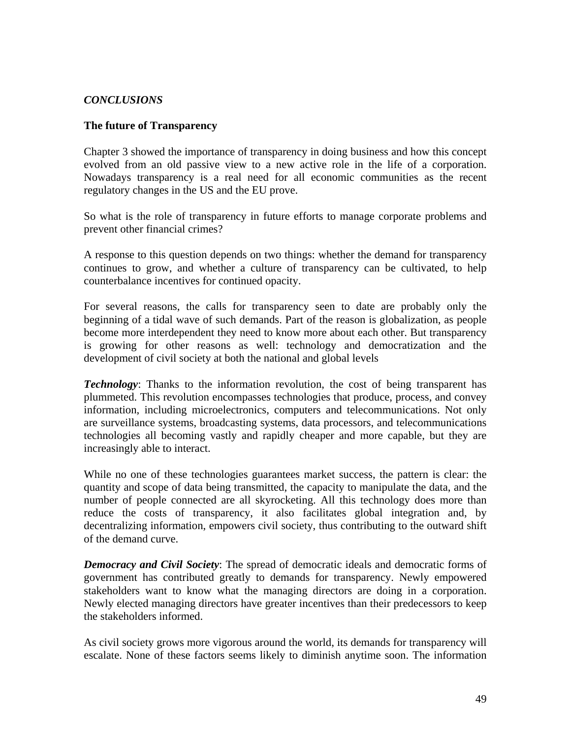***CONCLUSIONS***

**The future of Transparency**

Chapter 3 showed the importance of transparency in doing business and how this concept evolved from an old passive view to a new active role in the life of a corporation. Nowadays transparency is a real need for all economic communities as the recent regulatory changes in the US and the EU prove.

So what is the role of transparency in future efforts to manage corporate problems and prevent other financial crimes?

A response to this question depends on two things: whether the demand for transparency continues to grow, and whether a culture of transparency can be cultivated, to help counterbalance incentives for continued opacity.

For several reasons, the calls for transparency seen to date are probably only the beginning of a tidal wave of such demands. Part of the reason is globalization, as people become more interdependent they need to know more about each other. But transparency is growing for other reasons as well: technology and democratization and the development of civil society at both the national and global levels

***Technology***: Thanks to the information revolution, the cost of being transparent has plummeted. This revolution encompasses technologies that produce, process, and convey information, including microelectronics, computers and telecommunications. Not only are surveillance systems, broadcasting systems, data processors, and telecommunications technologies all becoming vastly and rapidly cheaper and more capable, but they are increasingly able to interact.

While no one of these technologies guarantees market success, the pattern is clear: the quantity and scope of data being transmitted, the capacity to manipulate the data, and the number of people connected are all skyrocketing. All this technology does more than reduce the costs of transparency, it also facilitates global integration and, by decentralizing information, empowers civil society, thus contributing to the outward shift of the demand curve.

***Democracy and Civil Society***: The spread of democratic ideals and democratic forms of government has contributed greatly to demands for transparency. Newly empowered stakeholders want to know what the managing directors are doing in a corporation. Newly elected managing directors have greater incentives than their predecessors to keep the stakeholders informed.

As civil society grows more vigorous around the world, its demands for transparency will escalate. None of these factors seems likely to diminish anytime soon. The information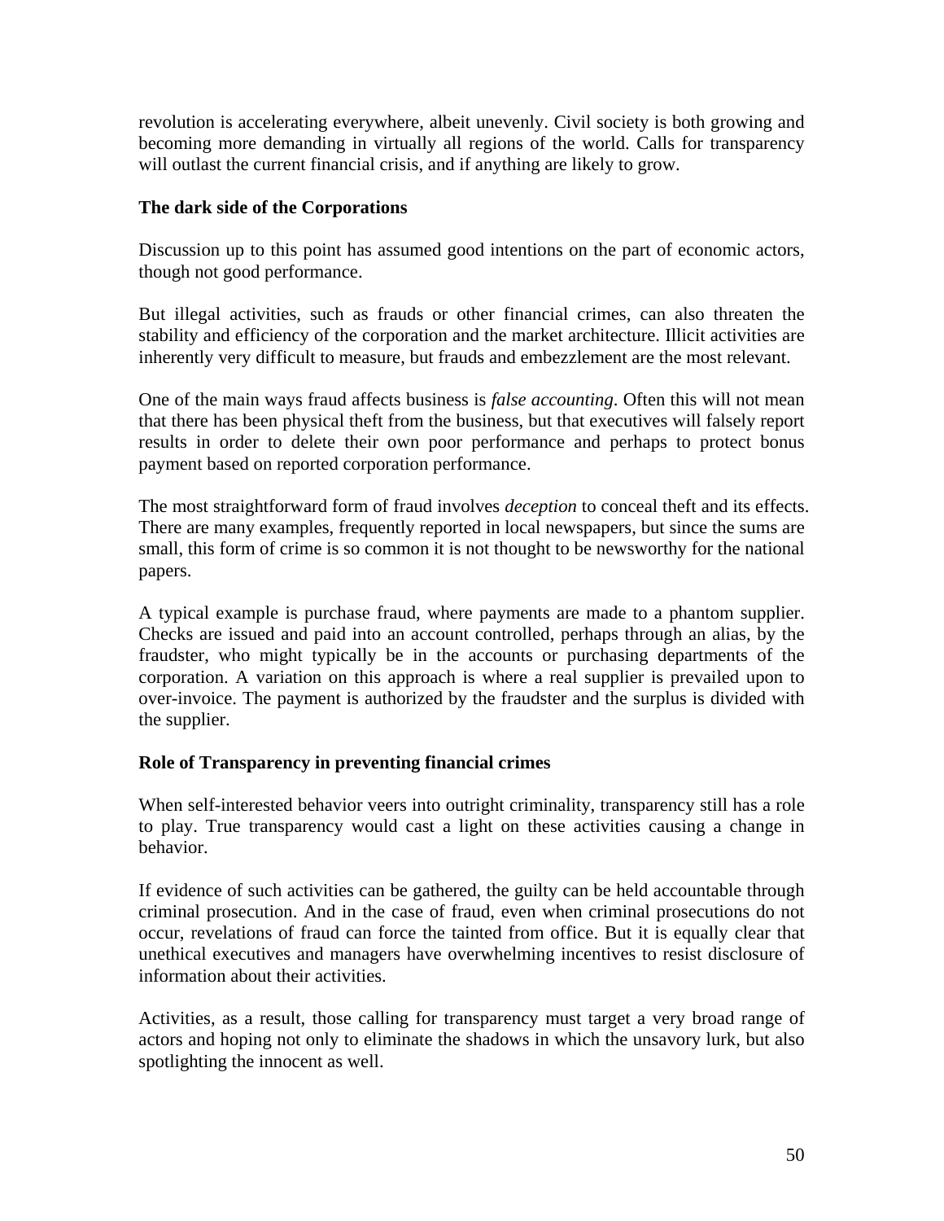revolution is accelerating everywhere, albeit unevenly. Civil society is both growing and becoming more demanding in virtually all regions of the world. Calls for transparency will outlast the current financial crisis, and if anything are likely to grow.

**The dark side of the Corporations**

Discussion up to this point has assumed good intentions on the part of economic actors, though not good performance.

But illegal activities, such as frauds or other financial crimes, can also threaten the stability and efficiency of the corporation and the market architecture. Illicit activities are inherently very difficult to measure, but frauds and embezzlement are the most relevant.

One of the main ways fraud affects business is *false accounting*. Often this will not mean that there has been physical theft from the business, but that executives will falsely report results in order to delete their own poor performance and perhaps to protect bonus payment based on reported corporation performance.

The most straightforward form of fraud involves *deception* to conceal theft and its effects. There are many examples, frequently reported in local newspapers, but since the sums are small, this form of crime is so common it is not thought to be newsworthy for the national papers.

A typical example is purchase fraud, where payments are made to a phantom supplier. Checks are issued and paid into an account controlled, perhaps through an alias, by the fraudster, who might typically be in the accounts or purchasing departments of the corporation. A variation on this approach is where a real supplier is prevailed upon to over-invoice. The payment is authorized by the fraudster and the surplus is divided with the supplier.

**Role of Transparency in preventing financial crimes**

When self-interested behavior veers into outright criminality, transparency still has a role to play. True transparency would cast a light on these activities causing a change in behavior.

If evidence of such activities can be gathered, the guilty can be held accountable through criminal prosecution. And in the case of fraud, even when criminal prosecutions do not occur, revelations of fraud can force the tainted from office. But it is equally clear that unethical executives and managers have overwhelming incentives to resist disclosure of information about their activities.

Activities, as a result, those calling for transparency must target a very broad range of actors and hoping not only to eliminate the shadows in which the unsavory lurk, but also spotlighting the innocent as well.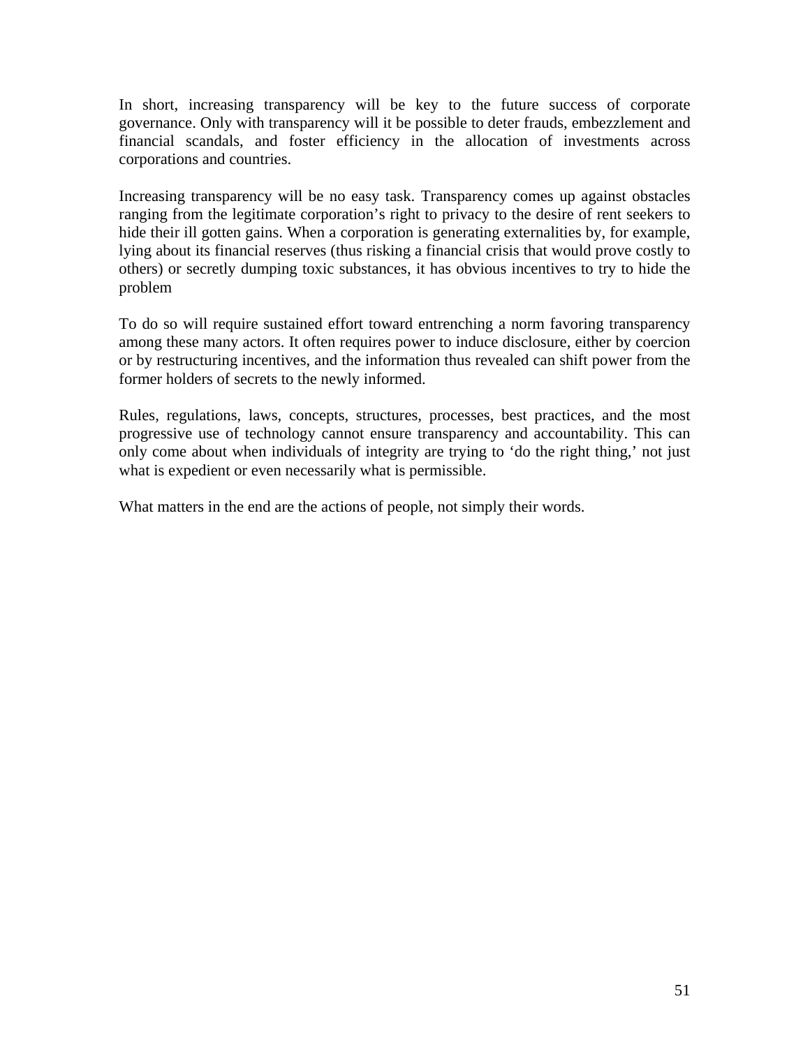In short, increasing transparency will be key to the future success of corporate governance. Only with transparency will it be possible to deter frauds, embezzlement and financial scandals, and foster efficiency in the allocation of investments across corporations and countries.

Increasing transparency will be no easy task. Transparency comes up against obstacles ranging from the legitimate corporation's right to privacy to the desire of rent seekers to hide their ill gotten gains. When a corporation is generating externalities by, for example, lying about its financial reserves (thus risking a financial crisis that would prove costly to others) or secretly dumping toxic substances, it has obvious incentives to try to hide the problem

To do so will require sustained effort toward entrenching a norm favoring transparency among these many actors. It often requires power to induce disclosure, either by coercion or by restructuring incentives, and the information thus revealed can shift power from the former holders of secrets to the newly informed.

Rules, regulations, laws, concepts, structures, processes, best practices, and the most progressive use of technology cannot ensure transparency and accountability. This can only come about when individuals of integrity are trying to 'do the right thing,' not just what is expedient or even necessarily what is permissible.

What matters in the end are the actions of people, not simply their words.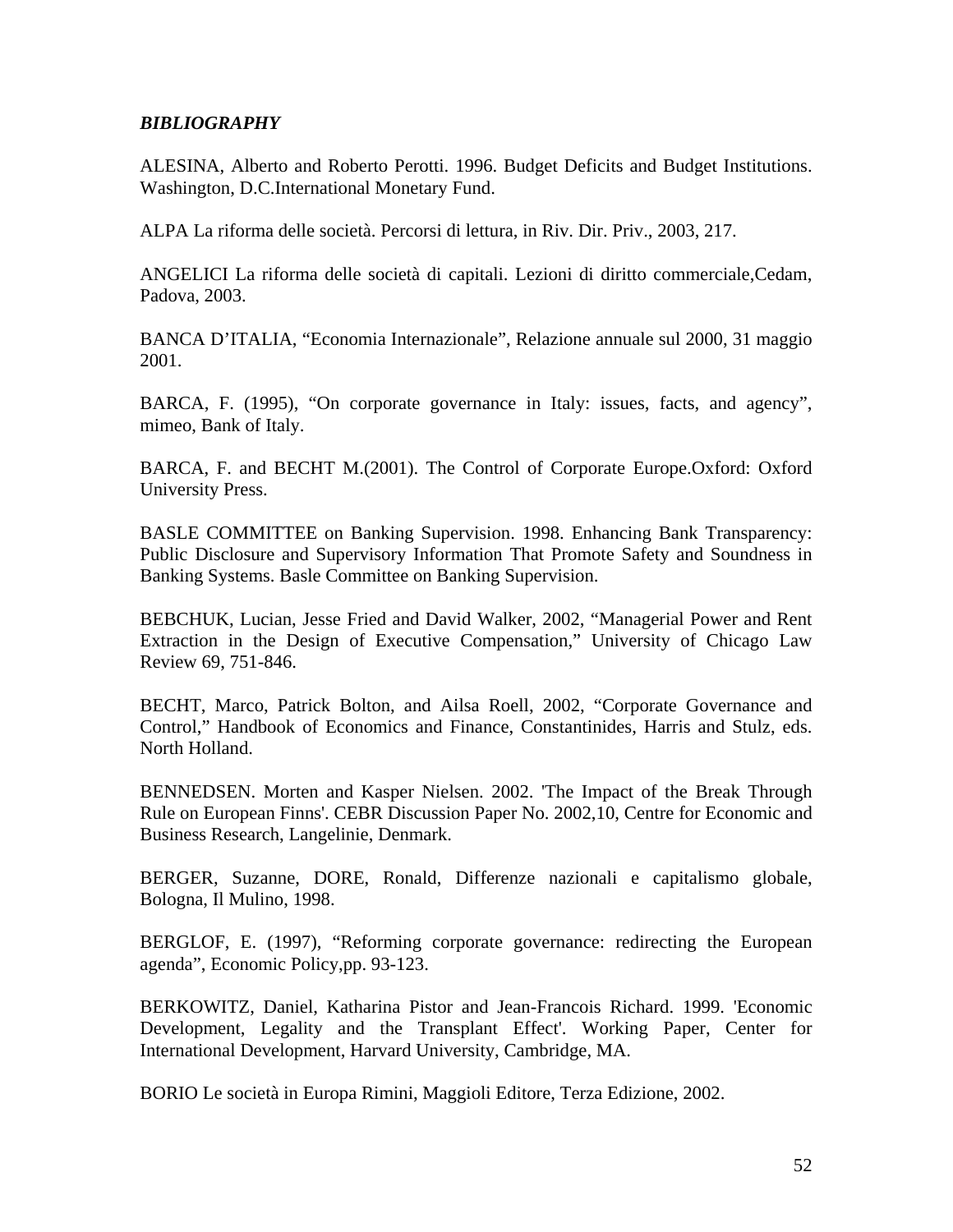***BIBLIOGRAPHY***

ALESINA, Alberto and Roberto Perotti. 1996. Budget Deficits and Budget Institutions. Washington, D.C.International Monetary Fund.

ALPA La riforma delle società. Percorsi di lettura, in Riv. Dir. Priv., 2003, 217.

ANGELICI La riforma delle società di capitali. Lezioni di diritto commerciale,Cedam, Padova, 2003.

BANCA D'ITALIA, "Economia Internazionale", Relazione annuale sul 2000, 31 maggio 2001.

BARCA, F. (1995), "On corporate governance in Italy: issues, facts, and agency", mimeo, Bank of Italy.

BARCA, F. and BECHT M.(2001). The Control of Corporate Europe.Oxford: Oxford University Press.

BASLE COMMITTEE on Banking Supervision. 1998. Enhancing Bank Transparency: Public Disclosure and Supervisory Information That Promote Safety and Soundness in Banking Systems. Basle Committee on Banking Supervision.

BEBCHUK, Lucian, Jesse Fried and David Walker, 2002, "Managerial Power and Rent Extraction in the Design of Executive Compensation," University of Chicago Law Review 69, 751-846.

BECHT, Marco, Patrick Bolton, and Ailsa Roell, 2002, "Corporate Governance and Control," Handbook of Economics and Finance, Constantinides, Harris and Stulz, eds. North Holland.

BENNEDSEN. Morten and Kasper Nielsen. 2002. 'The Impact of the Break Through Rule on European Finns'. CEBR Discussion Paper No. 2002,10, Centre for Economic and Business Research, Langelinie, Denmark.

BERGER, Suzanne, DORE, Ronald, Differenze nazionali e capitalismo globale, Bologna, Il Mulino, 1998.

BERGLOF, E. (1997), "Reforming corporate governance: redirecting the European agenda", Economic Policy,pp. 93-123.

BERKOWITZ, Daniel, Katharina Pistor and Jean-Francois Richard. 1999. 'Economic Development, Legality and the Transplant Effect'. Working Paper, Center for International Development, Harvard University, Cambridge, MA.

BORIO Le società in Europa Rimini, Maggioli Editore, Terza Edizione, 2002.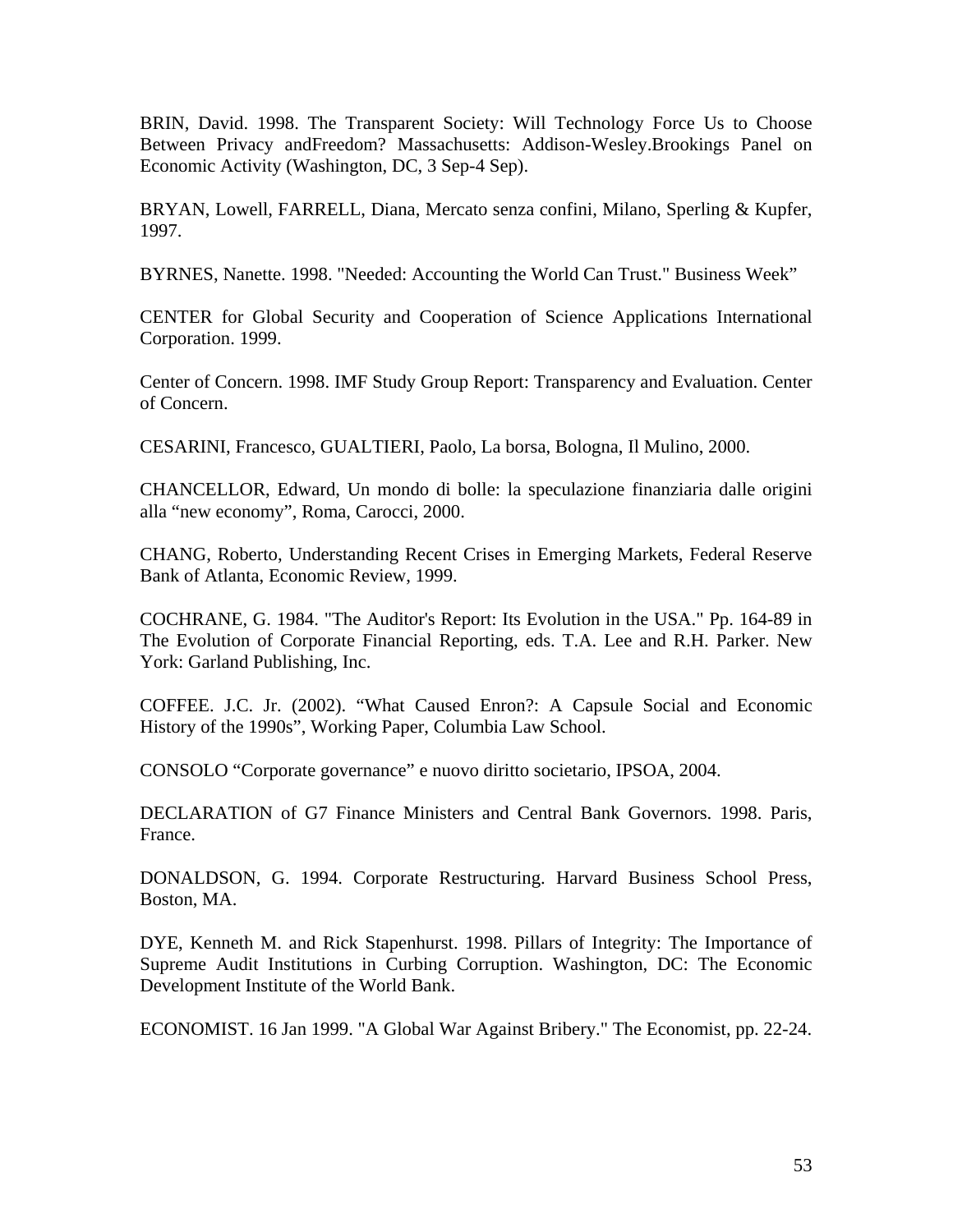BRIN, David. 1998. The Transparent Society: Will Technology Force Us to Choose Between Privacy andFreedom? Massachusetts: Addison-Wesley.Brookings Panel on Economic Activity (Washington, DC, 3 Sep-4 Sep).

BRYAN, Lowell, FARRELL, Diana, Mercato senza confini, Milano, Sperling & Kupfer, 1997.

BYRNES, Nanette. 1998. "Needed: Accounting the World Can Trust." Business Week"

CENTER for Global Security and Cooperation of Science Applications International Corporation. 1999.

Center of Concern. 1998. IMF Study Group Report: Transparency and Evaluation. Center of Concern.

CESARINI, Francesco, GUALTIERI, Paolo, La borsa, Bologna, Il Mulino, 2000.

CHANCELLOR, Edward, Un mondo di bolle: la speculazione finanziaria dalle origini alla "new economy", Roma, Carocci, 2000.

CHANG, Roberto, Understanding Recent Crises in Emerging Markets, Federal Reserve Bank of Atlanta, Economic Review, 1999.

COCHRANE, G. 1984. "The Auditor's Report: Its Evolution in the USA." Pp. 164-89 in The Evolution of Corporate Financial Reporting, eds. T.A. Lee and R.H. Parker. New York: Garland Publishing, Inc.

COFFEE. J.C. Jr. (2002). "What Caused Enron?: A Capsule Social and Economic History of the 1990s", Working Paper, Columbia Law School.

CONSOLO "Corporate governance" e nuovo diritto societario, IPSOA, 2004.

DECLARATION of G7 Finance Ministers and Central Bank Governors. 1998. Paris, France.

DONALDSON, G. 1994. Corporate Restructuring. Harvard Business School Press, Boston, MA.

DYE, Kenneth M. and Rick Stapenhurst. 1998. Pillars of Integrity: The Importance of Supreme Audit Institutions in Curbing Corruption. Washington, DC: The Economic Development Institute of the World Bank.

ECONOMIST. 16 Jan 1999. "A Global War Against Bribery." The Economist, pp. 22-24.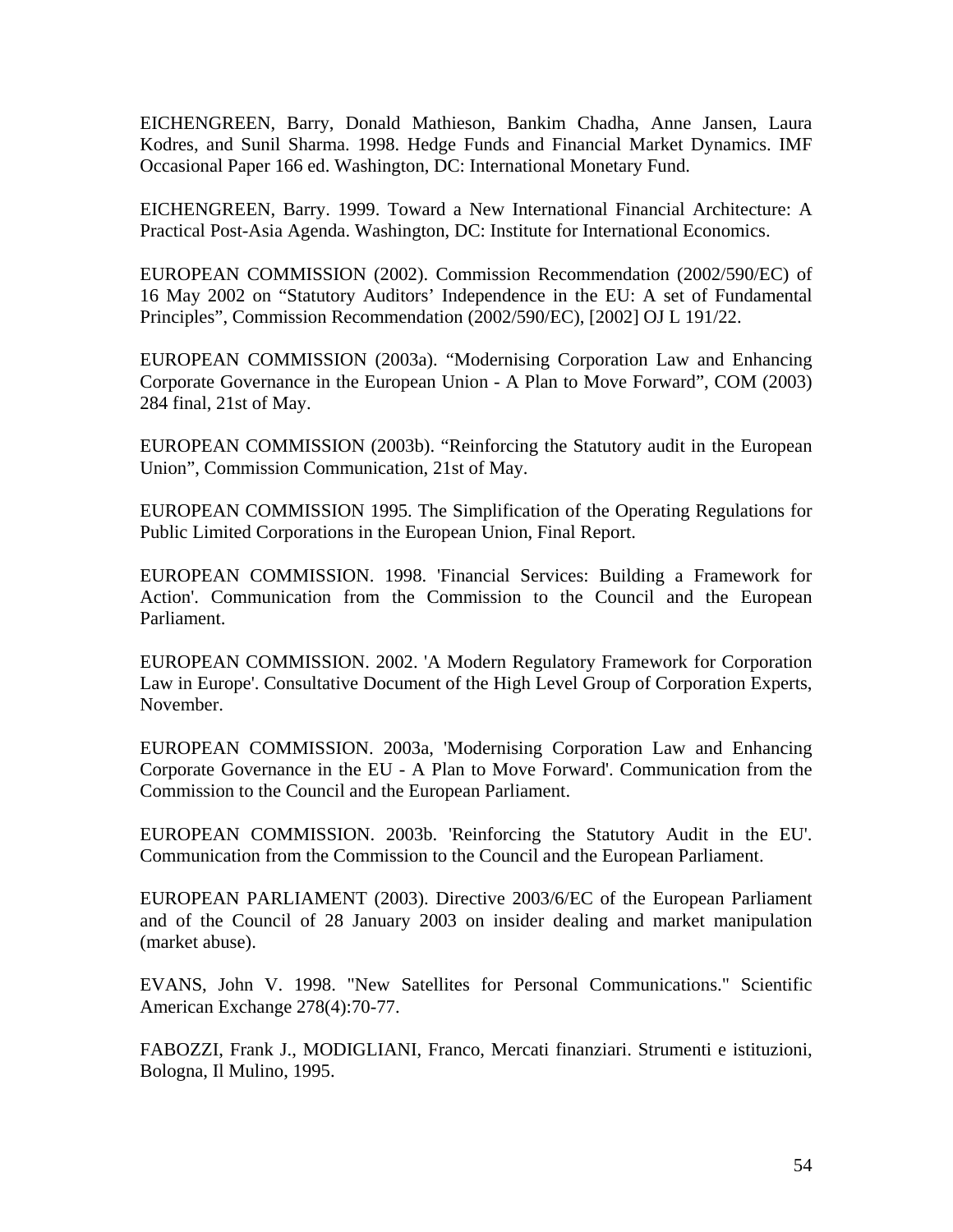EICHENGREEN, Barry, Donald Mathieson, Bankim Chadha, Anne Jansen, Laura Kodres, and Sunil Sharma. 1998. Hedge Funds and Financial Market Dynamics. IMF Occasional Paper 166 ed. Washington, DC: International Monetary Fund.

EICHENGREEN, Barry. 1999. Toward a New International Financial Architecture: A Practical Post-Asia Agenda. Washington, DC: Institute for International Economics.

EUROPEAN COMMISSION (2002). Commission Recommendation (2002/590/EC) of 16 May 2002 on "Statutory Auditors' Independence in the EU: A set of Fundamental Principles", Commission Recommendation (2002/590/EC), [2002] OJ L 191/22.

EUROPEAN COMMISSION (2003a). "Modernising Corporation Law and Enhancing Corporate Governance in the European Union - A Plan to Move Forward", COM (2003) 284 final, 21st of May.

EUROPEAN COMMISSION (2003b). "Reinforcing the Statutory audit in the European Union", Commission Communication, 21st of May.

EUROPEAN COMMISSION 1995. The Simplification of the Operating Regulations for Public Limited Corporations in the European Union, Final Report.

EUROPEAN COMMISSION. 1998. 'Financial Services: Building a Framework for Action'. Communication from the Commission to the Council and the European Parliament.

EUROPEAN COMMISSION. 2002. 'A Modern Regulatory Framework for Corporation Law in Europe'. Consultative Document of the High Level Group of Corporation Experts, November.

EUROPEAN COMMISSION. 2003a, 'Modernising Corporation Law and Enhancing Corporate Governance in the EU - A Plan to Move Forward'. Communication from the Commission to the Council and the European Parliament.

EUROPEAN COMMISSION. 2003b. 'Reinforcing the Statutory Audit in the EU'. Communication from the Commission to the Council and the European Parliament.

EUROPEAN PARLIAMENT (2003). Directive 2003/6/EC of the European Parliament and of the Council of 28 January 2003 on insider dealing and market manipulation (market abuse).

EVANS, John V. 1998. "New Satellites for Personal Communications." Scientific American Exchange 278(4):70-77.

FABOZZI, Frank J., MODIGLIANI, Franco, Mercati finanziari. Strumenti e istituzioni, Bologna, Il Mulino, 1995.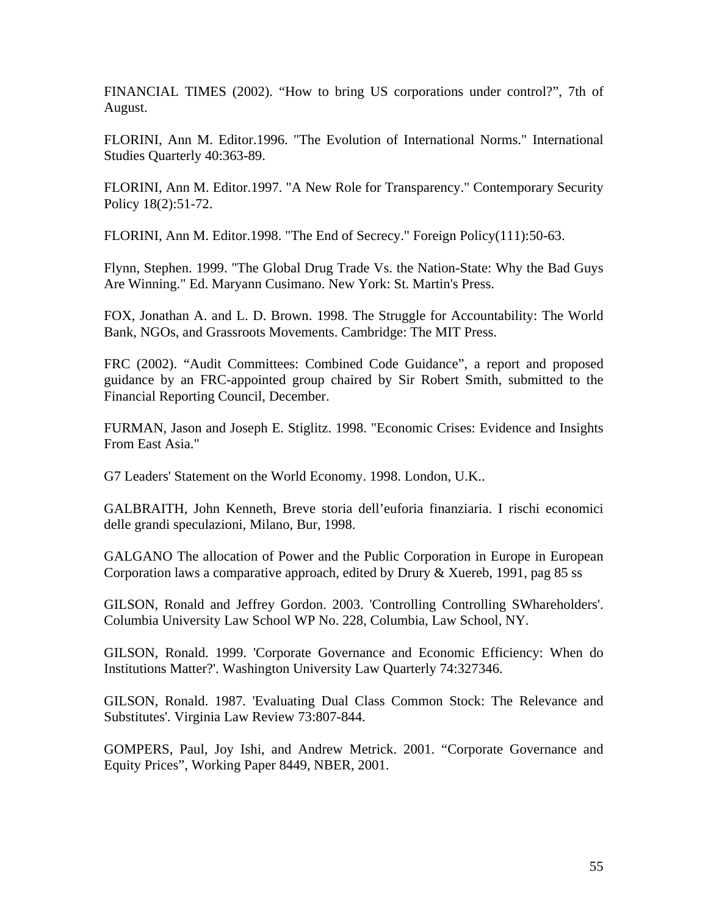FINANCIAL TIMES (2002). “How to bring US corporations under control?”, 7th of August.

FLORINI, Ann M. Editor.1996. "The Evolution of International Norms." International Studies Quarterly 40:363-89.

FLORINI, Ann M. Editor.1997. "A New Role for Transparency." Contemporary Security Policy 18(2):51-72.

FLORINI, Ann M. Editor.1998. "The End of Secrecy." Foreign Policy(111):50-63.

Flynn, Stephen. 1999. "The Global Drug Trade Vs. the Nation-State: Why the Bad Guys Are Winning." Ed. Maryann Cusimano. New York: St. Martin's Press.

FOX, Jonathan A. and L. D. Brown. 1998. The Struggle for Accountability: The World Bank, NGOs, and Grassroots Movements. Cambridge: The MIT Press.

FRC (2002). “Audit Committees: Combined Code Guidance”, a report and proposed guidance by an FRC-appointed group chaired by Sir Robert Smith, submitted to the Financial Reporting Council, December.

FURMAN, Jason and Joseph E. Stiglitz. 1998. "Economic Crises: Evidence and Insights From East Asia."

G7 Leaders' Statement on the World Economy. 1998. London, U.K..

GALBRAITH, John Kenneth, Breve storia dell’euforia finanziaria. I rischi economici delle grandi speculazioni, Milano, Bur, 1998.

GALGANO The allocation of Power and the Public Corporation in Europe in European Corporation laws a comparative approach, edited by Drury & Xuereb, 1991, pag 85 ss

GILSON, Ronald and Jeffrey Gordon. 2003. 'Controlling Controlling SWhareholders'. Columbia University Law School WP No. 228, Columbia, Law School, NY.

GILSON, Ronald. 1999. 'Corporate Governance and Economic Efficiency: When do Institutions Matter?'. Washington University Law Quarterly 74:327346.

GILSON, Ronald. 1987. 'Evaluating Dual Class Common Stock: The Relevance and Substitutes'. Virginia Law Review 73:807-844.

GOMPERS, Paul, Joy Ishi, and Andrew Metrick. 2001. “Corporate Governance and Equity Prices”, Working Paper 8449, NBER, 2001.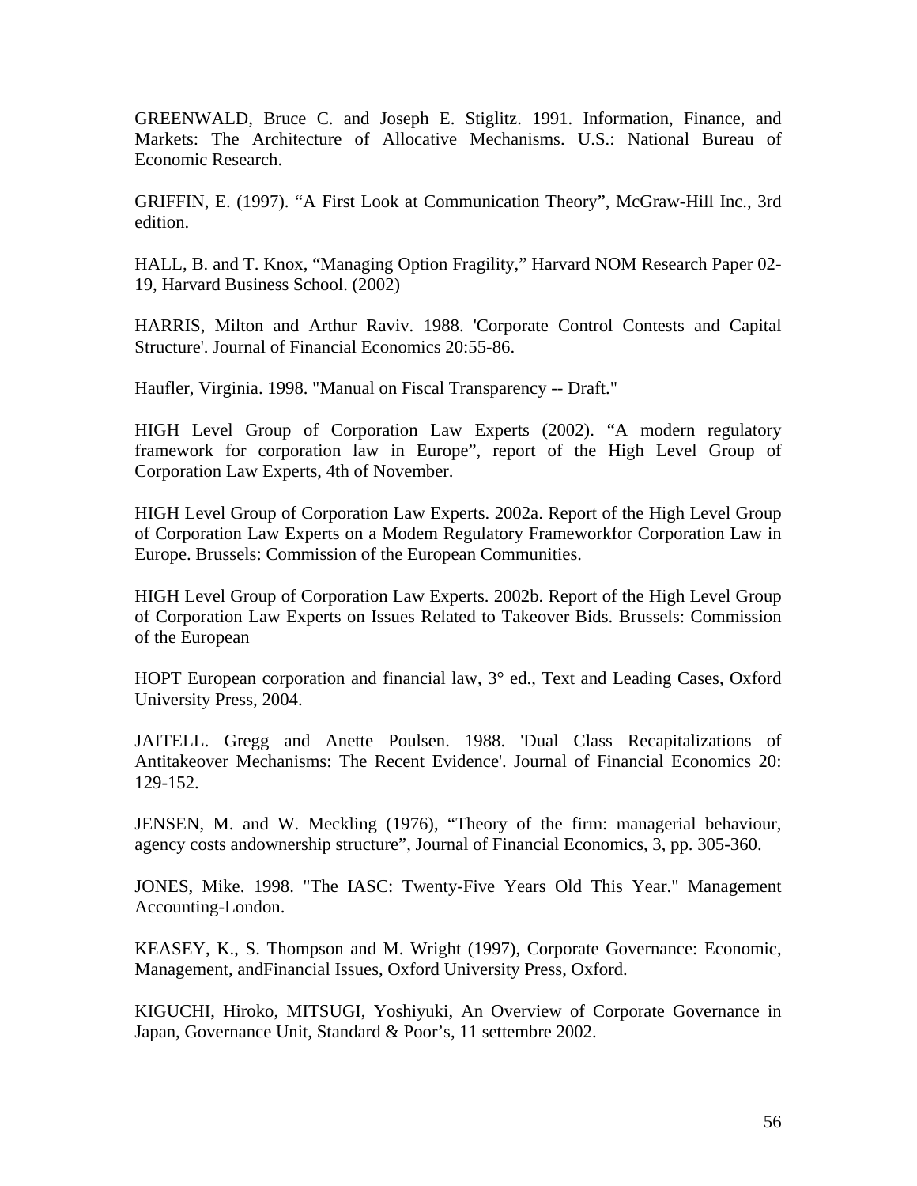GREENWALD, Bruce C. and Joseph E. Stiglitz. 1991. Information, Finance, and Markets: The Architecture of Allocative Mechanisms. U.S.: National Bureau of Economic Research.

GRIFFIN, E. (1997). “A First Look at Communication Theory”, McGraw-Hill Inc., 3rd edition.

HALL, B. and T. Knox, “Managing Option Fragility,” Harvard NOM Research Paper 02-19, Harvard Business School. (2002)

HARRIS, Milton and Arthur Raviv. 1988. 'Corporate Control Contests and Capital Structure'. Journal of Financial Economics 20:55-86.

Haufler, Virginia. 1998. "Manual on Fiscal Transparency -- Draft."

HIGH Level Group of Corporation Law Experts (2002). “A modern regulatory framework for corporation law in Europe”, report of the High Level Group of Corporation Law Experts, 4th of November.

HIGH Level Group of Corporation Law Experts. 2002a. Report of the High Level Group of Corporation Law Experts on a Modem Regulatory Frameworkfor Corporation Law in Europe. Brussels: Commission of the European Communities.

HIGH Level Group of Corporation Law Experts. 2002b. Report of the High Level Group of Corporation Law Experts on Issues Related to Takeover Bids. Brussels: Commission of the European

HOPT European corporation and financial law, 3° ed., Text and Leading Cases, Oxford University Press, 2004.

JAITELL. Gregg and Anette Poulsen. 1988. 'Dual Class Recapitalizations of Antitakeover Mechanisms: The Recent Evidence'. Journal of Financial Economics 20: 129-152.

JENSEN, M. and W. Meckling (1976), “Theory of the firm: managerial behaviour, agency costs andownership structure”, Journal of Financial Economics, 3, pp. 305-360.

JONES, Mike. 1998. "The IASC: Twenty-Five Years Old This Year." Management Accounting-London.

KEASEY, K., S. Thompson and M. Wright (1997), Corporate Governance: Economic, Management, andFinancial Issues, Oxford University Press, Oxford.

KIGUCHI, Hiroko, MITSUGI, Yoshiyuki, An Overview of Corporate Governance in Japan, Governance Unit, Standard & Poor’s, 11 settembre 2002.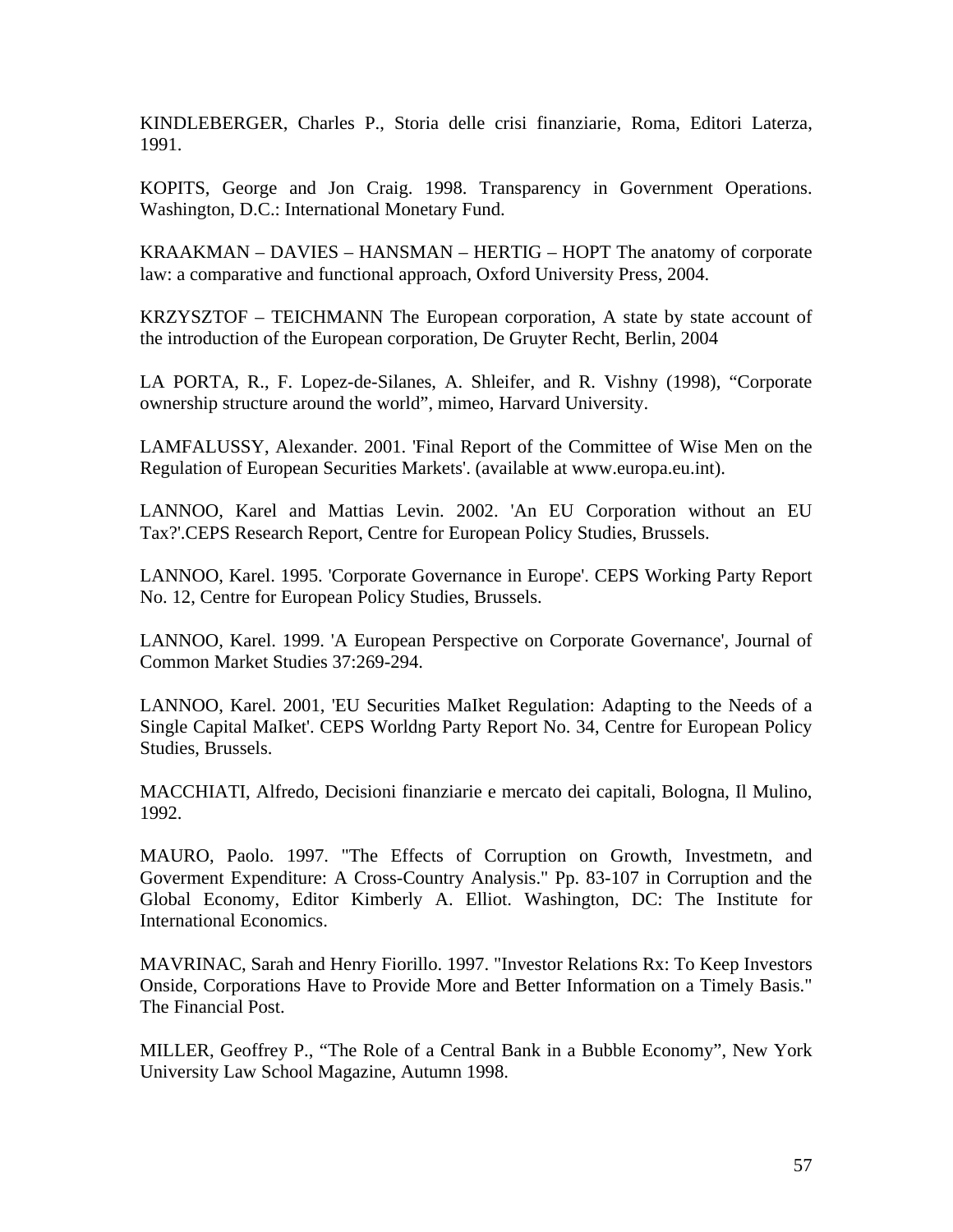KINDLEBERGER, Charles P., Storia delle crisi finanziarie, Roma, Editori Laterza, 1991.

KOPITS, George and Jon Craig. 1998. Transparency in Government Operations. Washington, D.C.: International Monetary Fund.

KRAAKMAN – DAVIES – HANSMAN – HERTIG – HOPT The anatomy of corporate law: a comparative and functional approach, Oxford University Press, 2004.

KRZYSZTOF – TEICHMANN The European corporation, A state by state account of the introduction of the European corporation, De Gruyter Recht, Berlin, 2004

LA PORTA, R., F. Lopez-de-Silanes, A. Shleifer, and R. Vishny (1998), “Corporate ownership structure around the world”, mimeo, Harvard University.

LAMFALUSSY, Alexander. 2001. 'Final Report of the Committee of Wise Men on the Regulation of European Securities Markets'. (available at www.europa.eu.int).

LANNOO, Karel and Mattias Levin. 2002. 'An EU Corporation without an EU Tax?'.CEPS Research Report, Centre for European Policy Studies, Brussels.

LANNOO, Karel. 1995. 'Corporate Governance in Europe'. CEPS Working Party Report No. 12, Centre for European Policy Studies, Brussels.

LANNOO, Karel. 1999. 'A European Perspective on Corporate Governance', Journal of Common Market Studies 37:269-294.

LANNOO, Karel. 2001, 'EU Securities MaIket Regulation: Adapting to the Needs of a Single Capital MaIket'. CEPS Worldng Party Report No. 34, Centre for European Policy Studies, Brussels.

MACCHIATI, Alfredo, Decisioni finanziarie e mercato dei capitali, Bologna, Il Mulino, 1992.

MAURO, Paolo. 1997. "The Effects of Corruption on Growth, Investmetn, and Goverment Expenditure: A Cross-Country Analysis." Pp. 83-107 in Corruption and the Global Economy, Editor Kimberly A. Elliot. Washington, DC: The Institute for International Economics.

MAVRINAC, Sarah and Henry Fiorillo. 1997. "Investor Relations Rx: To Keep Investors Onside, Corporations Have to Provide More and Better Information on a Timely Basis." The Financial Post.

MILLER, Geoffrey P., “The Role of a Central Bank in a Bubble Economy”, New York University Law School Magazine, Autumn 1998.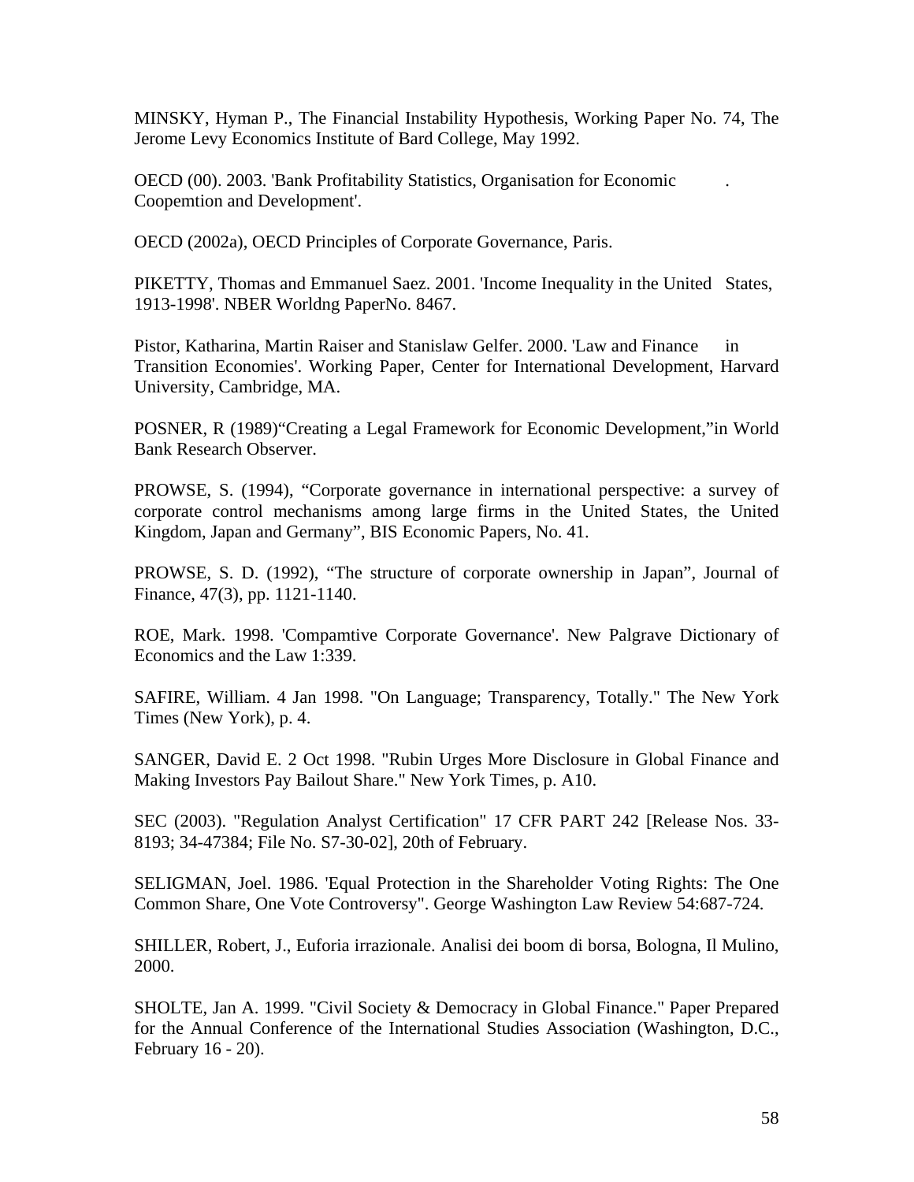MINSKY, Hyman P., The Financial Instability Hypothesis, Working Paper No. 74, The Jerome Levy Economics Institute of Bard College, May 1992.

OECD (00). 2003. 'Bank Profitability Statistics, Organisation for Economic . Coopemtion and Development'.

OECD (2002a), OECD Principles of Corporate Governance, Paris.

PIKETTY, Thomas and Emmanuel Saez. 2001. 'Income Inequality in the United States, 1913-1998'. NBER Worldng PaperNo. 8467.

Pistor, Katharina, Martin Raiser and Stanislaw Gelfer. 2000. 'Law and Finance in Transition Economies'. Working Paper, Center for International Development, Harvard University, Cambridge, MA.

POSNER, R (1989)"Creating a Legal Framework for Economic Development,"in World Bank Research Observer.

PROWSE, S. (1994), "Corporate governance in international perspective: a survey of corporate control mechanisms among large firms in the United States, the United Kingdom, Japan and Germany", BIS Economic Papers, No. 41.

PROWSE, S. D. (1992), "The structure of corporate ownership in Japan", Journal of Finance, 47(3), pp. 1121-1140.

ROE, Mark. 1998. 'Compamtive Corporate Governance'. New Palgrave Dictionary of Economics and the Law 1:339.

SAFIRE, William. 4 Jan 1998. "On Language; Transparency, Totally." The New York Times (New York), p. 4.

SANGER, David E. 2 Oct 1998. "Rubin Urges More Disclosure in Global Finance and Making Investors Pay Bailout Share." New York Times, p. A10.

SEC (2003). "Regulation Analyst Certification" 17 CFR PART 242 [Release Nos. 33-8193; 34-47384; File No. S7-30-02], 20th of February.

SELIGMAN, Joel. 1986. 'Equal Protection in the Shareholder Voting Rights: The One Common Share, One Vote Controversy". George Washington Law Review 54:687-724.

SHILLER, Robert, J., Euforia irrazionale. Analisi dei boom di borsa, Bologna, Il Mulino, 2000.

SHOLTE, Jan A. 1999. "Civil Society & Democracy in Global Finance." Paper Prepared for the Annual Conference of the International Studies Association (Washington, D.C., February 16 - 20).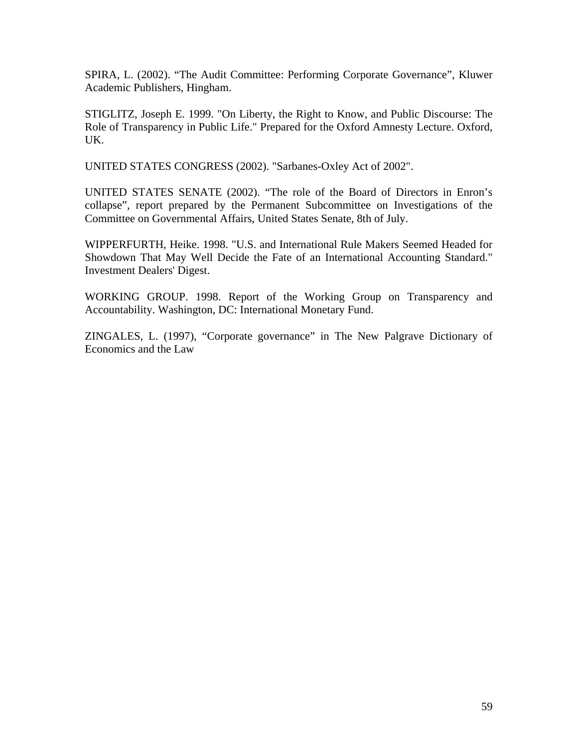SPIRA, L. (2002). “The Audit Committee: Performing Corporate Governance”, Kluwer Academic Publishers, Hingham.

STIGLITZ, Joseph E. 1999. "On Liberty, the Right to Know, and Public Discourse: The Role of Transparency in Public Life." Prepared for the Oxford Amnesty Lecture. Oxford, UK.

UNITED STATES CONGRESS (2002). "Sarbanes-Oxley Act of 2002".

UNITED STATES SENATE (2002). “The role of the Board of Directors in Enron’s collapse”, report prepared by the Permanent Subcommittee on Investigations of the Committee on Governmental Affairs, United States Senate, 8th of July.

WIPPERFURTH, Heike. 1998. "U.S. and International Rule Makers Seemed Headed for Showdown That May Well Decide the Fate of an International Accounting Standard." Investment Dealers' Digest.

WORKING GROUP. 1998. Report of the Working Group on Transparency and Accountability. Washington, DC: International Monetary Fund.

ZINGALES, L. (1997), “Corporate governance” in The New Palgrave Dictionary of Economics and the Law